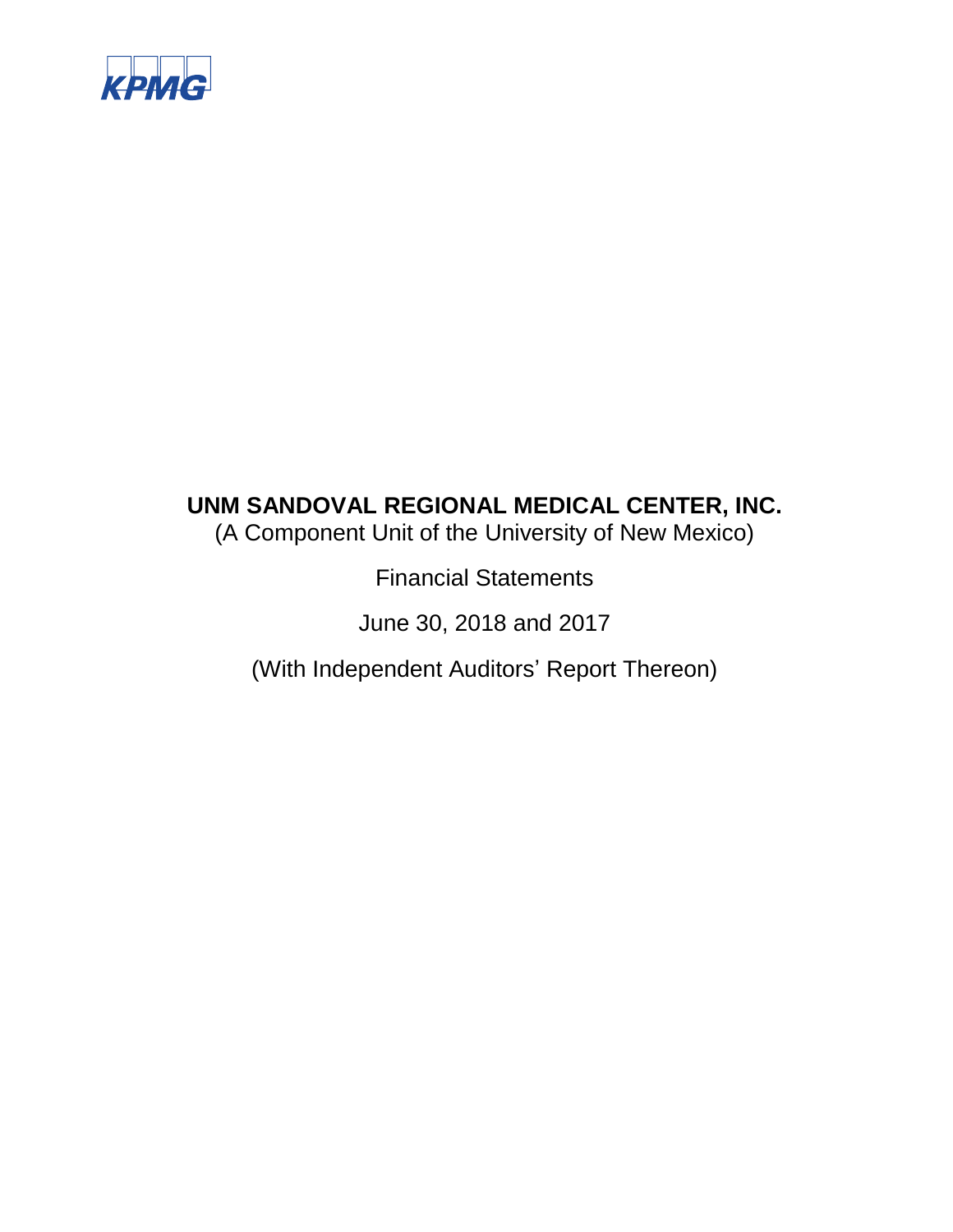KPMG

# UNM SANDOVAL REGIONAL MEDICAL CENTER, INC.

(A Component Unit of the University of New Mexico)

Financial Statements

June 30, 2018 and 2017

(With Independent Auditors' Report Thereon)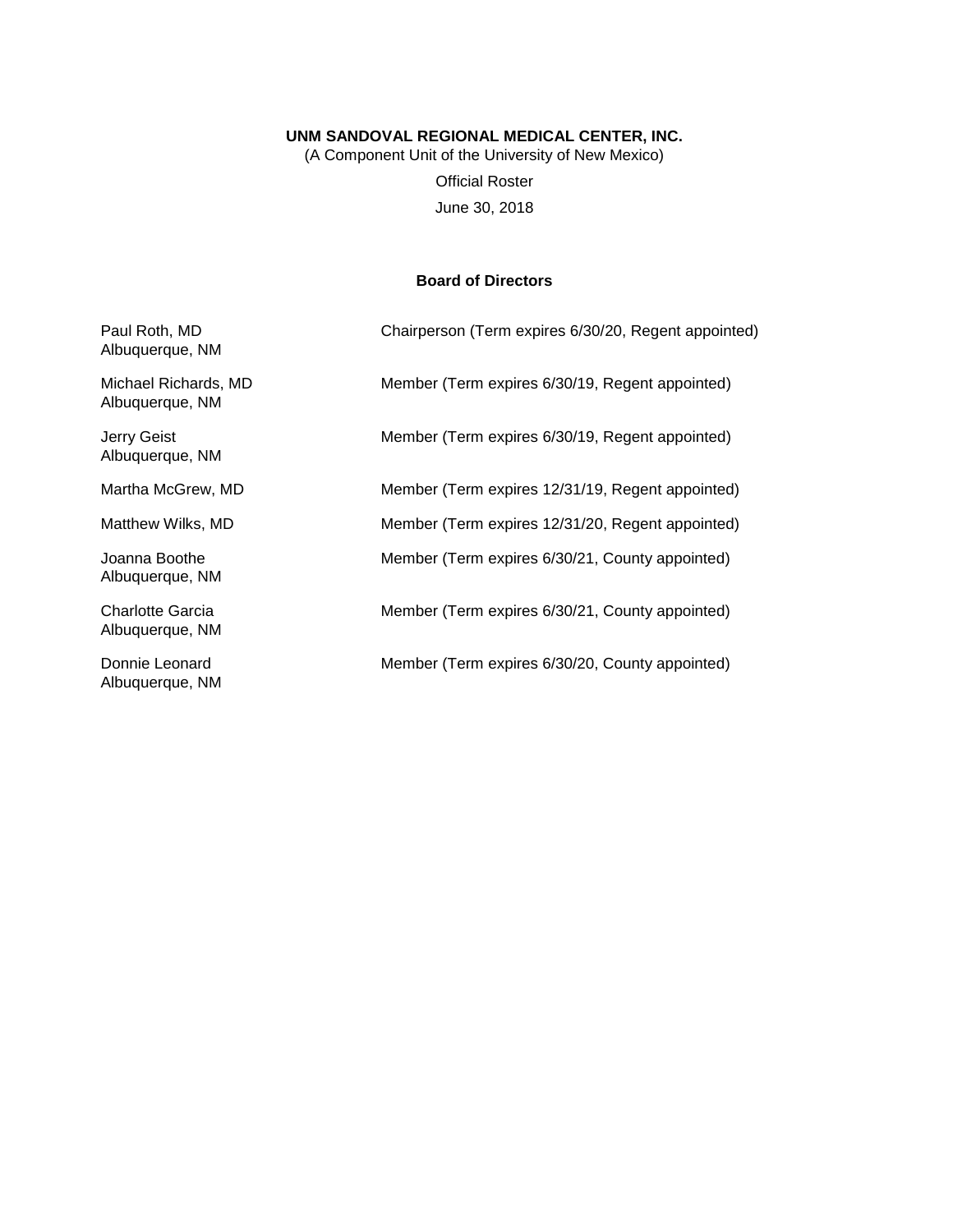**UNM SANDOVAL REGIONAL MEDICAL CENTER, INC.**

(A Component Unit of the University of New Mexico)

Official Roster

June 30, 2018

**Board of Directors**

| | |
|---|---|
| Paul Roth, MD<br>Albuquerque, NM | Chairperson (Term expires 6/30/20, Regent appointed) |
| Michael Richards, MD<br>Albuquerque, NM | Member (Term expires 6/30/19, Regent appointed) |
| Jerry Geist<br>Albuquerque, NM | Member (Term expires 6/30/19, Regent appointed) |
| Martha McGrew, MD | Member (Term expires 12/31/19, Regent appointed) |
| Matthew Wilks, MD | Member (Term expires 12/31/20, Regent appointed) |
| Joanna Boothe<br>Albuquerque, NM | Member (Term expires 6/30/21, County appointed) |
| Charlotte Garcia<br>Albuquerque, NM | Member (Term expires 6/30/21, County appointed) |
| Donnie Leonard<br>Albuquerque, NM | Member (Term expires 6/30/20, County appointed) |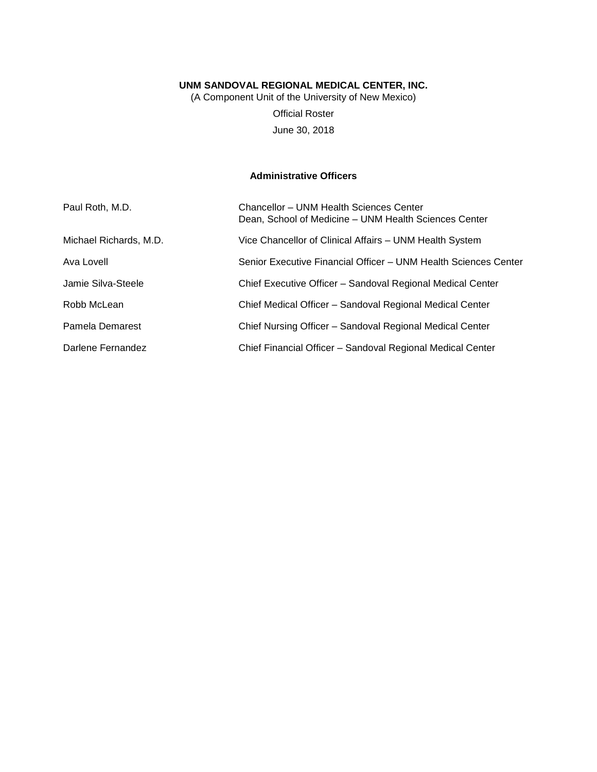**UNM SANDOVAL REGIONAL MEDICAL CENTER, INC.**

(A Component Unit of the University of New Mexico)

Official Roster

June 30, 2018

### Administrative Officers

| | |
|---|---|
| Paul Roth, M.D. | Chancellor – UNM Health Sciences Center<br>Dean, School of Medicine – UNM Health Sciences Center |
| Michael Richards, M.D. | Vice Chancellor of Clinical Affairs – UNM Health System |
| Ava Lovell | Senior Executive Financial Officer – UNM Health Sciences Center |
| Jamie Silva-Steele | Chief Executive Officer – Sandoval Regional Medical Center |
| Robb McLean | Chief Medical Officer – Sandoval Regional Medical Center |
| Pamela Demarest | Chief Nursing Officer – Sandoval Regional Medical Center |
| Darlene Fernandez | Chief Financial Officer – Sandoval Regional Medical Center |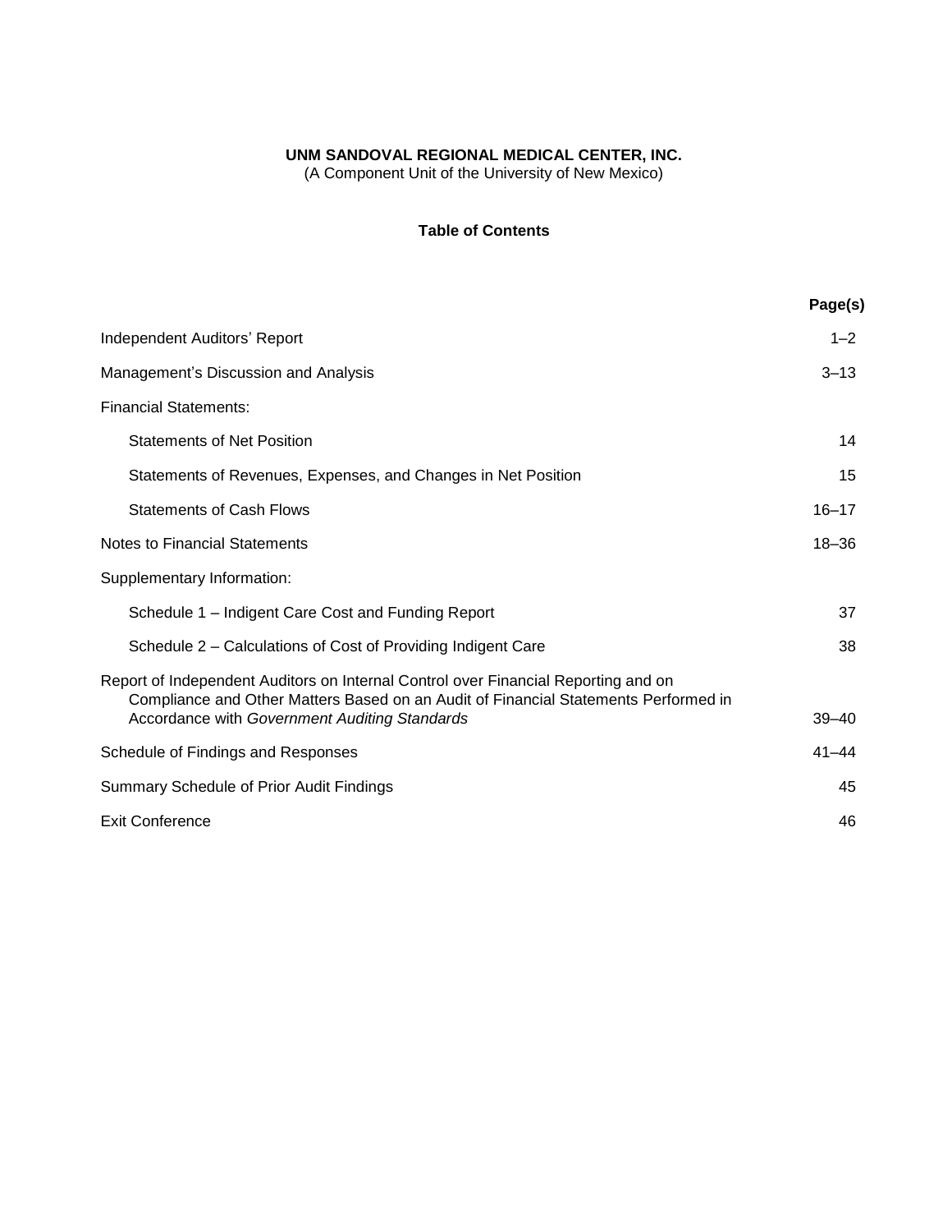**UNM SANDOVAL REGIONAL MEDICAL CENTER, INC.**
(A Component Unit of the University of New Mexico)

**Table of Contents**

| | Page(s) |
|---|---|
| Independent Auditors' Report | 1–2 |
| Management's Discussion and Analysis | 3–13 |
| Financial Statements: | |
| Statements of Net Position | 14 |
| Statements of Revenues, Expenses, and Changes in Net Position | 15 |
| Statements of Cash Flows | 16–17 |
| Notes to Financial Statements | 18–36 |
| Supplementary Information: | |
| Schedule 1 – Indigent Care Cost and Funding Report | 37 |
| Schedule 2 – Calculations of Cost of Providing Indigent Care | 38 |
| Report of Independent Auditors on Internal Control over Financial Reporting and on Compliance and Other Matters Based on an Audit of Financial Statements Performed in Accordance with *Government Auditing Standards* | 39–40 |
| Schedule of Findings and Responses | 41–44 |
| Summary Schedule of Prior Audit Findings | 45 |
| Exit Conference | 46 |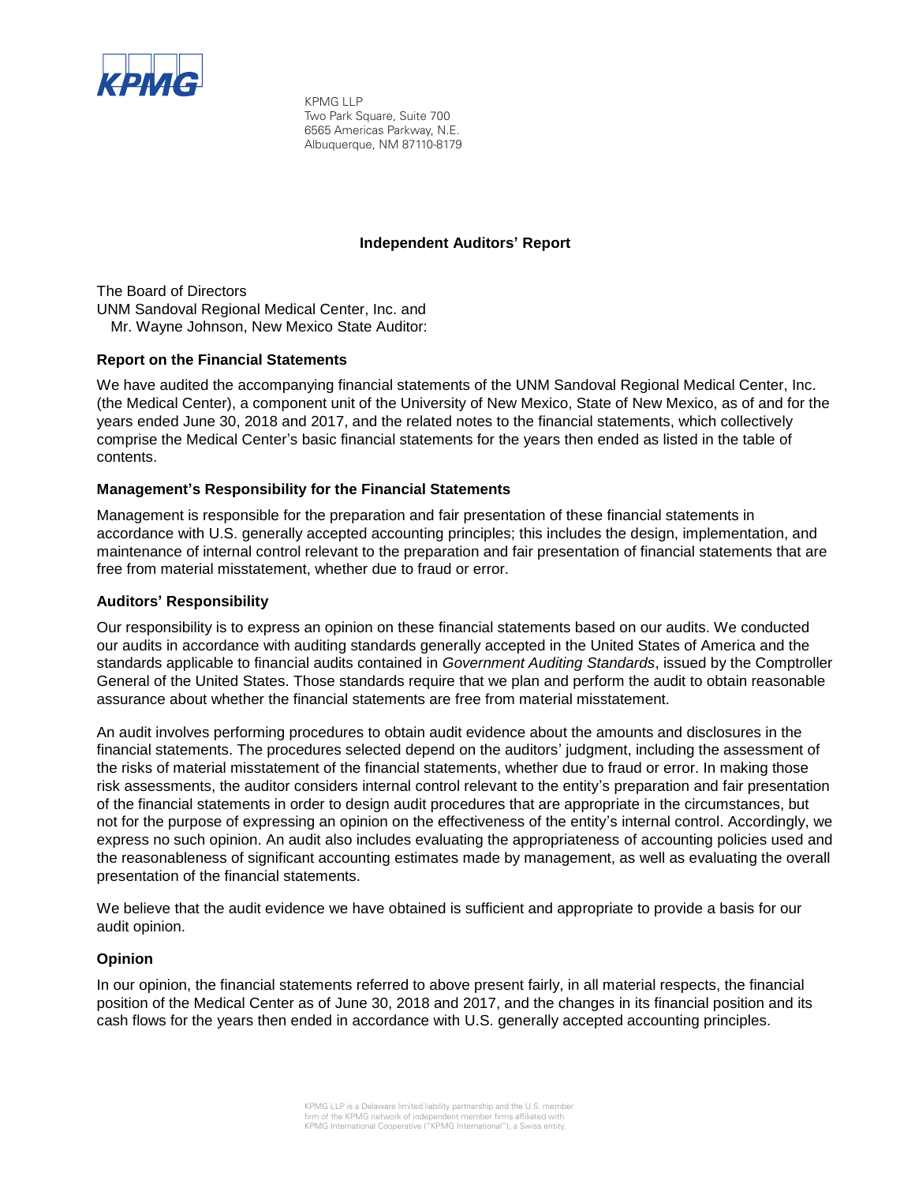KPMG

KPMG LLP
Two Park Square, Suite 700
6565 Americas Parkway, N.E.
Albuquerque, NM 87110-8179

## Independent Auditors' Report

The Board of Directors
UNM Sandoval Regional Medical Center, Inc. and
Mr. Wayne Johnson, New Mexico State Auditor:

### Report on the Financial Statements

We have audited the accompanying financial statements of the UNM Sandoval Regional Medical Center, Inc. (the Medical Center), a component unit of the University of New Mexico, State of New Mexico, as of and for the years ended June 30, 2018 and 2017, and the related notes to the financial statements, which collectively comprise the Medical Center's basic financial statements for the years then ended as listed in the table of contents.

### Management's Responsibility for the Financial Statements

Management is responsible for the preparation and fair presentation of these financial statements in accordance with U.S. generally accepted accounting principles; this includes the design, implementation, and maintenance of internal control relevant to the preparation and fair presentation of financial statements that are free from material misstatement, whether due to fraud or error.

### Auditors' Responsibility

Our responsibility is to express an opinion on these financial statements based on our audits. We conducted our audits in accordance with auditing standards generally accepted in the United States of America and the standards applicable to financial audits contained in *Government Auditing Standards*, issued by the Comptroller General of the United States. Those standards require that we plan and perform the audit to obtain reasonable assurance about whether the financial statements are free from material misstatement.

An audit involves performing procedures to obtain audit evidence about the amounts and disclosures in the financial statements. The procedures selected depend on the auditors' judgment, including the assessment of the risks of material misstatement of the financial statements, whether due to fraud or error. In making those risk assessments, the auditor considers internal control relevant to the entity's preparation and fair presentation of the financial statements in order to design audit procedures that are appropriate in the circumstances, but not for the purpose of expressing an opinion on the effectiveness of the entity's internal control. Accordingly, we express no such opinion. An audit also includes evaluating the appropriateness of accounting policies used and the reasonableness of significant accounting estimates made by management, as well as evaluating the overall presentation of the financial statements.

We believe that the audit evidence we have obtained is sufficient and appropriate to provide a basis for our audit opinion.

### Opinion

In our opinion, the financial statements referred to above present fairly, in all material respects, the financial position of the Medical Center as of June 30, 2018 and 2017, and the changes in its financial position and its cash flows for the years then ended in accordance with U.S. generally accepted accounting principles.

KPMG LLP is a Delaware limited liability partnership and the U.S. member firm of the KPMG network of independent member firms affiliated with KPMG International Cooperative ("KPMG International"), a Swiss entity.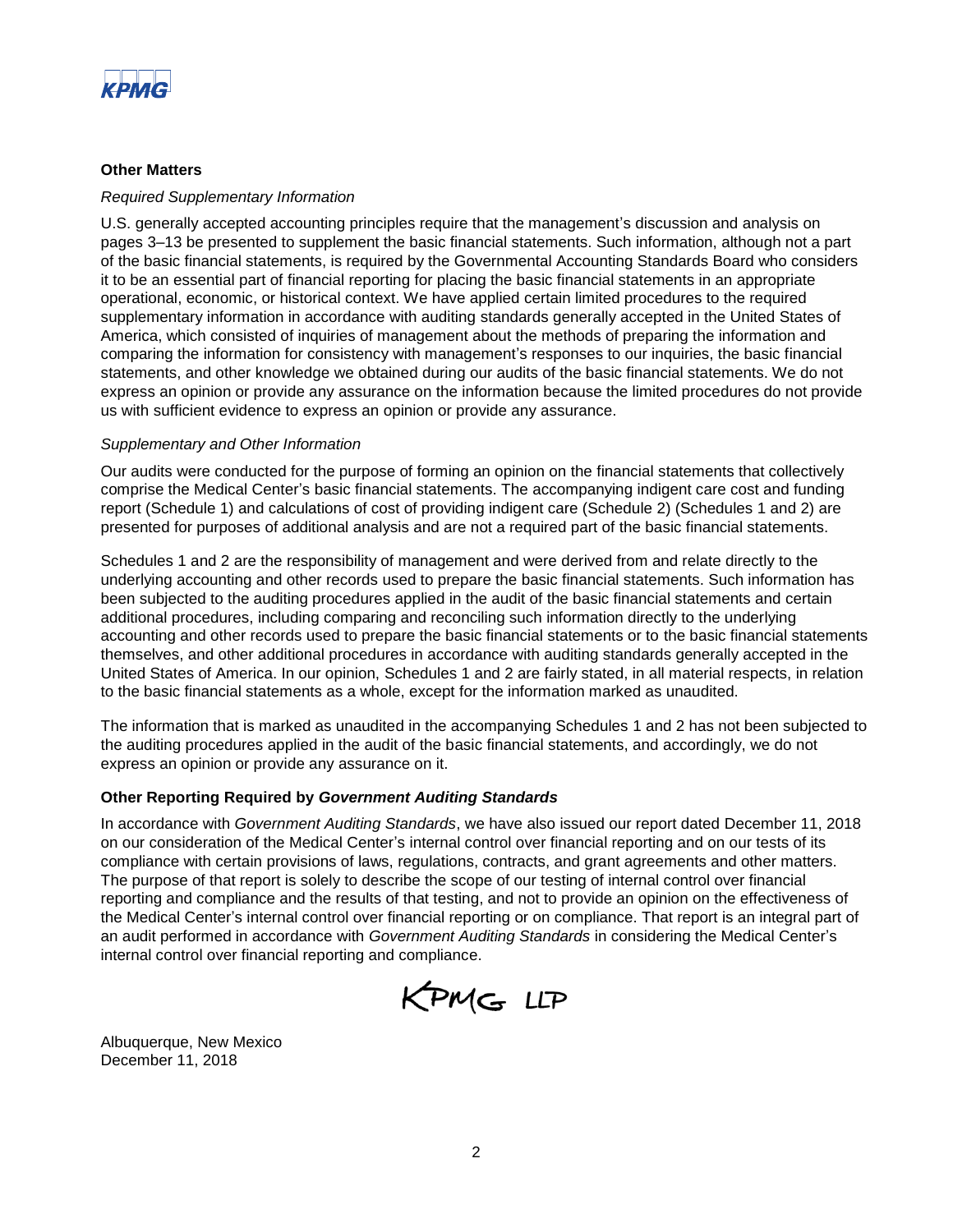### Other Matters

*Required Supplementary Information*

U.S. generally accepted accounting principles require that the management's discussion and analysis on pages 3–13 be presented to supplement the basic financial statements. Such information, although not a part of the basic financial statements, is required by the Governmental Accounting Standards Board who considers it to be an essential part of financial reporting for placing the basic financial statements in an appropriate operational, economic, or historical context. We have applied certain limited procedures to the required supplementary information in accordance with auditing standards generally accepted in the United States of America, which consisted of inquiries of management about the methods of preparing the information and comparing the information for consistency with management's responses to our inquiries, the basic financial statements, and other knowledge we obtained during our audits of the basic financial statements. We do not express an opinion or provide any assurance on the information because the limited procedures do not provide us with sufficient evidence to express an opinion or provide any assurance.

*Supplementary and Other Information*

Our audits were conducted for the purpose of forming an opinion on the financial statements that collectively comprise the Medical Center's basic financial statements. The accompanying indigent care cost and funding report (Schedule 1) and calculations of cost of providing indigent care (Schedule 2) (Schedules 1 and 2) are presented for purposes of additional analysis and are not a required part of the basic financial statements.

Schedules 1 and 2 are the responsibility of management and were derived from and relate directly to the underlying accounting and other records used to prepare the basic financial statements. Such information has been subjected to the auditing procedures applied in the audit of the basic financial statements and certain additional procedures, including comparing and reconciling such information directly to the underlying accounting and other records used to prepare the basic financial statements or to the basic financial statements themselves, and other additional procedures in accordance with auditing standards generally accepted in the United States of America. In our opinion, Schedules 1 and 2 are fairly stated, in all material respects, in relation to the basic financial statements as a whole, except for the information marked as unaudited.

The information that is marked as unaudited in the accompanying Schedules 1 and 2 has not been subjected to the auditing procedures applied in the audit of the basic financial statements, and accordingly, we do not express an opinion or provide any assurance on it.

### Other Reporting Required by *Government Auditing Standards*

In accordance with *Government Auditing Standards*, we have also issued our report dated December 11, 2018 on our consideration of the Medical Center's internal control over financial reporting and on our tests of its compliance with certain provisions of laws, regulations, contracts, and grant agreements and other matters. The purpose of that report is solely to describe the scope of our testing of internal control over financial reporting and compliance and the results of that testing, and not to provide an opinion on the effectiveness of the Medical Center's internal control over financial reporting or on compliance. That report is an integral part of an audit performed in accordance with *Government Auditing Standards* in considering the Medical Center's internal control over financial reporting and compliance.

KPMG LLP

Albuquerque, New Mexico
December 11, 2018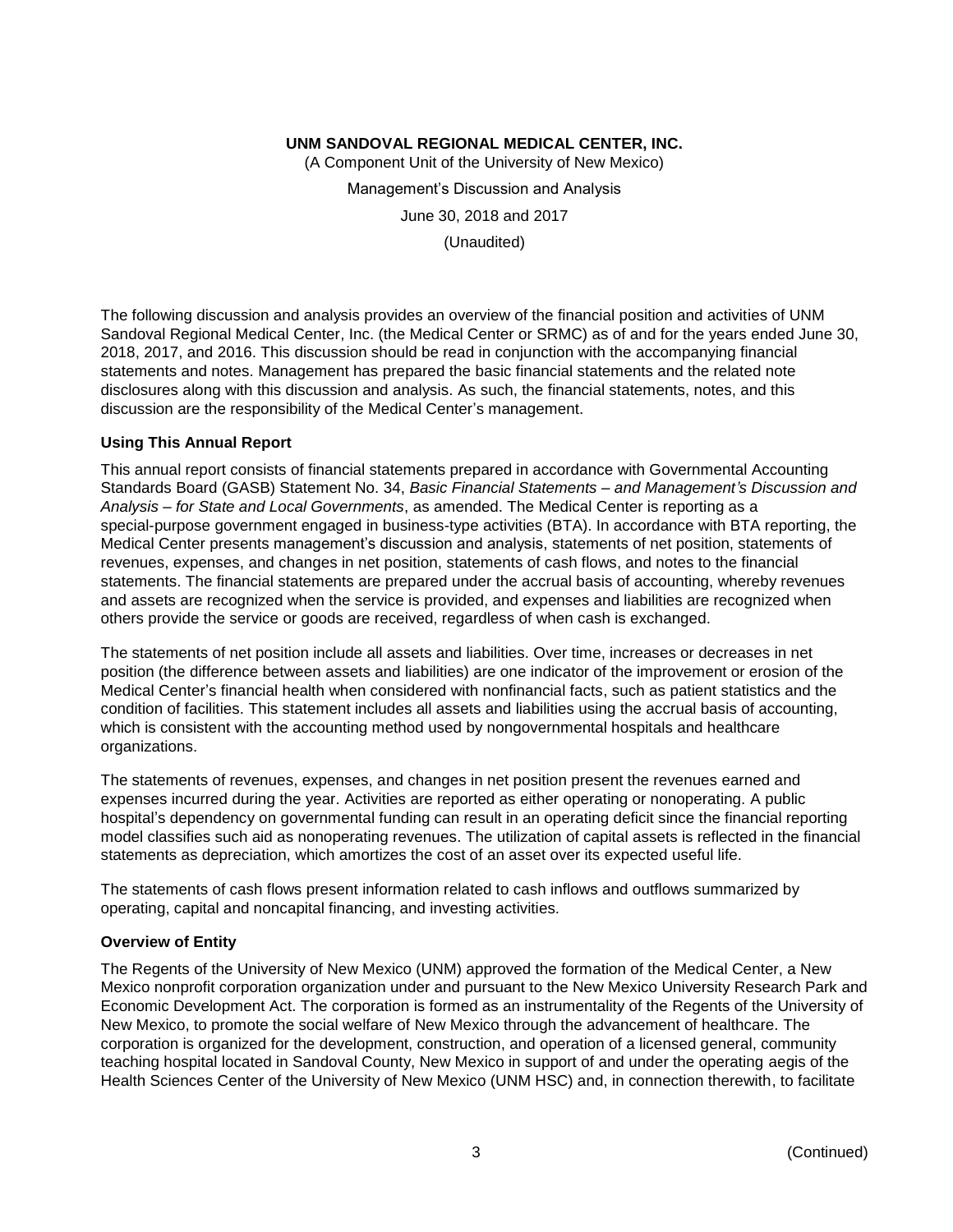**UNM SANDOVAL REGIONAL MEDICAL CENTER, INC.**

(A Component Unit of the University of New Mexico)

Management's Discussion and Analysis

June 30, 2018 and 2017

(Unaudited)

The following discussion and analysis provides an overview of the financial position and activities of UNM Sandoval Regional Medical Center, Inc. (the Medical Center or SRMC) as of and for the years ended June 30, 2018, 2017, and 2016. This discussion should be read in conjunction with the accompanying financial statements and notes. Management has prepared the basic financial statements and the related note disclosures along with this discussion and analysis. As such, the financial statements, notes, and this discussion are the responsibility of the Medical Center's management.

**Using This Annual Report**

This annual report consists of financial statements prepared in accordance with Governmental Accounting Standards Board (GASB) Statement No. 34, *Basic Financial Statements – and Management's Discussion and Analysis – for State and Local Governments*, as amended. The Medical Center is reporting as a special-purpose government engaged in business-type activities (BTA). In accordance with BTA reporting, the Medical Center presents management's discussion and analysis, statements of net position, statements of revenues, expenses, and changes in net position, statements of cash flows, and notes to the financial statements. The financial statements are prepared under the accrual basis of accounting, whereby revenues and assets are recognized when the service is provided, and expenses and liabilities are recognized when others provide the service or goods are received, regardless of when cash is exchanged.

The statements of net position include all assets and liabilities. Over time, increases or decreases in net position (the difference between assets and liabilities) are one indicator of the improvement or erosion of the Medical Center's financial health when considered with nonfinancial facts, such as patient statistics and the condition of facilities. This statement includes all assets and liabilities using the accrual basis of accounting, which is consistent with the accounting method used by nongovernmental hospitals and healthcare organizations.

The statements of revenues, expenses, and changes in net position present the revenues earned and expenses incurred during the year. Activities are reported as either operating or nonoperating. A public hospital's dependency on governmental funding can result in an operating deficit since the financial reporting model classifies such aid as nonoperating revenues. The utilization of capital assets is reflected in the financial statements as depreciation, which amortizes the cost of an asset over its expected useful life.

The statements of cash flows present information related to cash inflows and outflows summarized by operating, capital and noncapital financing, and investing activities.

**Overview of Entity**

The Regents of the University of New Mexico (UNM) approved the formation of the Medical Center, a New Mexico nonprofit corporation organization under and pursuant to the New Mexico University Research Park and Economic Development Act. The corporation is formed as an instrumentality of the Regents of the University of New Mexico, to promote the social welfare of New Mexico through the advancement of healthcare. The corporation is organized for the development, construction, and operation of a licensed general, community teaching hospital located in Sandoval County, New Mexico in support of and under the operating aegis of the Health Sciences Center of the University of New Mexico (UNM HSC) and, in connection therewith, to facilitate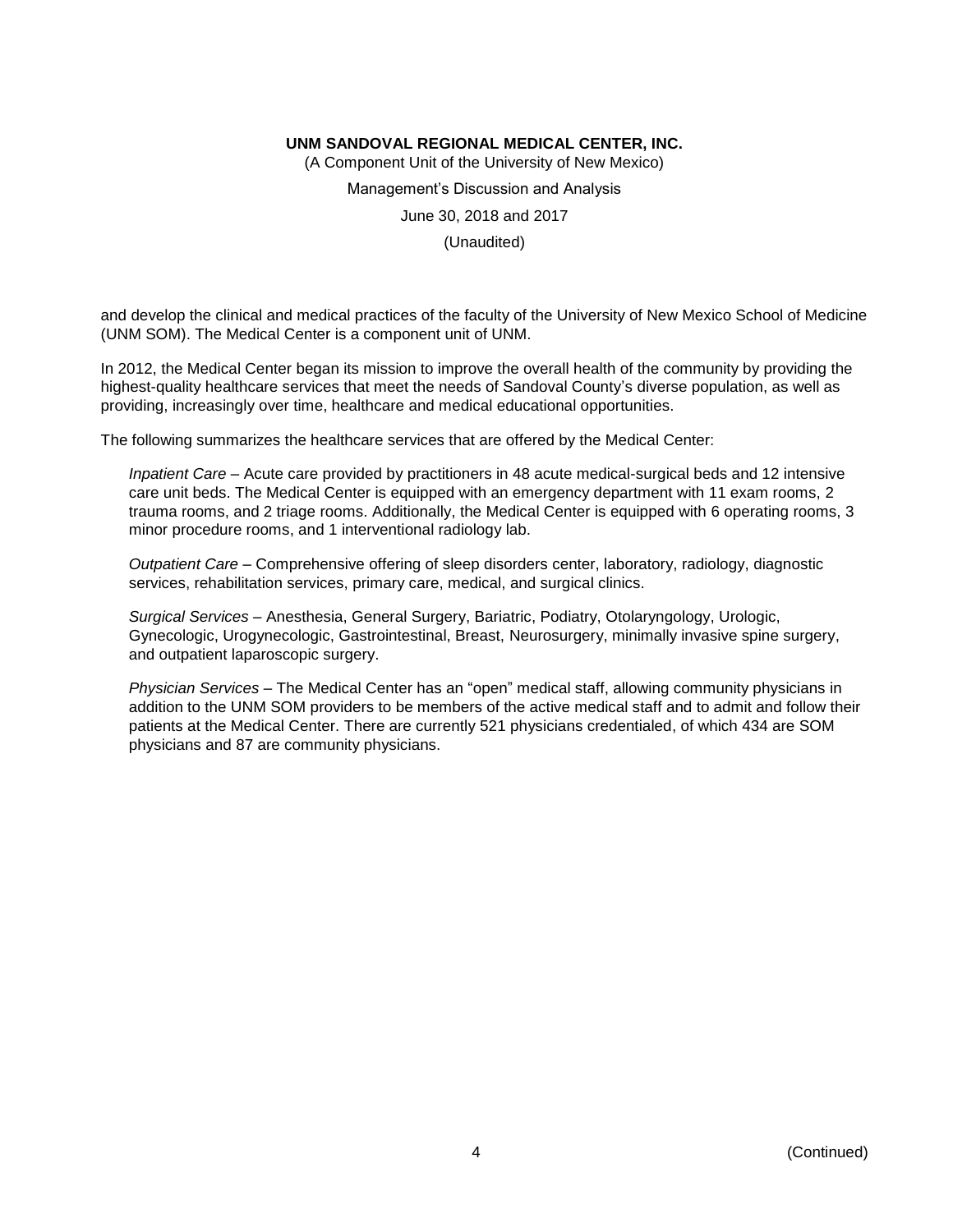and develop the clinical and medical practices of the faculty of the University of New Mexico School of Medicine (UNM SOM). The Medical Center is a component unit of UNM.

In 2012, the Medical Center began its mission to improve the overall health of the community by providing the highest-quality healthcare services that meet the needs of Sandoval County's diverse population, as well as providing, increasingly over time, healthcare and medical educational opportunities.

The following summarizes the healthcare services that are offered by the Medical Center:

*Inpatient Care* – Acute care provided by practitioners in 48 acute medical-surgical beds and 12 intensive care unit beds. The Medical Center is equipped with an emergency department with 11 exam rooms, 2 trauma rooms, and 2 triage rooms. Additionally, the Medical Center is equipped with 6 operating rooms, 3 minor procedure rooms, and 1 interventional radiology lab.

*Outpatient Care* – Comprehensive offering of sleep disorders center, laboratory, radiology, diagnostic services, rehabilitation services, primary care, medical, and surgical clinics.

*Surgical Services* – Anesthesia, General Surgery, Bariatric, Podiatry, Otolaryngology, Urologic, Gynecologic, Urogynecologic, Gastrointestinal, Breast, Neurosurgery, minimally invasive spine surgery, and outpatient laparoscopic surgery.

*Physician Services* – The Medical Center has an "open" medical staff, allowing community physicians in addition to the UNM SOM providers to be members of the active medical staff and to admit and follow their patients at the Medical Center. There are currently 521 physicians credentialed, of which 434 are SOM physicians and 87 are community physicians.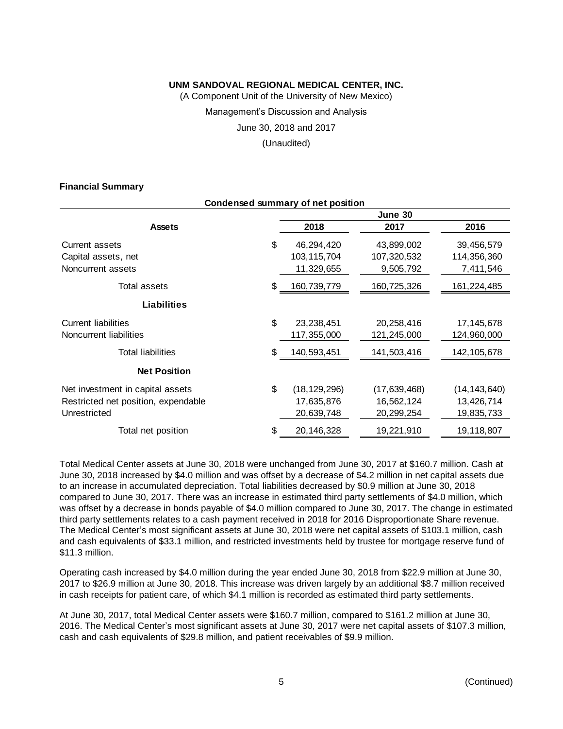UNM SANDOVAL REGIONAL MEDICAL CENTER, INC.

(A Component Unit of the University of New Mexico)

Management's Discussion and Analysis

June 30, 2018 and 2017

(Unaudited)

### Financial Summary

**Condensed summary of net position**

| | | June 30 | | |
|---|---|---|---|---|
| **Assets** | | **2018** | **2017** | **2016** |
| Current assets | $ | 46,294,420 | 43,899,002 | 39,456,579 |
| Capital assets, net | | 103,115,704 | 107,320,532 | 114,356,360 |
| Noncurrent assets | | 11,329,655 | 9,505,792 | 7,411,546 |
| Total assets | $ | 160,739,779 | 160,725,326 | 161,224,485 |
| **Liabilities** | | | | |
| Current liabilities | $ | 23,238,451 | 20,258,416 | 17,145,678 |
| Noncurrent liabilities | | 117,355,000 | 121,245,000 | 124,960,000 |
| Total liabilities | $ | 140,593,451 | 141,503,416 | 142,105,678 |
| **Net Position** | | | | |
| Net investment in capital assets | $ | (18,129,296) | (17,639,468) | (14,143,640) |
| Restricted net position, expendable | | 17,635,876 | 16,562,124 | 13,426,714 |
| Unrestricted | | 20,639,748 | 20,299,254 | 19,835,733 |
| Total net position | $ | 20,146,328 | 19,221,910 | 19,118,807 |

Total Medical Center assets at June 30, 2018 were unchanged from June 30, 2017 at $160.7 million. Cash at June 30, 2018 increased by $4.0 million and was offset by a decrease of $4.2 million in net capital assets due to an increase in accumulated depreciation. Total liabilities decreased by $0.9 million at June 30, 2018 compared to June 30, 2017. There was an increase in estimated third party settlements of $4.0 million, which was offset by a decrease in bonds payable of $4.0 million compared to June 30, 2017. The change in estimated third party settlements relates to a cash payment received in 2018 for 2016 Disproportionate Share revenue. The Medical Center's most significant assets at June 30, 2018 were net capital assets of $103.1 million, cash and cash equivalents of $33.1 million, and restricted investments held by trustee for mortgage reserve fund of $11.3 million.

Operating cash increased by $4.0 million during the year ended June 30, 2018 from $22.9 million at June 30, 2017 to $26.9 million at June 30, 2018. This increase was driven largely by an additional $8.7 million received in cash receipts for patient care, of which $4.1 million is recorded as estimated third party settlements.

At June 30, 2017, total Medical Center assets were $160.7 million, compared to $161.2 million at June 30, 2016. The Medical Center's most significant assets at June 30, 2017 were net capital assets of $107.3 million, cash and cash equivalents of $29.8 million, and patient receivables of $9.9 million.

(Continued)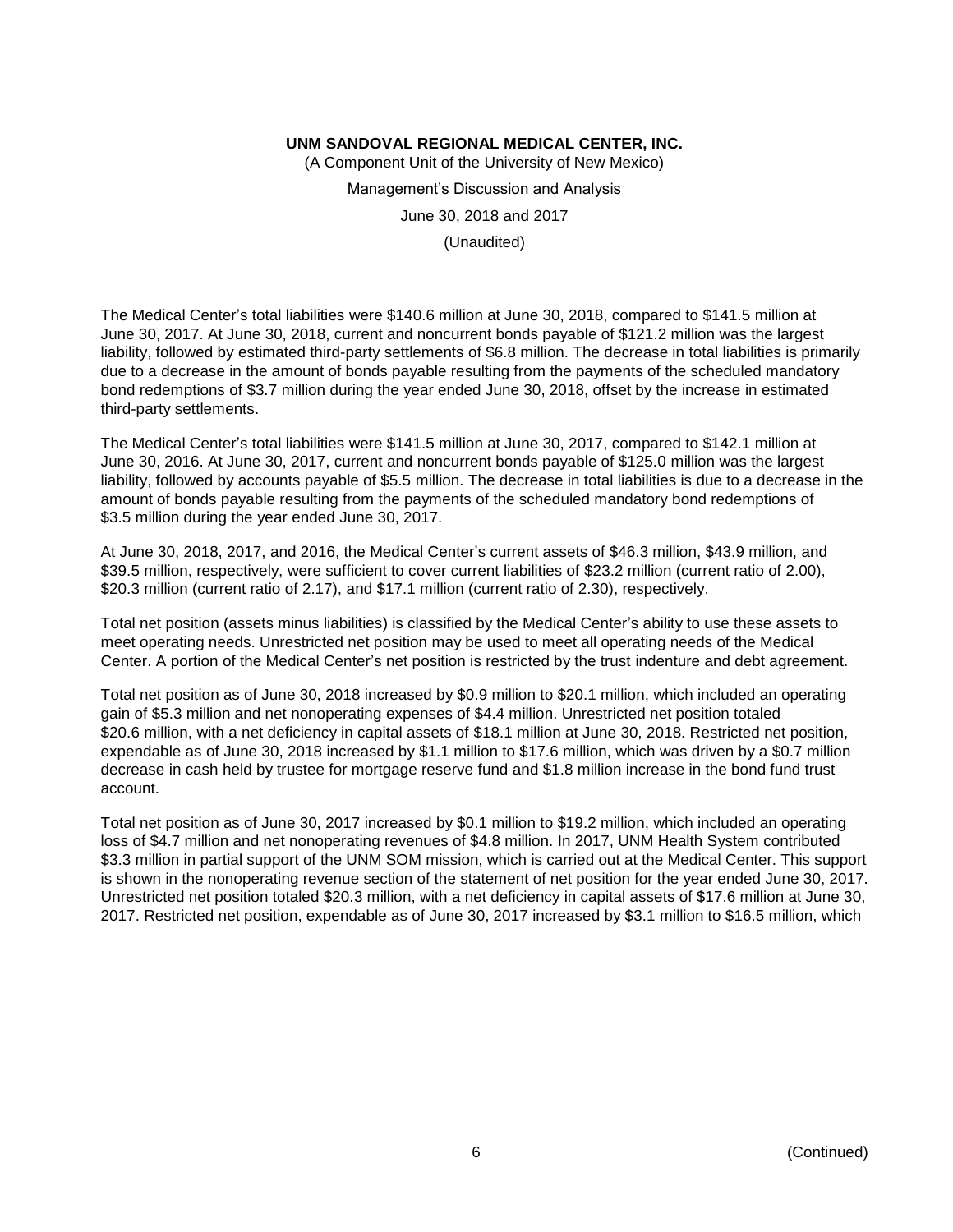The Medical Center's total liabilities were $140.6 million at June 30, 2018, compared to $141.5 million at June 30, 2017. At June 30, 2018, current and noncurrent bonds payable of $121.2 million was the largest liability, followed by estimated third-party settlements of $6.8 million. The decrease in total liabilities is primarily due to a decrease in the amount of bonds payable resulting from the payments of the scheduled mandatory bond redemptions of $3.7 million during the year ended June 30, 2018, offset by the increase in estimated third-party settlements.

The Medical Center's total liabilities were $141.5 million at June 30, 2017, compared to $142.1 million at June 30, 2016. At June 30, 2017, current and noncurrent bonds payable of $125.0 million was the largest liability, followed by accounts payable of $5.5 million. The decrease in total liabilities is due to a decrease in the amount of bonds payable resulting from the payments of the scheduled mandatory bond redemptions of $3.5 million during the year ended June 30, 2017.

At June 30, 2018, 2017, and 2016, the Medical Center's current assets of $46.3 million, $43.9 million, and $39.5 million, respectively, were sufficient to cover current liabilities of $23.2 million (current ratio of 2.00), $20.3 million (current ratio of 2.17), and $17.1 million (current ratio of 2.30), respectively.

Total net position (assets minus liabilities) is classified by the Medical Center's ability to use these assets to meet operating needs. Unrestricted net position may be used to meet all operating needs of the Medical Center. A portion of the Medical Center's net position is restricted by the trust indenture and debt agreement.

Total net position as of June 30, 2018 increased by $0.9 million to $20.1 million, which included an operating gain of $5.3 million and net nonoperating expenses of $4.4 million. Unrestricted net position totaled $20.6 million, with a net deficiency in capital assets of $18.1 million at June 30, 2018. Restricted net position, expendable as of June 30, 2018 increased by $1.1 million to $17.6 million, which was driven by a $0.7 million decrease in cash held by trustee for mortgage reserve fund and $1.8 million increase in the bond fund trust account.

Total net position as of June 30, 2017 increased by $0.1 million to $19.2 million, which included an operating loss of $4.7 million and net nonoperating revenues of $4.8 million. In 2017, UNM Health System contributed $3.3 million in partial support of the UNM SOM mission, which is carried out at the Medical Center. This support is shown in the nonoperating revenue section of the statement of net position for the year ended June 30, 2017. Unrestricted net position totaled $20.3 million, with a net deficiency in capital assets of $17.6 million at June 30, 2017. Restricted net position, expendable as of June 30, 2017 increased by $3.1 million to $16.5 million, which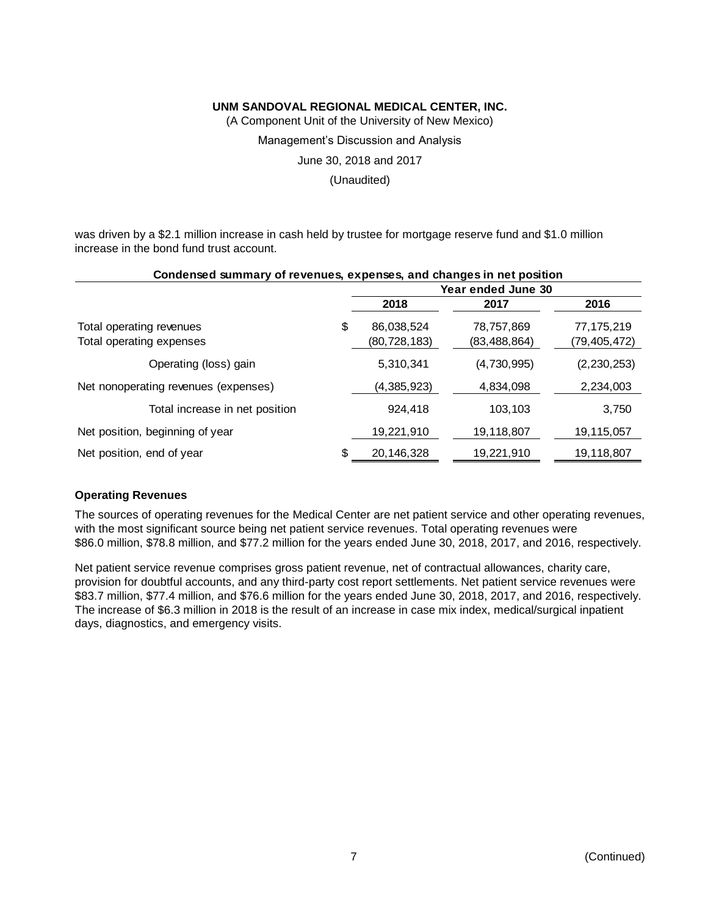was driven by a $2.1 million increase in cash held by trustee for mortgage reserve fund and $1.0 million increase in the bond fund trust account.

**Condensed summary of revenues, expenses, and changes in net position**

| | Year ended June 30 | | |
|---|---|---|---|
| | 2018 | 2017 | 2016 |
| Total operating revenues | $ 86,038,524 | 78,757,869 | 77,175,219 |
| Total operating expenses | (80,728,183) | (83,488,864) | (79,405,472) |
| Operating (loss) gain | 5,310,341 | (4,730,995) | (2,230,253) |
| Net nonoperating revenues (expenses) | (4,385,923) | 4,834,098 | 2,234,003 |
| Total increase in net position | 924,418 | 103,103 | 3,750 |
| Net position, beginning of year | 19,221,910 | 19,118,807 | 19,115,057 |
| Net position, end of year | $ 20,146,328 | 19,221,910 | 19,118,807 |

**Operating Revenues**

The sources of operating revenues for the Medical Center are net patient service and other operating revenues, with the most significant source being net patient service revenues. Total operating revenues were $86.0 million, $78.8 million, and $77.2 million for the years ended June 30, 2018, 2017, and 2016, respectively.

Net patient service revenue comprises gross patient revenue, net of contractual allowances, charity care, provision for doubtful accounts, and any third-party cost report settlements. Net patient service revenues were $83.7 million, $77.4 million, and $76.6 million for the years ended June 30, 2018, 2017, and 2016, respectively. The increase of $6.3 million in 2018 is the result of an increase in case mix index, medical/surgical inpatient days, diagnostics, and emergency visits.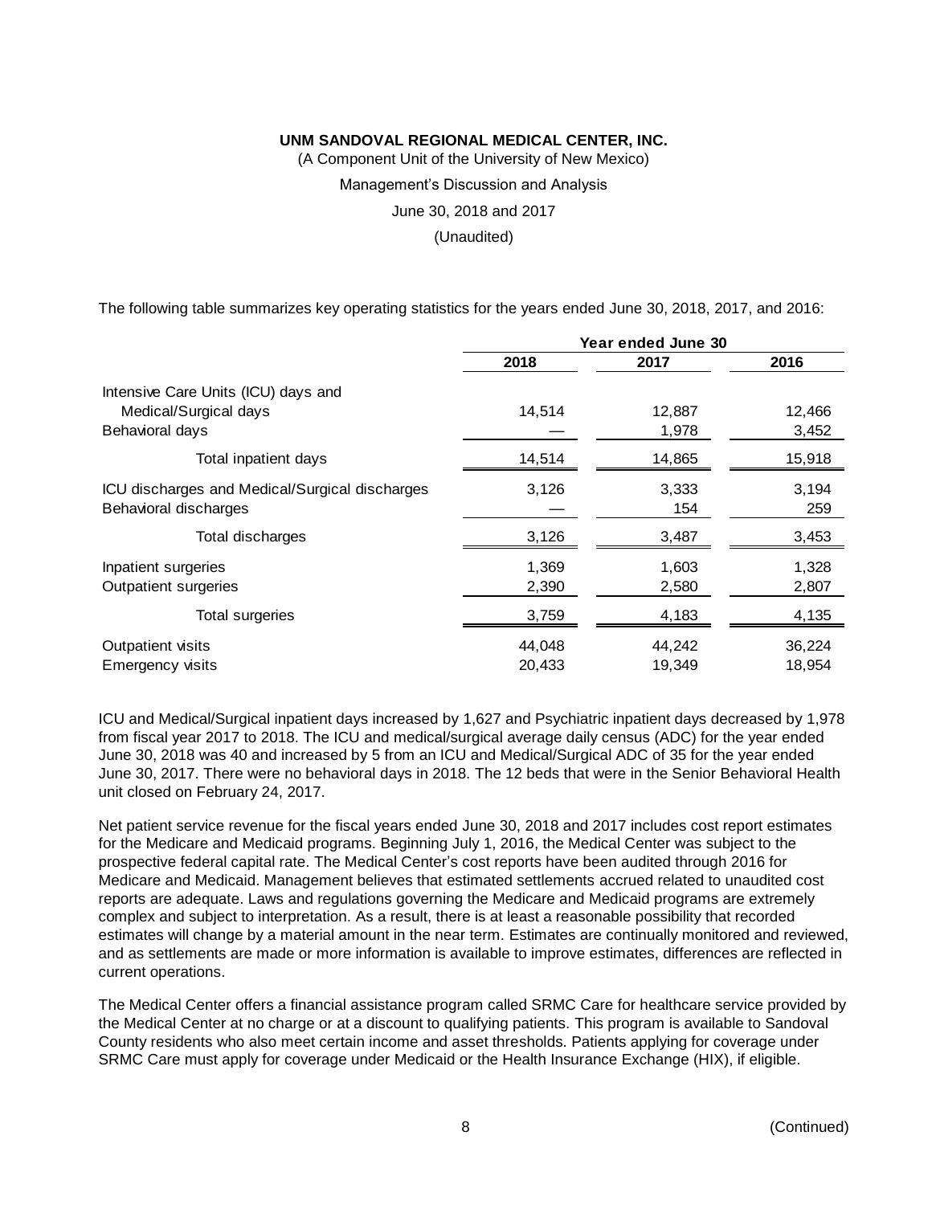**UNM SANDOVAL REGIONAL MEDICAL CENTER, INC.**

(A Component Unit of the University of New Mexico)

Management's Discussion and Analysis

June 30, 2018 and 2017

(Unaudited)

The following table summarizes key operating statistics for the years ended June 30, 2018, 2017, and 2016:

| | Year ended June 30 | | |
|---|---|---|---|
| | 2018 | 2017 | 2016 |
| Intensive Care Units (ICU) days and Medical/Surgical days | 14,514 | 12,887 | 12,466 |
| Behavioral days | — | 1,978 | 3,452 |
| Total inpatient days | 14,514 | 14,865 | 15,918 |
| ICU discharges and Medical/Surgical discharges | 3,126 | 3,333 | 3,194 |
| Behavioral discharges | — | 154 | 259 |
| Total discharges | 3,126 | 3,487 | 3,453 |
| Inpatient surgeries | 1,369 | 1,603 | 1,328 |
| Outpatient surgeries | 2,390 | 2,580 | 2,807 |
| Total surgeries | 3,759 | 4,183 | 4,135 |
| Outpatient visits | 44,048 | 44,242 | 36,224 |
| Emergency visits | 20,433 | 19,349 | 18,954 |

ICU and Medical/Surgical inpatient days increased by 1,627 and Psychiatric inpatient days decreased by 1,978 from fiscal year 2017 to 2018. The ICU and medical/surgical average daily census (ADC) for the year ended June 30, 2018 was 40 and increased by 5 from an ICU and Medical/Surgical ADC of 35 for the year ended June 30, 2017. There were no behavioral days in 2018. The 12 beds that were in the Senior Behavioral Health unit closed on February 24, 2017.

Net patient service revenue for the fiscal years ended June 30, 2018 and 2017 includes cost report estimates for the Medicare and Medicaid programs. Beginning July 1, 2016, the Medical Center was subject to the prospective federal capital rate. The Medical Center's cost reports have been audited through 2016 for Medicare and Medicaid. Management believes that estimated settlements accrued related to unaudited cost reports are adequate. Laws and regulations governing the Medicare and Medicaid programs are extremely complex and subject to interpretation. As a result, there is at least a reasonable possibility that recorded estimates will change by a material amount in the near term. Estimates are continually monitored and reviewed, and as settlements are made or more information is available to improve estimates, differences are reflected in current operations.

The Medical Center offers a financial assistance program called SRMC Care for healthcare service provided by the Medical Center at no charge or at a discount to qualifying patients. This program is available to Sandoval County residents who also meet certain income and asset thresholds. Patients applying for coverage under SRMC Care must apply for coverage under Medicaid or the Health Insurance Exchange (HIX), if eligible.

(Continued)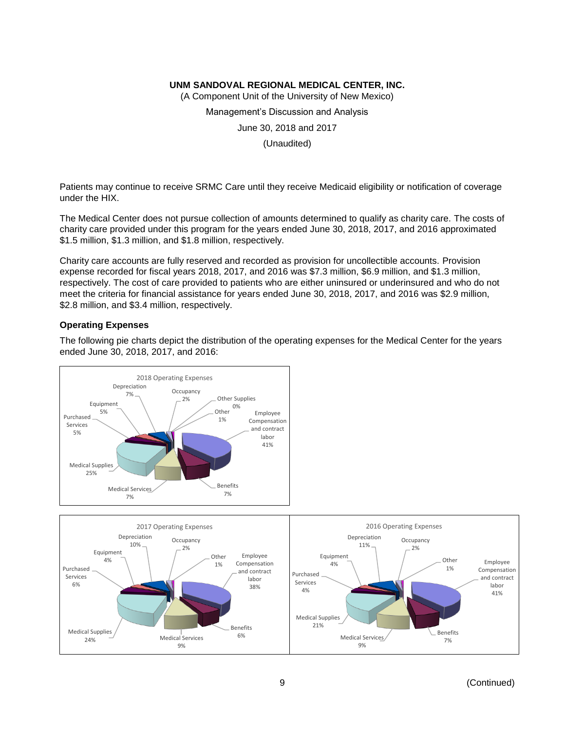**UNM SANDOVAL REGIONAL MEDICAL CENTER, INC.**
(A Component Unit of the University of New Mexico)
Management's Discussion and Analysis
June 30, 2018 and 2017
(Unaudited)

Patients may continue to receive SRMC Care until they receive Medicaid eligibility or notification of coverage under the HIX.

The Medical Center does not pursue collection of amounts determined to qualify as charity care. The costs of charity care provided under this program for the years ended June 30, 2018, 2017, and 2016 approximated $1.5 million, $1.3 million, and $1.8 million, respectively.

Charity care accounts are fully reserved and recorded as provision for uncollectible accounts. Provision expense recorded for fiscal years 2018, 2017, and 2016 was $7.3 million, $6.9 million, and $1.3 million, respectively. The cost of care provided to patients who are either uninsured or underinsured and who do not meet the criteria for financial assistance for years ended June 30, 2018, 2017, and 2016 was $2.9 million, $2.8 million, and $3.4 million, respectively.

### Operating Expenses

The following pie charts depict the distribution of the operating expenses for the Medical Center for the years ended June 30, 2018, 2017, and 2016:

2018 Operating Expenses

| Category | % |
|---|---|
| Employee Compensation and contract labor | 41% |
| Benefits | 7% |
| Medical Services | 7% |
| Medical Supplies | 25% |
| Purchased Services | 5% |
| Equipment | 5% |
| Depreciation | 7% |
| Occupancy | 2% |
| Other Supplies | 0% |
| Other | 1% |

2017 Operating Expenses

| Category | % |
|---|---|
| Employee Compensation and contract labor | 38% |
| Benefits | 6% |
| Medical Services | 9% |
| Medical Supplies | 24% |
| Purchased Services | 6% |
| Equipment | 4% |
| Depreciation | 10% |
| Occupancy | 2% |
| Other | 1% |

2016 Operating Expenses

| Category | % |
|---|---|
| Employee Compensation and contract labor | 41% |
| Benefits | 7% |
| Medical Services | 9% |
| Medical Supplies | 21% |
| Purchased Services | 4% |
| Equipment | 4% |
| Depreciation | 11% |
| Occupancy | 2% |
| Other | 1% |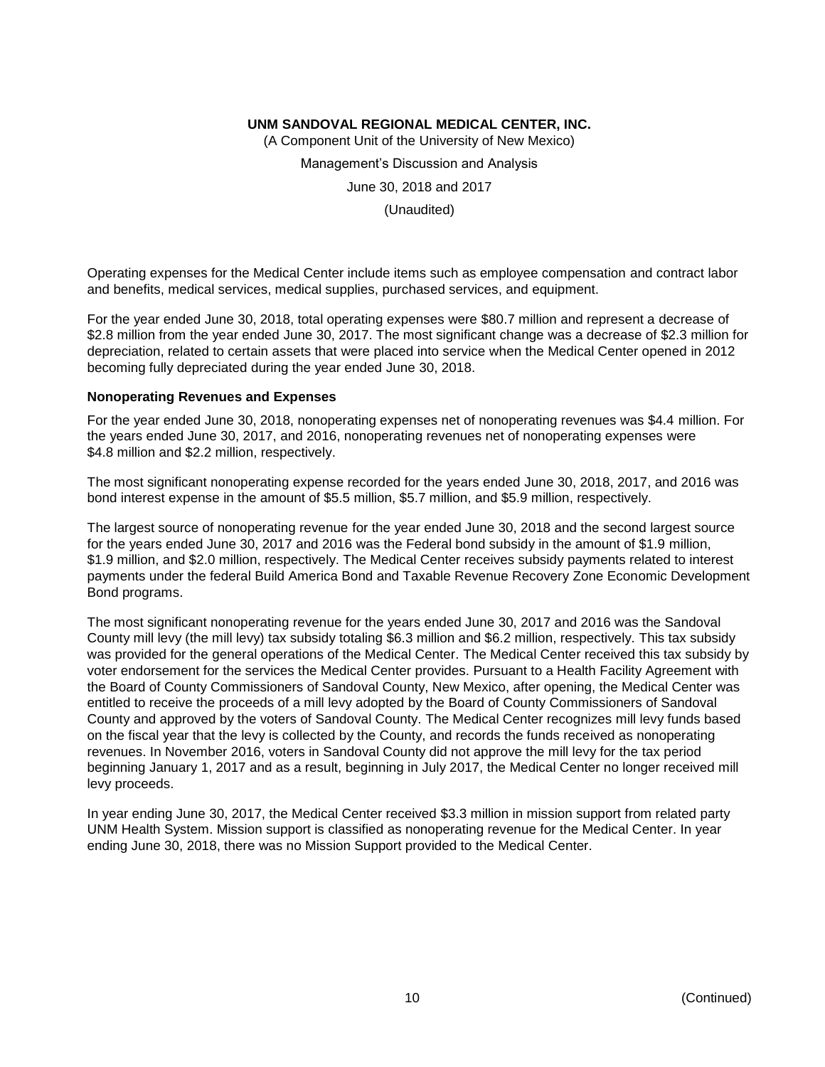Operating expenses for the Medical Center include items such as employee compensation and contract labor and benefits, medical services, medical supplies, purchased services, and equipment.

For the year ended June 30, 2018, total operating expenses were $80.7 million and represent a decrease of $2.8 million from the year ended June 30, 2017. The most significant change was a decrease of $2.3 million for depreciation, related to certain assets that were placed into service when the Medical Center opened in 2012 becoming fully depreciated during the year ended June 30, 2018.

### Nonoperating Revenues and Expenses

For the year ended June 30, 2018, nonoperating expenses net of nonoperating revenues was $4.4 million. For the years ended June 30, 2017, and 2016, nonoperating revenues net of nonoperating expenses were $4.8 million and $2.2 million, respectively.

The most significant nonoperating expense recorded for the years ended June 30, 2018, 2017, and 2016 was bond interest expense in the amount of $5.5 million, $5.7 million, and $5.9 million, respectively.

The largest source of nonoperating revenue for the year ended June 30, 2018 and the second largest source for the years ended June 30, 2017 and 2016 was the Federal bond subsidy in the amount of $1.9 million, $1.9 million, and $2.0 million, respectively. The Medical Center receives subsidy payments related to interest payments under the federal Build America Bond and Taxable Revenue Recovery Zone Economic Development Bond programs.

The most significant nonoperating revenue for the years ended June 30, 2017 and 2016 was the Sandoval County mill levy (the mill levy) tax subsidy totaling $6.3 million and $6.2 million, respectively. This tax subsidy was provided for the general operations of the Medical Center. The Medical Center received this tax subsidy by voter endorsement for the services the Medical Center provides. Pursuant to a Health Facility Agreement with the Board of County Commissioners of Sandoval County, New Mexico, after opening, the Medical Center was entitled to receive the proceeds of a mill levy adopted by the Board of County Commissioners of Sandoval County and approved by the voters of Sandoval County. The Medical Center recognizes mill levy funds based on the fiscal year that the levy is collected by the County, and records the funds received as nonoperating revenues. In November 2016, voters in Sandoval County did not approve the mill levy for the tax period beginning January 1, 2017 and as a result, beginning in July 2017, the Medical Center no longer received mill levy proceeds.

In year ending June 30, 2017, the Medical Center received $3.3 million in mission support from related party UNM Health System. Mission support is classified as nonoperating revenue for the Medical Center. In year ending June 30, 2018, there was no Mission Support provided to the Medical Center.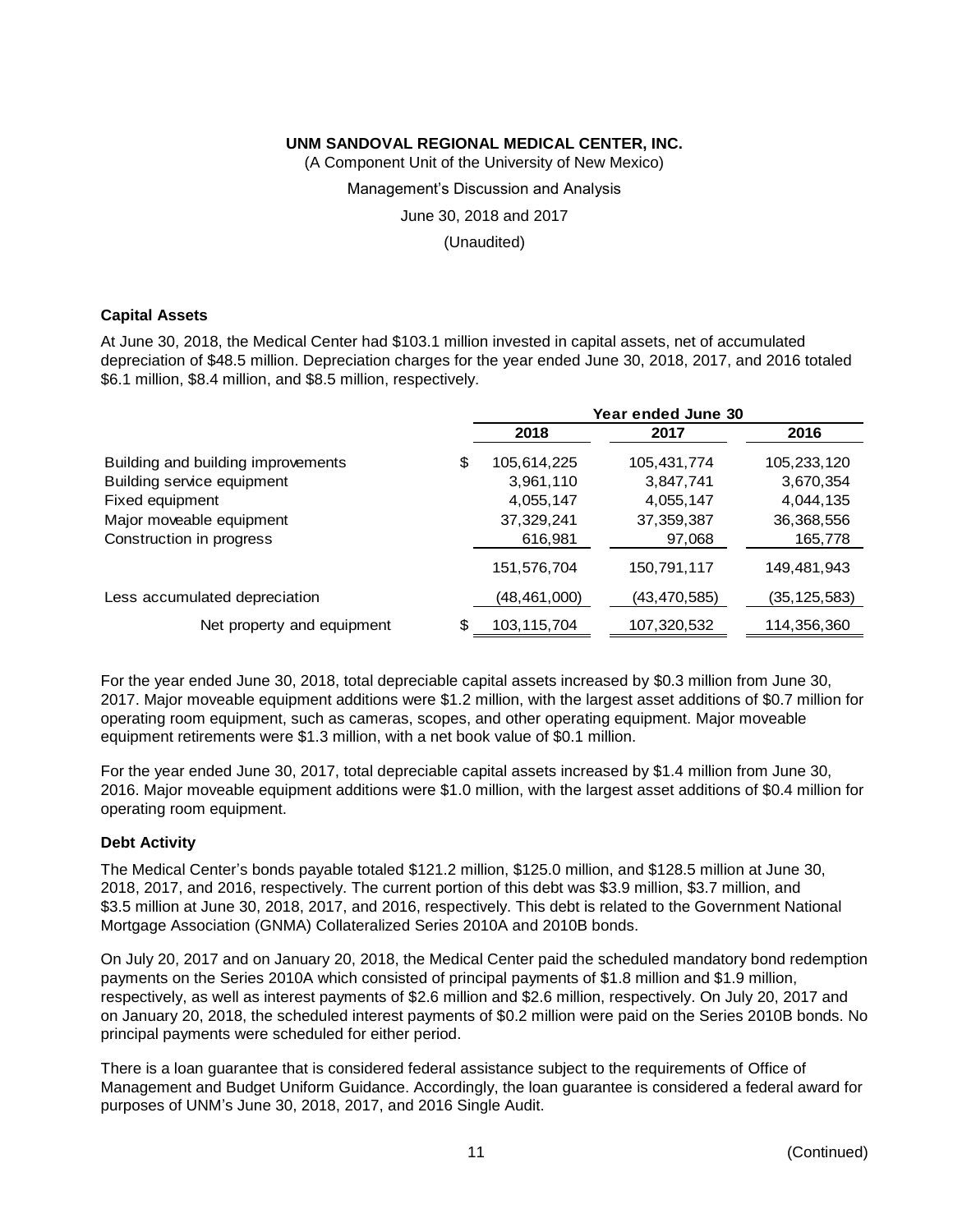UNM SANDOVAL REGIONAL MEDICAL CENTER, INC.

(A Component Unit of the University of New Mexico)

Management's Discussion and Analysis

June 30, 2018 and 2017

(Unaudited)

### Capital Assets

At June 30, 2018, the Medical Center had $103.1 million invested in capital assets, net of accumulated depreciation of $48.5 million. Depreciation charges for the year ended June 30, 2018, 2017, and 2016 totaled $6.1 million, $8.4 million, and $8.5 million, respectively.

| | Year ended June 30 | | |
|---|---|---|---|
| | 2018 | 2017 | 2016 |
| Building and building improvements | $ 105,614,225 | 105,431,774 | 105,233,120 |
| Building service equipment | 3,961,110 | 3,847,741 | 3,670,354 |
| Fixed equipment | 4,055,147 | 4,055,147 | 4,044,135 |
| Major moveable equipment | 37,329,241 | 37,359,387 | 36,368,556 |
| Construction in progress | 616,981 | 97,068 | 165,778 |
| | 151,576,704 | 150,791,117 | 149,481,943 |
| Less accumulated depreciation | (48,461,000) | (43,470,585) | (35,125,583) |
| Net property and equipment | $ 103,115,704 | 107,320,532 | 114,356,360 |

For the year ended June 30, 2018, total depreciable capital assets increased by $0.3 million from June 30, 2017. Major moveable equipment additions were $1.2 million, with the largest asset additions of $0.7 million for operating room equipment, such as cameras, scopes, and other operating equipment. Major moveable equipment retirements were $1.3 million, with a net book value of $0.1 million.

For the year ended June 30, 2017, total depreciable capital assets increased by $1.4 million from June 30, 2016. Major moveable equipment additions were $1.0 million, with the largest asset additions of $0.4 million for operating room equipment.

### Debt Activity

The Medical Center's bonds payable totaled $121.2 million, $125.0 million, and $128.5 million at June 30, 2018, 2017, and 2016, respectively. The current portion of this debt was $3.9 million, $3.7 million, and $3.5 million at June 30, 2018, 2017, and 2016, respectively. This debt is related to the Government National Mortgage Association (GNMA) Collateralized Series 2010A and 2010B bonds.

On July 20, 2017 and on January 20, 2018, the Medical Center paid the scheduled mandatory bond redemption payments on the Series 2010A which consisted of principal payments of $1.8 million and $1.9 million, respectively, as well as interest payments of $2.6 million and $2.6 million, respectively. On July 20, 2017 and on January 20, 2018, the scheduled interest payments of $0.2 million were paid on the Series 2010B bonds. No principal payments were scheduled for either period.

There is a loan guarantee that is considered federal assistance subject to the requirements of Office of Management and Budget Uniform Guidance. Accordingly, the loan guarantee is considered a federal award for purposes of UNM's June 30, 2018, 2017, and 2016 Single Audit.

(Continued)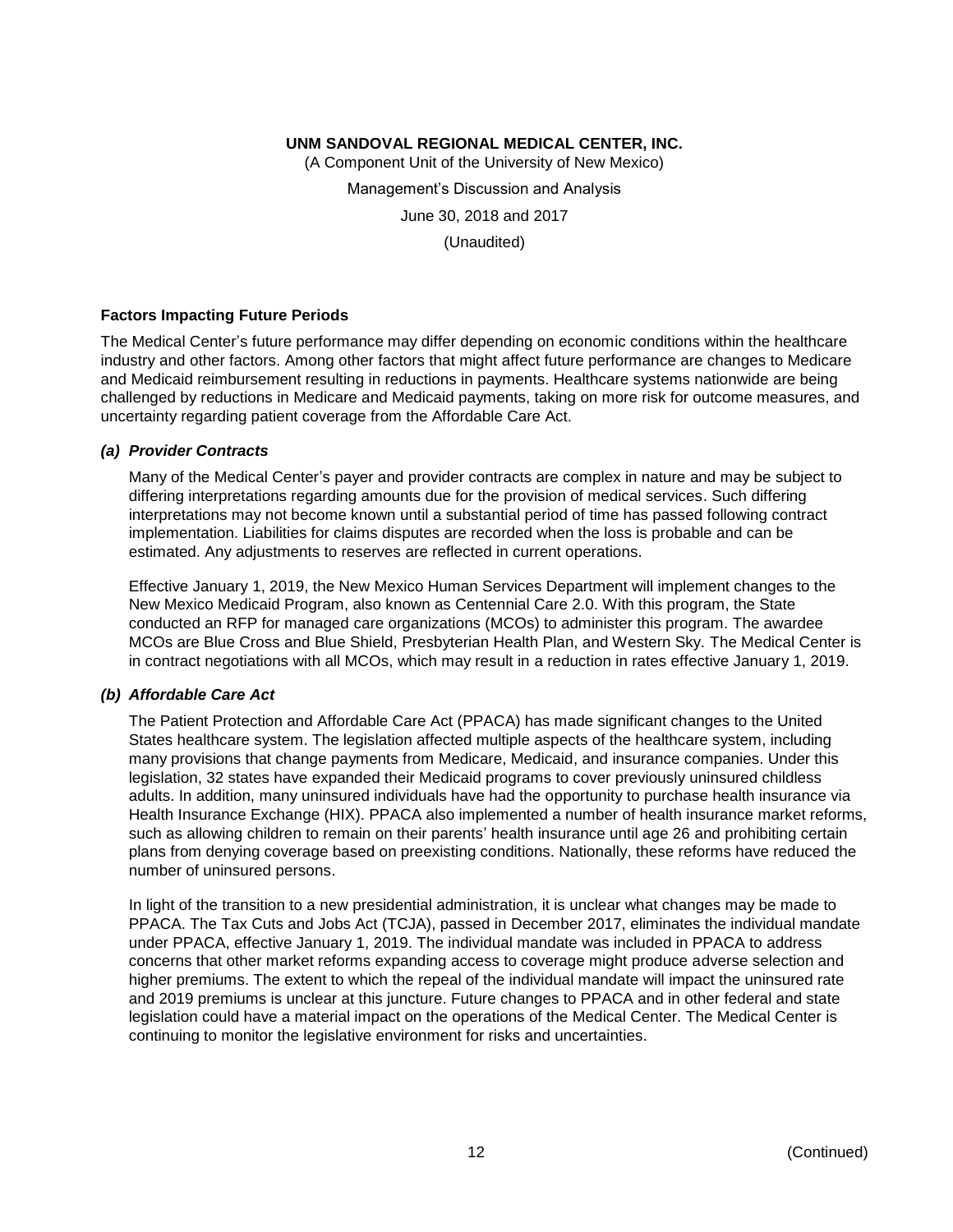UNM SANDOVAL REGIONAL MEDICAL CENTER, INC.

(A Component Unit of the University of New Mexico)

Management's Discussion and Analysis

June 30, 2018 and 2017

(Unaudited)

## Factors Impacting Future Periods

The Medical Center's future performance may differ depending on economic conditions within the healthcare industry and other factors. Among other factors that might affect future performance are changes to Medicare and Medicaid reimbursement resulting in reductions in payments. Healthcare systems nationwide are being challenged by reductions in Medicare and Medicaid payments, taking on more risk for outcome measures, and uncertainty regarding patient coverage from the Affordable Care Act.

### *(a) Provider Contracts*

Many of the Medical Center's payer and provider contracts are complex in nature and may be subject to differing interpretations regarding amounts due for the provision of medical services. Such differing interpretations may not become known until a substantial period of time has passed following contract implementation. Liabilities for claims disputes are recorded when the loss is probable and can be estimated. Any adjustments to reserves are reflected in current operations.

Effective January 1, 2019, the New Mexico Human Services Department will implement changes to the New Mexico Medicaid Program, also known as Centennial Care 2.0. With this program, the State conducted an RFP for managed care organizations (MCOs) to administer this program. The awardee MCOs are Blue Cross and Blue Shield, Presbyterian Health Plan, and Western Sky. The Medical Center is in contract negotiations with all MCOs, which may result in a reduction in rates effective January 1, 2019.

### *(b) Affordable Care Act*

The Patient Protection and Affordable Care Act (PPACA) has made significant changes to the United States healthcare system. The legislation affected multiple aspects of the healthcare system, including many provisions that change payments from Medicare, Medicaid, and insurance companies. Under this legislation, 32 states have expanded their Medicaid programs to cover previously uninsured childless adults. In addition, many uninsured individuals have had the opportunity to purchase health insurance via Health Insurance Exchange (HIX). PPACA also implemented a number of health insurance market reforms, such as allowing children to remain on their parents' health insurance until age 26 and prohibiting certain plans from denying coverage based on preexisting conditions. Nationally, these reforms have reduced the number of uninsured persons.

In light of the transition to a new presidential administration, it is unclear what changes may be made to PPACA. The Tax Cuts and Jobs Act (TCJA), passed in December 2017, eliminates the individual mandate under PPACA, effective January 1, 2019. The individual mandate was included in PPACA to address concerns that other market reforms expanding access to coverage might produce adverse selection and higher premiums. The extent to which the repeal of the individual mandate will impact the uninsured rate and 2019 premiums is unclear at this juncture. Future changes to PPACA and in other federal and state legislation could have a material impact on the operations of the Medical Center. The Medical Center is continuing to monitor the legislative environment for risks and uncertainties.

(Continued)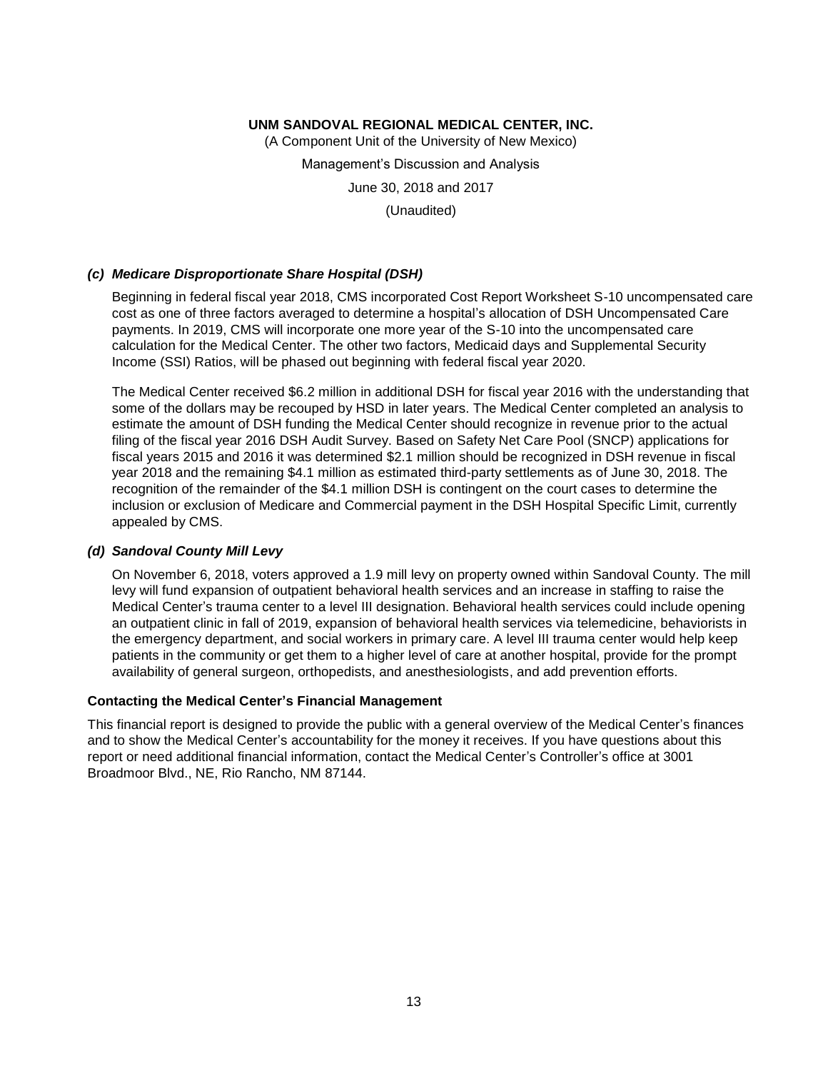### *(c) Medicare Disproportionate Share Hospital (DSH)*

Beginning in federal fiscal year 2018, CMS incorporated Cost Report Worksheet S-10 uncompensated care cost as one of three factors averaged to determine a hospital's allocation of DSH Uncompensated Care payments. In 2019, CMS will incorporate one more year of the S-10 into the uncompensated care calculation for the Medical Center. The other two factors, Medicaid days and Supplemental Security Income (SSI) Ratios, will be phased out beginning with federal fiscal year 2020.

The Medical Center received $6.2 million in additional DSH for fiscal year 2016 with the understanding that some of the dollars may be recouped by HSD in later years. The Medical Center completed an analysis to estimate the amount of DSH funding the Medical Center should recognize in revenue prior to the actual filing of the fiscal year 2016 DSH Audit Survey. Based on Safety Net Care Pool (SNCP) applications for fiscal years 2015 and 2016 it was determined $2.1 million should be recognized in DSH revenue in fiscal year 2018 and the remaining $4.1 million as estimated third-party settlements as of June 30, 2018. The recognition of the remainder of the $4.1 million DSH is contingent on the court cases to determine the inclusion or exclusion of Medicare and Commercial payment in the DSH Hospital Specific Limit, currently appealed by CMS.

### *(d) Sandoval County Mill Levy*

On November 6, 2018, voters approved a 1.9 mill levy on property owned within Sandoval County. The mill levy will fund expansion of outpatient behavioral health services and an increase in staffing to raise the Medical Center's trauma center to a level III designation. Behavioral health services could include opening an outpatient clinic in fall of 2019, expansion of behavioral health services via telemedicine, behaviorists in the emergency department, and social workers in primary care. A level III trauma center would help keep patients in the community or get them to a higher level of care at another hospital, provide for the prompt availability of general surgeon, orthopedists, and anesthesiologists, and add prevention efforts.

## Contacting the Medical Center's Financial Management

This financial report is designed to provide the public with a general overview of the Medical Center's finances and to show the Medical Center's accountability for the money it receives. If you have questions about this report or need additional financial information, contact the Medical Center's Controller's office at 3001 Broadmoor Blvd., NE, Rio Rancho, NM 87144.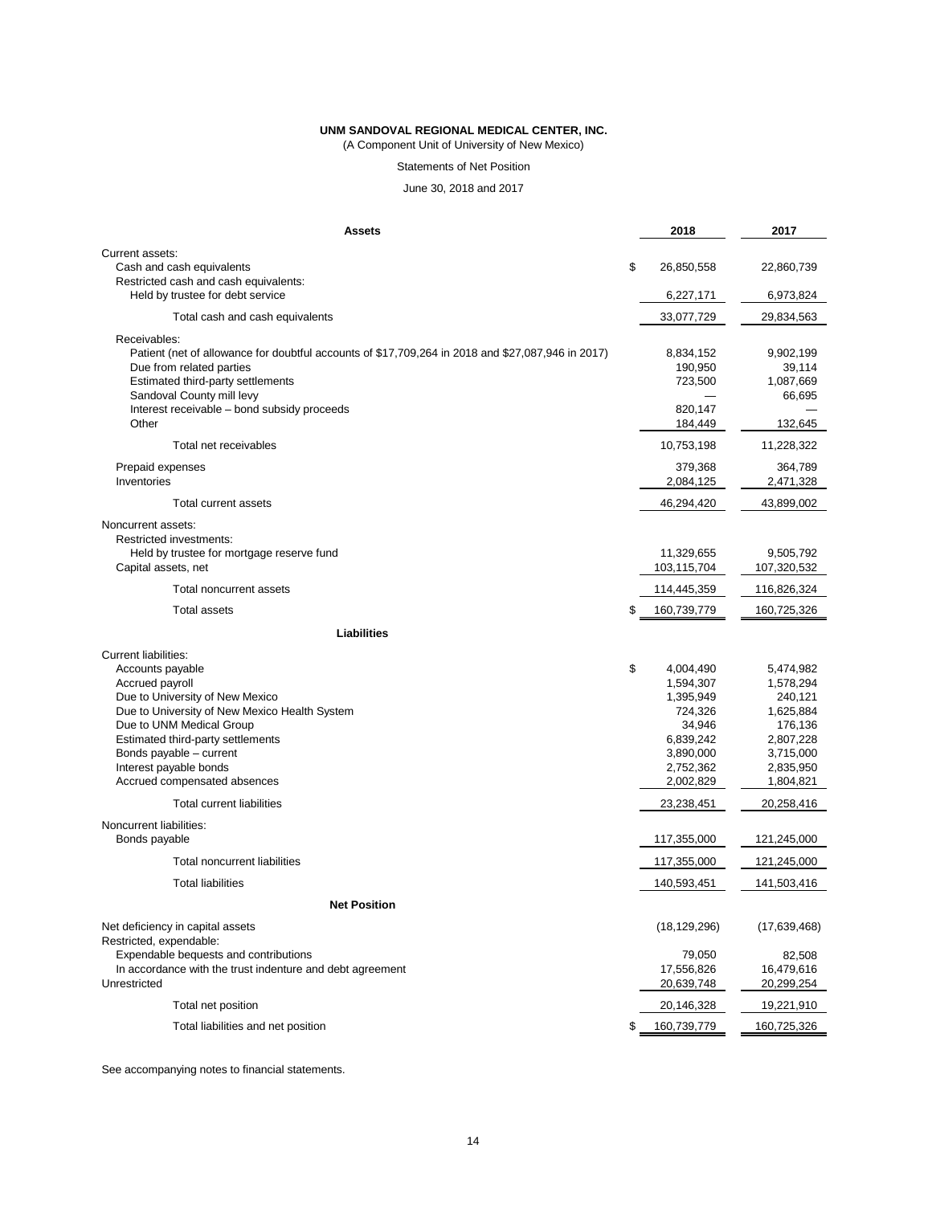**UNM SANDOVAL REGIONAL MEDICAL CENTER, INC.**

(A Component Unit of University of New Mexico)

Statements of Net Position

June 30, 2018 and 2017

| Assets | 2018 | 2017 |
|---|---|---|
| Current assets: | | |
| Cash and cash equivalents | $ 26,850,558 | 22,860,739 |
| Restricted cash and cash equivalents: | | |
| Held by trustee for debt service | 6,227,171 | 6,973,824 |
| Total cash and cash equivalents | 33,077,729 | 29,834,563 |
| Receivables: | | |
| Patient (net of allowance for doubtful accounts of $17,709,264 in 2018 and $27,087,946 in 2017) | 8,834,152 | 9,902,199 |
| Due from related parties | 190,950 | 39,114 |
| Estimated third-party settlements | 723,500 | 1,087,669 |
| Sandoval County mill levy | — | 66,695 |
| Interest receivable – bond subsidy proceeds | 820,147 | — |
| Other | 184,449 | 132,645 |
| Total net receivables | 10,753,198 | 11,228,322 |
| Prepaid expenses | 379,368 | 364,789 |
| Inventories | 2,084,125 | 2,471,328 |
| Total current assets | 46,294,420 | 43,899,002 |
| Noncurrent assets: | | |
| Restricted investments: | | |
| Held by trustee for mortgage reserve fund | 11,329,655 | 9,505,792 |
| Capital assets, net | 103,115,704 | 107,320,532 |
| Total noncurrent assets | 114,445,359 | 116,826,324 |
| Total assets | $ 160,739,779 | 160,725,326 |
| **Liabilities** | | |
| Current liabilities: | | |
| Accounts payable | $ 4,004,490 | 5,474,982 |
| Accrued payroll | 1,594,307 | 1,578,294 |
| Due to University of New Mexico | 1,395,949 | 240,121 |
| Due to University of New Mexico Health System | 724,326 | 1,625,884 |
| Due to UNM Medical Group | 34,946 | 176,136 |
| Estimated third-party settlements | 6,839,242 | 2,807,228 |
| Bonds payable – current | 3,890,000 | 3,715,000 |
| Interest payable bonds | 2,752,362 | 2,835,950 |
| Accrued compensated absences | 2,002,829 | 1,804,821 |
| Total current liabilities | 23,238,451 | 20,258,416 |
| Noncurrent liabilities: | | |
| Bonds payable | 117,355,000 | 121,245,000 |
| Total noncurrent liabilities | 117,355,000 | 121,245,000 |
| Total liabilities | 140,593,451 | 141,503,416 |
| **Net Position** | | |
| Net deficiency in capital assets | (18,129,296) | (17,639,468) |
| Restricted, expendable: | | |
| Expendable bequests and contributions | 79,050 | 82,508 |
| In accordance with the trust indenture and debt agreement | 17,556,826 | 16,479,616 |
| Unrestricted | 20,639,748 | 20,299,254 |
| Total net position | 20,146,328 | 19,221,910 |
| Total liabilities and net position | $ 160,739,779 | 160,725,326 |

See accompanying notes to financial statements.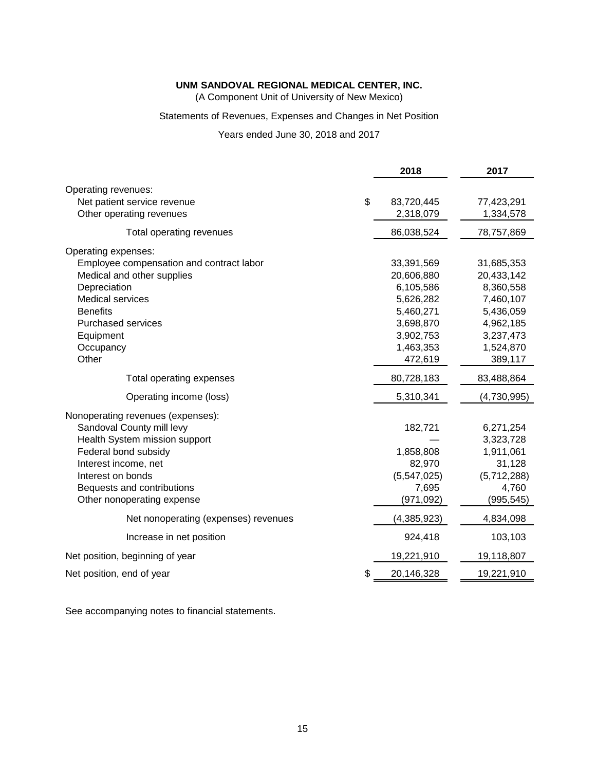**UNM SANDOVAL REGIONAL MEDICAL CENTER, INC.**

(A Component Unit of University of New Mexico)

Statements of Revenues, Expenses and Changes in Net Position

Years ended June 30, 2018 and 2017

| | | 2018 | 2017 |
|---|---|---|---|
| Operating revenues: | | | |
| Net patient service revenue | $ | 83,720,445 | 77,423,291 |
| Other operating revenues | | 2,318,079 | 1,334,578 |
| Total operating revenues | | 86,038,524 | 78,757,869 |
| Operating expenses: | | | |
| Employee compensation and contract labor | | 33,391,569 | 31,685,353 |
| Medical and other supplies | | 20,606,880 | 20,433,142 |
| Depreciation | | 6,105,586 | 8,360,558 |
| Medical services | | 5,626,282 | 7,460,107 |
| Benefits | | 5,460,271 | 5,436,059 |
| Purchased services | | 3,698,870 | 4,962,185 |
| Equipment | | 3,902,753 | 3,237,473 |
| Occupancy | | 1,463,353 | 1,524,870 |
| Other | | 472,619 | 389,117 |
| Total operating expenses | | 80,728,183 | 83,488,864 |
| Operating income (loss) | | 5,310,341 | (4,730,995) |
| Nonoperating revenues (expenses): | | | |
| Sandoval County mill levy | | 182,721 | 6,271,254 |
| Health System mission support | | — | 3,323,728 |
| Federal bond subsidy | | 1,858,808 | 1,911,061 |
| Interest income, net | | 82,970 | 31,128 |
| Interest on bonds | | (5,547,025) | (5,712,288) |
| Bequests and contributions | | 7,695 | 4,760 |
| Other nonoperating expense | | (971,092) | (995,545) |
| Net nonoperating (expenses) revenues | | (4,385,923) | 4,834,098 |
| Increase in net position | | 924,418 | 103,103 |
| Net position, beginning of year | | 19,221,910 | 19,118,807 |
| Net position, end of year | $ | 20,146,328 | 19,221,910 |

See accompanying notes to financial statements.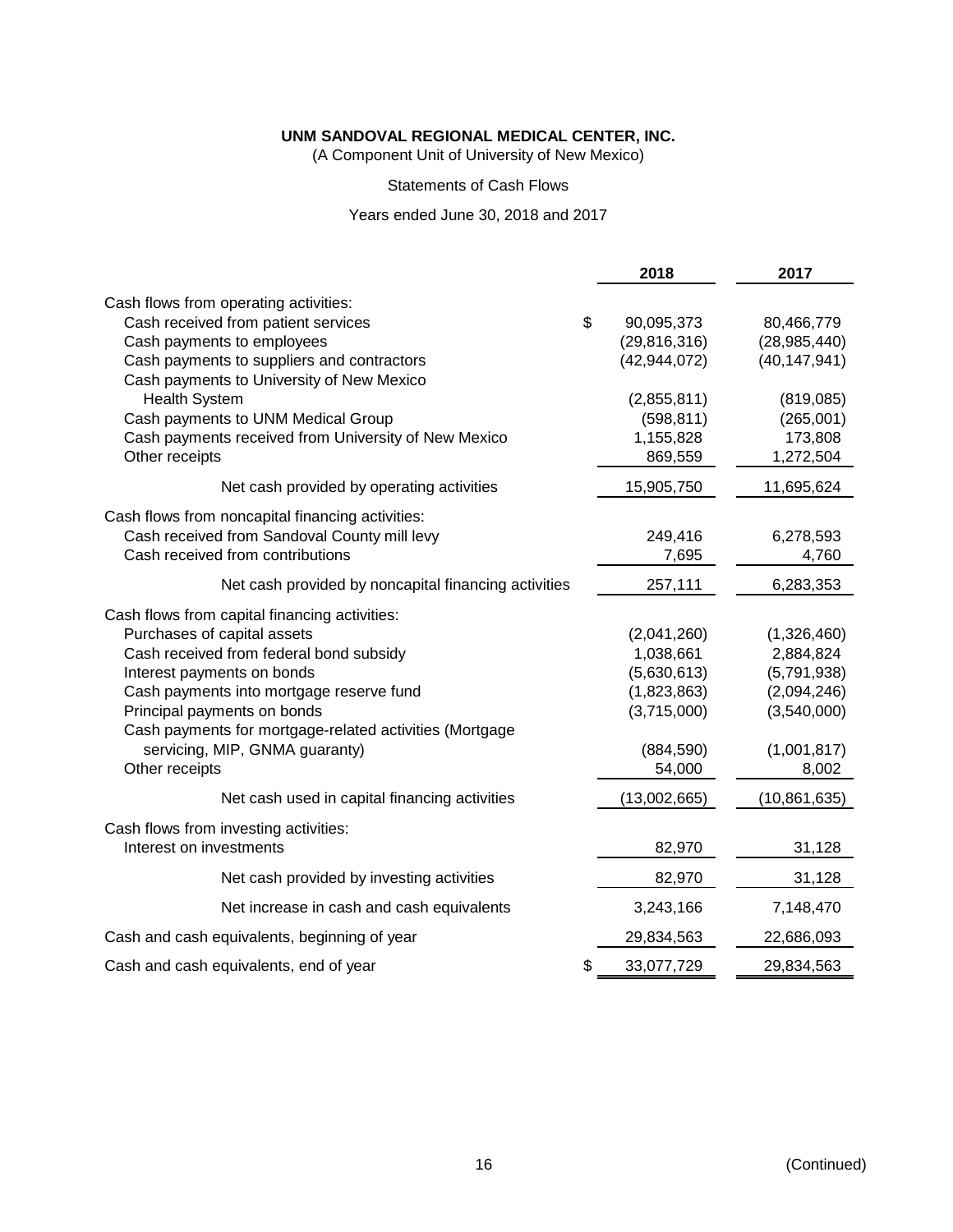**UNM SANDOVAL REGIONAL MEDICAL CENTER, INC.**

(A Component Unit of University of New Mexico)

Statements of Cash Flows

Years ended June 30, 2018 and 2017

| | 2018 | 2017 |
|---|---|---|
| Cash flows from operating activities: | | |
| Cash received from patient services | $ 90,095,373 | 80,466,779 |
| Cash payments to employees | (29,816,316) | (28,985,440) |
| Cash payments to suppliers and contractors | (42,944,072) | (40,147,941) |
| Cash payments to University of New Mexico Health System | (2,855,811) | (819,085) |
| Cash payments to UNM Medical Group | (598,811) | (265,001) |
| Cash payments received from University of New Mexico | 1,155,828 | 173,808 |
| Other receipts | 869,559 | 1,272,504 |
| Net cash provided by operating activities | 15,905,750 | 11,695,624 |
| Cash flows from noncapital financing activities: | | |
| Cash received from Sandoval County mill levy | 249,416 | 6,278,593 |
| Cash received from contributions | 7,695 | 4,760 |
| Net cash provided by noncapital financing activities | 257,111 | 6,283,353 |
| Cash flows from capital financing activities: | | |
| Purchases of capital assets | (2,041,260) | (1,326,460) |
| Cash received from federal bond subsidy | 1,038,661 | 2,884,824 |
| Interest payments on bonds | (5,630,613) | (5,791,938) |
| Cash payments into mortgage reserve fund | (1,823,863) | (2,094,246) |
| Principal payments on bonds | (3,715,000) | (3,540,000) |
| Cash payments for mortgage-related activities (Mortgage servicing, MIP, GNMA guaranty) | (884,590) | (1,001,817) |
| Other receipts | 54,000 | 8,002 |
| Net cash used in capital financing activities | (13,002,665) | (10,861,635) |
| Cash flows from investing activities: | | |
| Interest on investments | 82,970 | 31,128 |
| Net cash provided by investing activities | 82,970 | 31,128 |
| Net increase in cash and cash equivalents | 3,243,166 | 7,148,470 |
| Cash and cash equivalents, beginning of year | 29,834,563 | 22,686,093 |
| Cash and cash equivalents, end of year | $ 33,077,729 | 29,834,563 |

(Continued)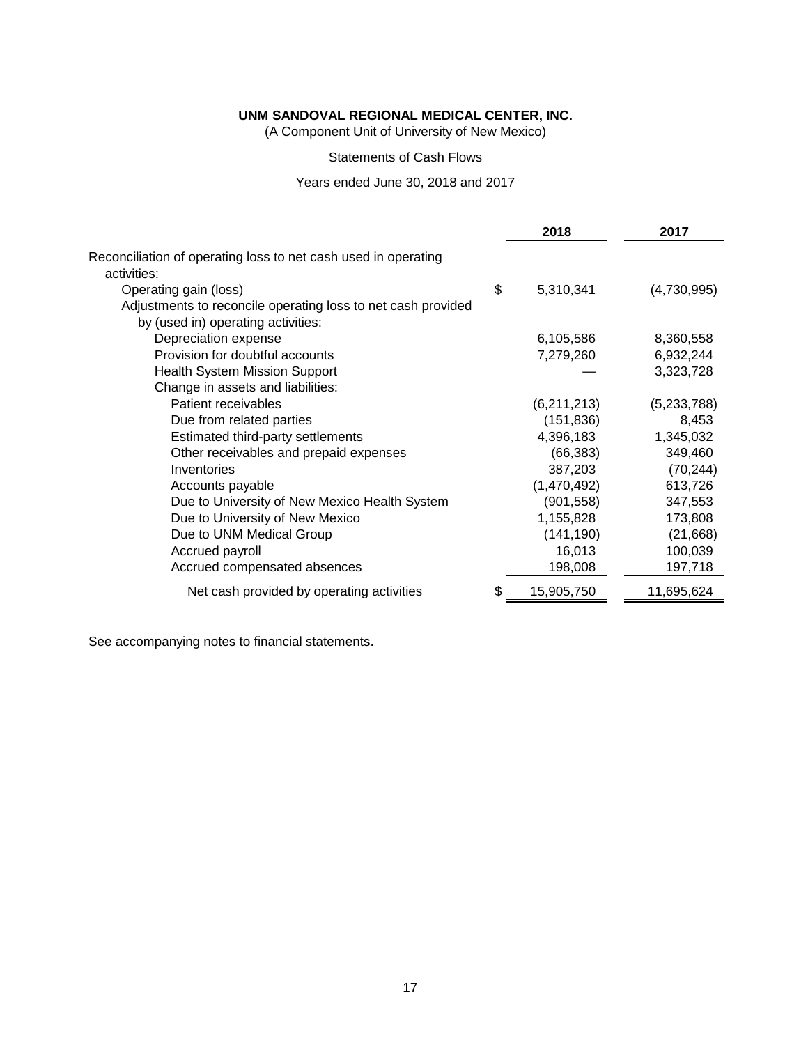**UNM SANDOVAL REGIONAL MEDICAL CENTER, INC.**

(A Component Unit of University of New Mexico)

Statements of Cash Flows

Years ended June 30, 2018 and 2017

| | 2018 | 2017 |
|---|---|---|
| Reconciliation of operating loss to net cash used in operating activities: | | |
| Operating gain (loss) | $ 5,310,341 | (4,730,995) |
| Adjustments to reconcile operating loss to net cash provided by (used in) operating activities: | | |
| Depreciation expense | 6,105,586 | 8,360,558 |
| Provision for doubtful accounts | 7,279,260 | 6,932,244 |
| Health System Mission Support | — | 3,323,728 |
| Change in assets and liabilities: | | |
| Patient receivables | (6,211,213) | (5,233,788) |
| Due from related parties | (151,836) | 8,453 |
| Estimated third-party settlements | 4,396,183 | 1,345,032 |
| Other receivables and prepaid expenses | (66,383) | 349,460 |
| Inventories | 387,203 | (70,244) |
| Accounts payable | (1,470,492) | 613,726 |
| Due to University of New Mexico Health System | (901,558) | 347,553 |
| Due to University of New Mexico | 1,155,828 | 173,808 |
| Due to UNM Medical Group | (141,190) | (21,668) |
| Accrued payroll | 16,013 | 100,039 |
| Accrued compensated absences | 198,008 | 197,718 |
| Net cash provided by operating activities | $ 15,905,750 | 11,695,624 |

See accompanying notes to financial statements.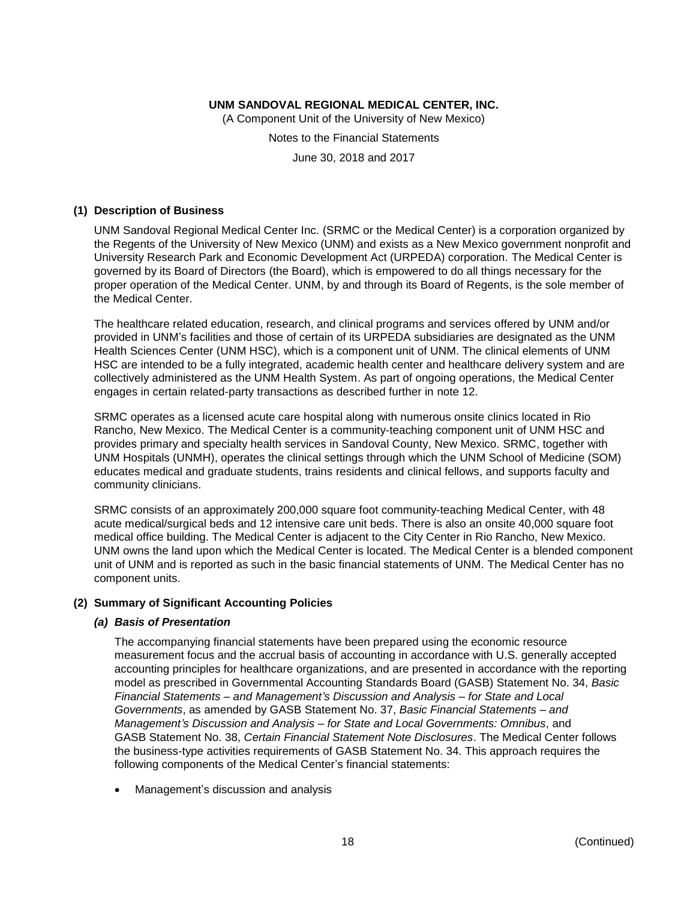**UNM SANDOVAL REGIONAL MEDICAL CENTER, INC.**

(A Component Unit of the University of New Mexico)

Notes to the Financial Statements

June 30, 2018 and 2017

## (1) Description of Business

UNM Sandoval Regional Medical Center Inc. (SRMC or the Medical Center) is a corporation organized by the Regents of the University of New Mexico (UNM) and exists as a New Mexico government nonprofit and University Research Park and Economic Development Act (URPEDA) corporation. The Medical Center is governed by its Board of Directors (the Board), which is empowered to do all things necessary for the proper operation of the Medical Center. UNM, by and through its Board of Regents, is the sole member of the Medical Center.

The healthcare related education, research, and clinical programs and services offered by UNM and/or provided in UNM's facilities and those of certain of its URPEDA subsidiaries are designated as the UNM Health Sciences Center (UNM HSC), which is a component unit of UNM. The clinical elements of UNM HSC are intended to be a fully integrated, academic health center and healthcare delivery system and are collectively administered as the UNM Health System. As part of ongoing operations, the Medical Center engages in certain related-party transactions as described further in note 12.

SRMC operates as a licensed acute care hospital along with numerous onsite clinics located in Rio Rancho, New Mexico. The Medical Center is a community-teaching component unit of UNM HSC and provides primary and specialty health services in Sandoval County, New Mexico. SRMC, together with UNM Hospitals (UNMH), operates the clinical settings through which the UNM School of Medicine (SOM) educates medical and graduate students, trains residents and clinical fellows, and supports faculty and community clinicians.

SRMC consists of an approximately 200,000 square foot community-teaching Medical Center, with 48 acute medical/surgical beds and 12 intensive care unit beds. There is also an onsite 40,000 square foot medical office building. The Medical Center is adjacent to the City Center in Rio Rancho, New Mexico. UNM owns the land upon which the Medical Center is located. The Medical Center is a blended component unit of UNM and is reported as such in the basic financial statements of UNM. The Medical Center has no component units.

## (2) Summary of Significant Accounting Policies

### *(a) Basis of Presentation*

The accompanying financial statements have been prepared using the economic resource measurement focus and the accrual basis of accounting in accordance with U.S. generally accepted accounting principles for healthcare organizations, and are presented in accordance with the reporting model as prescribed in Governmental Accounting Standards Board (GASB) Statement No. 34, *Basic Financial Statements – and Management's Discussion and Analysis – for State and Local Governments*, as amended by GASB Statement No. 37, *Basic Financial Statements – and Management's Discussion and Analysis – for State and Local Governments: Omnibus*, and GASB Statement No. 38, *Certain Financial Statement Note Disclosures*. The Medical Center follows the business-type activities requirements of GASB Statement No. 34. This approach requires the following components of the Medical Center's financial statements:

- Management's discussion and analysis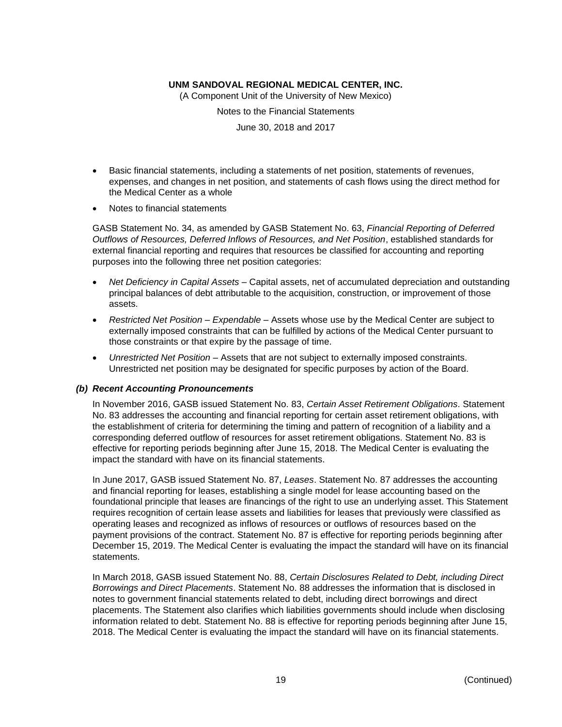- Basic financial statements, including a statements of net position, statements of revenues, expenses, and changes in net position, and statements of cash flows using the direct method for the Medical Center as a whole
- Notes to financial statements

GASB Statement No. 34, as amended by GASB Statement No. 63, *Financial Reporting of Deferred Outflows of Resources, Deferred Inflows of Resources, and Net Position*, established standards for external financial reporting and requires that resources be classified for accounting and reporting purposes into the following three net position categories:

- *Net Deficiency in Capital Assets* – Capital assets, net of accumulated depreciation and outstanding principal balances of debt attributable to the acquisition, construction, or improvement of those assets.
- *Restricted Net Position – Expendable* – Assets whose use by the Medical Center are subject to externally imposed constraints that can be fulfilled by actions of the Medical Center pursuant to those constraints or that expire by the passage of time.
- *Unrestricted Net Position* – Assets that are not subject to externally imposed constraints. Unrestricted net position may be designated for specific purposes by action of the Board.

### *(b) Recent Accounting Pronouncements*

In November 2016, GASB issued Statement No. 83, *Certain Asset Retirement Obligations*. Statement No. 83 addresses the accounting and financial reporting for certain asset retirement obligations, with the establishment of criteria for determining the timing and pattern of recognition of a liability and a corresponding deferred outflow of resources for asset retirement obligations. Statement No. 83 is effective for reporting periods beginning after June 15, 2018. The Medical Center is evaluating the impact the standard with have on its financial statements.

In June 2017, GASB issued Statement No. 87, *Leases*. Statement No. 87 addresses the accounting and financial reporting for leases, establishing a single model for lease accounting based on the foundational principle that leases are financings of the right to use an underlying asset. This Statement requires recognition of certain lease assets and liabilities for leases that previously were classified as operating leases and recognized as inflows of resources or outflows of resources based on the payment provisions of the contract. Statement No. 87 is effective for reporting periods beginning after December 15, 2019. The Medical Center is evaluating the impact the standard will have on its financial statements.

In March 2018, GASB issued Statement No. 88, *Certain Disclosures Related to Debt, including Direct Borrowings and Direct Placements*. Statement No. 88 addresses the information that is disclosed in notes to government financial statements related to debt, including direct borrowings and direct placements. The Statement also clarifies which liabilities governments should include when disclosing information related to debt. Statement No. 88 is effective for reporting periods beginning after June 15, 2018. The Medical Center is evaluating the impact the standard will have on its financial statements.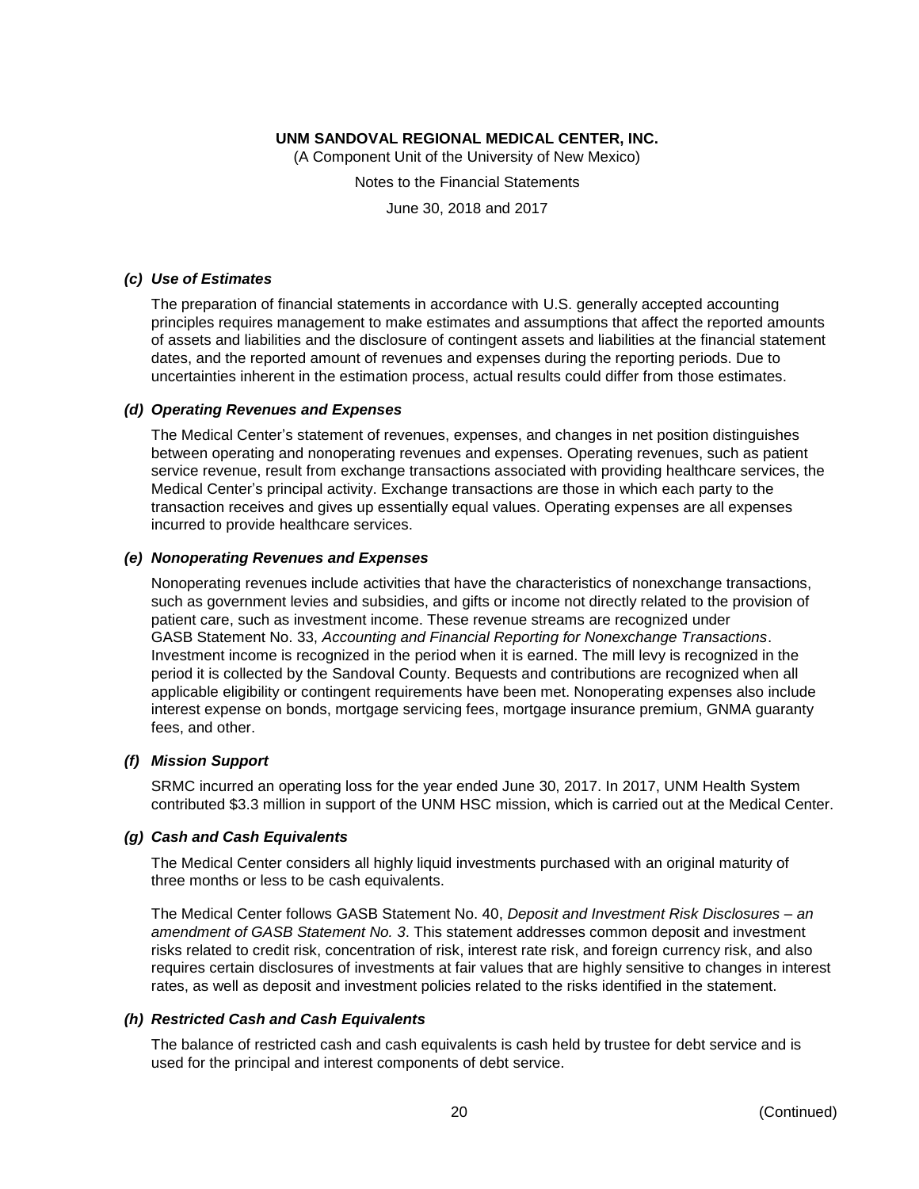#### *(c) Use of Estimates*

The preparation of financial statements in accordance with U.S. generally accepted accounting principles requires management to make estimates and assumptions that affect the reported amounts of assets and liabilities and the disclosure of contingent assets and liabilities at the financial statement dates, and the reported amount of revenues and expenses during the reporting periods. Due to uncertainties inherent in the estimation process, actual results could differ from those estimates.

#### *(d) Operating Revenues and Expenses*

The Medical Center's statement of revenues, expenses, and changes in net position distinguishes between operating and nonoperating revenues and expenses. Operating revenues, such as patient service revenue, result from exchange transactions associated with providing healthcare services, the Medical Center's principal activity. Exchange transactions are those in which each party to the transaction receives and gives up essentially equal values. Operating expenses are all expenses incurred to provide healthcare services.

#### *(e) Nonoperating Revenues and Expenses*

Nonoperating revenues include activities that have the characteristics of nonexchange transactions, such as government levies and subsidies, and gifts or income not directly related to the provision of patient care, such as investment income. These revenue streams are recognized under GASB Statement No. 33, *Accounting and Financial Reporting for Nonexchange Transactions*. Investment income is recognized in the period when it is earned. The mill levy is recognized in the period it is collected by the Sandoval County. Bequests and contributions are recognized when all applicable eligibility or contingent requirements have been met. Nonoperating expenses also include interest expense on bonds, mortgage servicing fees, mortgage insurance premium, GNMA guaranty fees, and other.

#### *(f) Mission Support*

SRMC incurred an operating loss for the year ended June 30, 2017. In 2017, UNM Health System contributed $3.3 million in support of the UNM HSC mission, which is carried out at the Medical Center.

#### *(g) Cash and Cash Equivalents*

The Medical Center considers all highly liquid investments purchased with an original maturity of three months or less to be cash equivalents.

The Medical Center follows GASB Statement No. 40, *Deposit and Investment Risk Disclosures – an amendment of GASB Statement No. 3*. This statement addresses common deposit and investment risks related to credit risk, concentration of risk, interest rate risk, and foreign currency risk, and also requires certain disclosures of investments at fair values that are highly sensitive to changes in interest rates, as well as deposit and investment policies related to the risks identified in the statement.

#### *(h) Restricted Cash and Cash Equivalents*

The balance of restricted cash and cash equivalents is cash held by trustee for debt service and is used for the principal and interest components of debt service.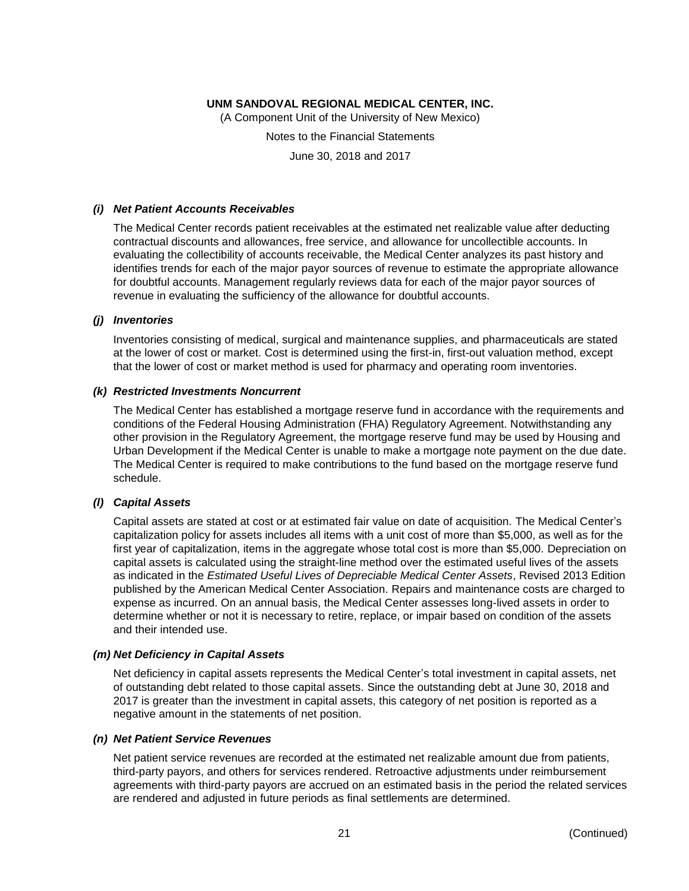### *(i) Net Patient Accounts Receivables*

The Medical Center records patient receivables at the estimated net realizable value after deducting contractual discounts and allowances, free service, and allowance for uncollectible accounts. In evaluating the collectibility of accounts receivable, the Medical Center analyzes its past history and identifies trends for each of the major payor sources of revenue to estimate the appropriate allowance for doubtful accounts. Management regularly reviews data for each of the major payor sources of revenue in evaluating the sufficiency of the allowance for doubtful accounts.

### *(j) Inventories*

Inventories consisting of medical, surgical and maintenance supplies, and pharmaceuticals are stated at the lower of cost or market. Cost is determined using the first-in, first-out valuation method, except that the lower of cost or market method is used for pharmacy and operating room inventories.

### *(k) Restricted Investments Noncurrent*

The Medical Center has established a mortgage reserve fund in accordance with the requirements and conditions of the Federal Housing Administration (FHA) Regulatory Agreement. Notwithstanding any other provision in the Regulatory Agreement, the mortgage reserve fund may be used by Housing and Urban Development if the Medical Center is unable to make a mortgage note payment on the due date. The Medical Center is required to make contributions to the fund based on the mortgage reserve fund schedule.

### *(l) Capital Assets*

Capital assets are stated at cost or at estimated fair value on date of acquisition. The Medical Center's capitalization policy for assets includes all items with a unit cost of more than $5,000, as well as for the first year of capitalization, items in the aggregate whose total cost is more than $5,000. Depreciation on capital assets is calculated using the straight-line method over the estimated useful lives of the assets as indicated in the *Estimated Useful Lives of Depreciable Medical Center Assets*, Revised 2013 Edition published by the American Medical Center Association. Repairs and maintenance costs are charged to expense as incurred. On an annual basis, the Medical Center assesses long-lived assets in order to determine whether or not it is necessary to retire, replace, or impair based on condition of the assets and their intended use.

### *(m) Net Deficiency in Capital Assets*

Net deficiency in capital assets represents the Medical Center's total investment in capital assets, net of outstanding debt related to those capital assets. Since the outstanding debt at June 30, 2018 and 2017 is greater than the investment in capital assets, this category of net position is reported as a negative amount in the statements of net position.

### *(n) Net Patient Service Revenues*

Net patient service revenues are recorded at the estimated net realizable amount due from patients, third-party payors, and others for services rendered. Retroactive adjustments under reimbursement agreements with third-party payors are accrued on an estimated basis in the period the related services are rendered and adjusted in future periods as final settlements are determined.

(Continued)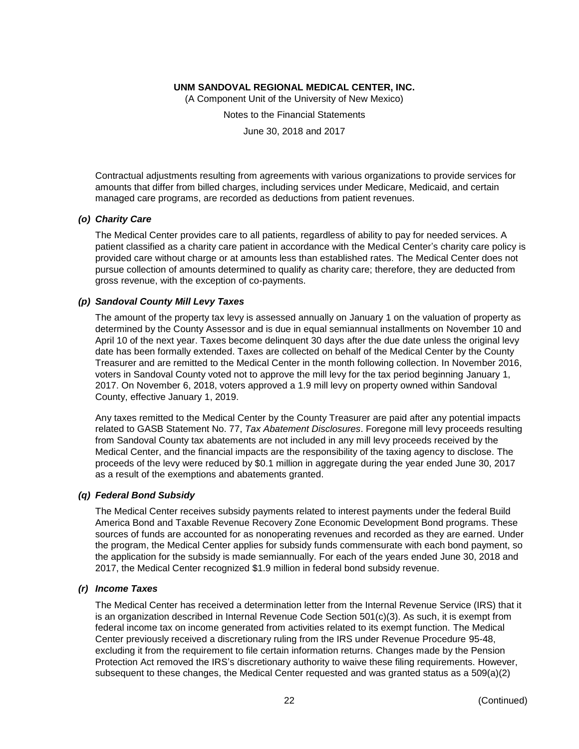Contractual adjustments resulting from agreements with various organizations to provide services for amounts that differ from billed charges, including services under Medicare, Medicaid, and certain managed care programs, are recorded as deductions from patient revenues.

### *(o) Charity Care*

The Medical Center provides care to all patients, regardless of ability to pay for needed services. A patient classified as a charity care patient in accordance with the Medical Center's charity care policy is provided care without charge or at amounts less than established rates. The Medical Center does not pursue collection of amounts determined to qualify as charity care; therefore, they are deducted from gross revenue, with the exception of co-payments.

### *(p) Sandoval County Mill Levy Taxes*

The amount of the property tax levy is assessed annually on January 1 on the valuation of property as determined by the County Assessor and is due in equal semiannual installments on November 10 and April 10 of the next year. Taxes become delinquent 30 days after the due date unless the original levy date has been formally extended. Taxes are collected on behalf of the Medical Center by the County Treasurer and are remitted to the Medical Center in the month following collection. In November 2016, voters in Sandoval County voted not to approve the mill levy for the tax period beginning January 1, 2017. On November 6, 2018, voters approved a 1.9 mill levy on property owned within Sandoval County, effective January 1, 2019.

Any taxes remitted to the Medical Center by the County Treasurer are paid after any potential impacts related to GASB Statement No. 77, *Tax Abatement Disclosures*. Foregone mill levy proceeds resulting from Sandoval County tax abatements are not included in any mill levy proceeds received by the Medical Center, and the financial impacts are the responsibility of the taxing agency to disclose. The proceeds of the levy were reduced by $0.1 million in aggregate during the year ended June 30, 2017 as a result of the exemptions and abatements granted.

### *(q) Federal Bond Subsidy*

The Medical Center receives subsidy payments related to interest payments under the federal Build America Bond and Taxable Revenue Recovery Zone Economic Development Bond programs. These sources of funds are accounted for as nonoperating revenues and recorded as they are earned. Under the program, the Medical Center applies for subsidy funds commensurate with each bond payment, so the application for the subsidy is made semiannually. For each of the years ended June 30, 2018 and 2017, the Medical Center recognized $1.9 million in federal bond subsidy revenue.

### *(r) Income Taxes*

The Medical Center has received a determination letter from the Internal Revenue Service (IRS) that it is an organization described in Internal Revenue Code Section 501(c)(3). As such, it is exempt from federal income tax on income generated from activities related to its exempt function. The Medical Center previously received a discretionary ruling from the IRS under Revenue Procedure 95-48, excluding it from the requirement to file certain information returns. Changes made by the Pension Protection Act removed the IRS's discretionary authority to waive these filing requirements. However, subsequent to these changes, the Medical Center requested and was granted status as a 509(a)(2)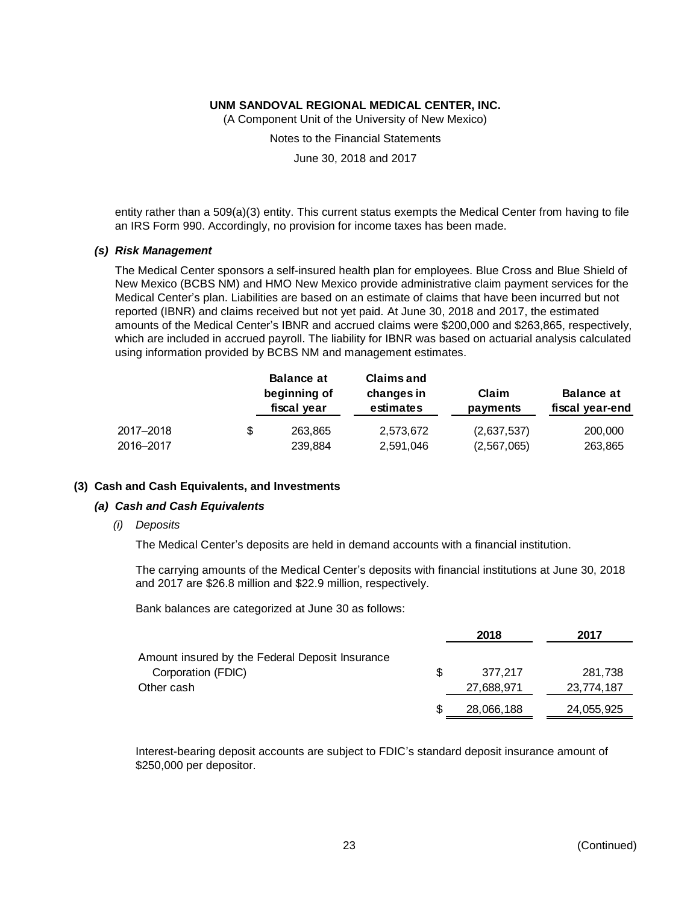entity rather than a 509(a)(3) entity. This current status exempts the Medical Center from having to file an IRS Form 990. Accordingly, no provision for income taxes has been made.

### *(s) Risk Management*

The Medical Center sponsors a self-insured health plan for employees. Blue Cross and Blue Shield of New Mexico (BCBS NM) and HMO New Mexico provide administrative claim payment services for the Medical Center's plan. Liabilities are based on an estimate of claims that have been incurred but not reported (IBNR) and claims received but not yet paid. At June 30, 2018 and 2017, the estimated amounts of the Medical Center's IBNR and accrued claims were \$200,000 and \$263,865, respectively, which are included in accrued payroll. The liability for IBNR was based on actuarial analysis calculated using information provided by BCBS NM and management estimates.

| | Balance at beginning of fiscal year | Claims and changes in estimates | Claim payments | Balance at fiscal year-end |
|---|---|---|---|---|
| 2017–2018 | $ 263,865 | 2,573,672 | (2,637,537) | 200,000 |
| 2016–2017 | 239,884 | 2,591,046 | (2,567,065) | 263,865 |

## (3) Cash and Cash Equivalents, and Investments

### *(a) Cash and Cash Equivalents*

*(i) Deposits*

The Medical Center's deposits are held in demand accounts with a financial institution.

The carrying amounts of the Medical Center's deposits with financial institutions at June 30, 2018 and 2017 are \$26.8 million and \$22.9 million, respectively.

Bank balances are categorized at June 30 as follows:

| | 2018 | 2017 |
|---|---|---|
| Amount insured by the Federal Deposit Insurance Corporation (FDIC) | $ 377,217 | 281,738 |
| Other cash | 27,688,971 | 23,774,187 |
| | $ 28,066,188 | 24,055,925 |

Interest-bearing deposit accounts are subject to FDIC's standard deposit insurance amount of \$250,000 per depositor.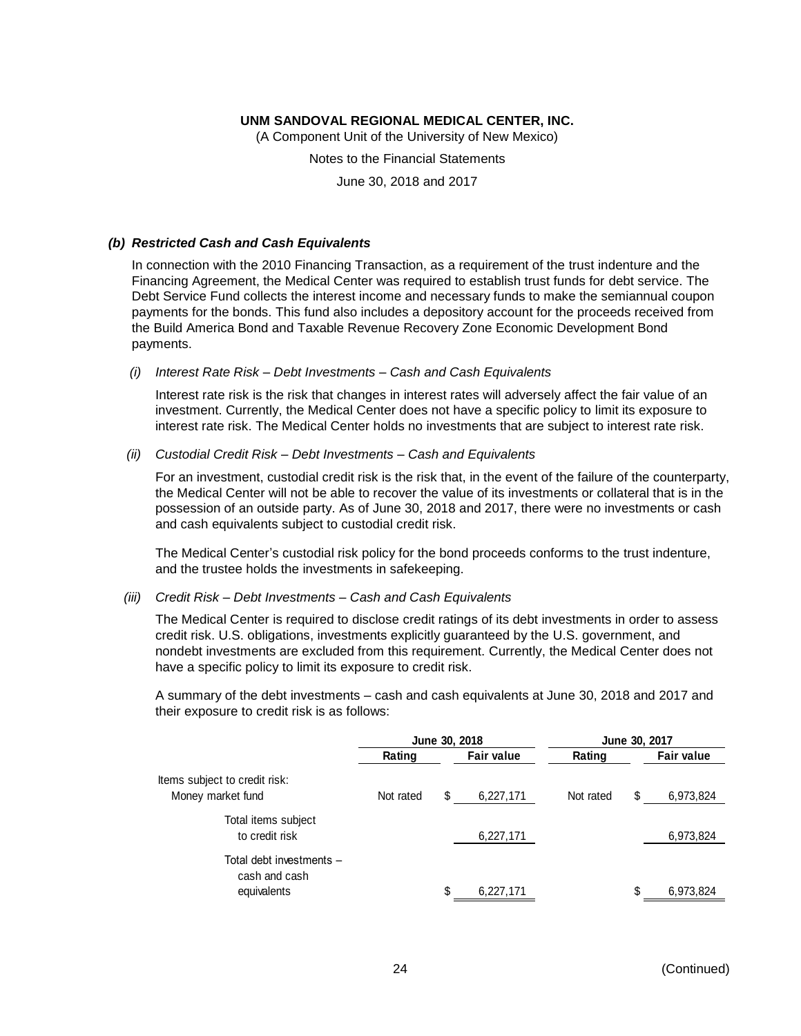### *(b) Restricted Cash and Cash Equivalents*

In connection with the 2010 Financing Transaction, as a requirement of the trust indenture and the Financing Agreement, the Medical Center was required to establish trust funds for debt service. The Debt Service Fund collects the interest income and necessary funds to make the semiannual coupon payments for the bonds. This fund also includes a depository account for the proceeds received from the Build America Bond and Taxable Revenue Recovery Zone Economic Development Bond payments.

*(i) Interest Rate Risk – Debt Investments – Cash and Cash Equivalents*

Interest rate risk is the risk that changes in interest rates will adversely affect the fair value of an investment. Currently, the Medical Center does not have a specific policy to limit its exposure to interest rate risk. The Medical Center holds no investments that are subject to interest rate risk.

*(ii) Custodial Credit Risk – Debt Investments – Cash and Equivalents*

For an investment, custodial credit risk is the risk that, in the event of the failure of the counterparty, the Medical Center will not be able to recover the value of its investments or collateral that is in the possession of an outside party. As of June 30, 2018 and 2017, there were no investments or cash and cash equivalents subject to custodial credit risk.

The Medical Center's custodial risk policy for the bond proceeds conforms to the trust indenture, and the trustee holds the investments in safekeeping.

*(iii) Credit Risk – Debt Investments – Cash and Cash Equivalents*

The Medical Center is required to disclose credit ratings of its debt investments in order to assess credit risk. U.S. obligations, investments explicitly guaranteed by the U.S. government, and nondebt investments are excluded from this requirement. Currently, the Medical Center does not have a specific policy to limit its exposure to credit risk.

A summary of the debt investments – cash and cash equivalents at June 30, 2018 and 2017 and their exposure to credit risk is as follows:

| | June 30, 2018 | | June 30, 2017 | |
|---|---|---|---|---|
| | Rating | Fair value | Rating | Fair value |
| Items subject to credit risk: | | | | |
| Money market fund | Not rated | $ 6,227,171 | Not rated | $ 6,973,824 |
| Total items subject to credit risk | | 6,227,171 | | 6,973,824 |
| Total debt investments – cash and cash equivalents | | $ 6,227,171 | | $ 6,973,824 |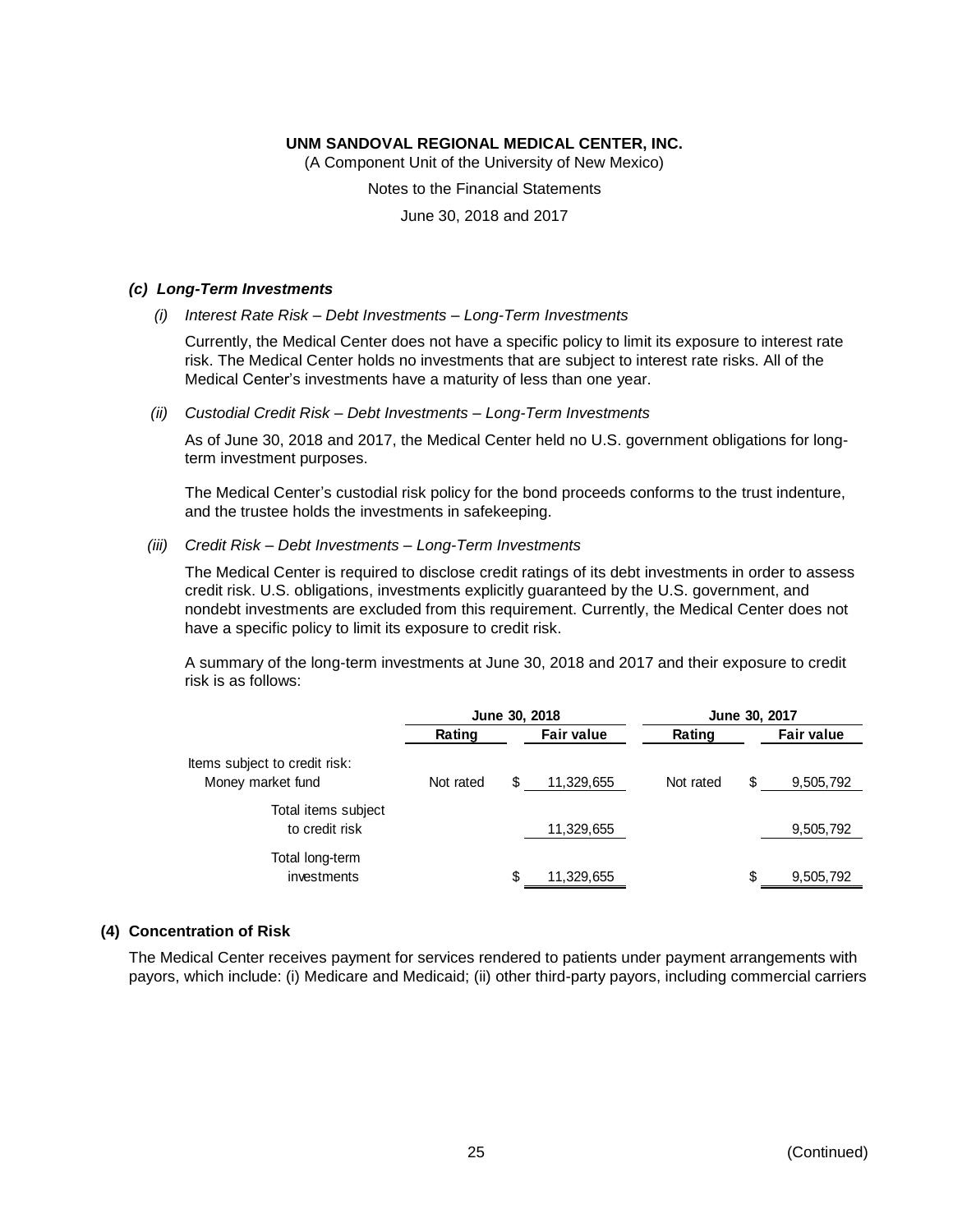### *(c) Long-Term Investments*

*(i) Interest Rate Risk – Debt Investments – Long-Term Investments*

Currently, the Medical Center does not have a specific policy to limit its exposure to interest rate risk. The Medical Center holds no investments that are subject to interest rate risks. All of the Medical Center's investments have a maturity of less than one year.

*(ii) Custodial Credit Risk – Debt Investments – Long-Term Investments*

As of June 30, 2018 and 2017, the Medical Center held no U.S. government obligations for long-term investment purposes.

The Medical Center's custodial risk policy for the bond proceeds conforms to the trust indenture, and the trustee holds the investments in safekeeping.

*(iii) Credit Risk – Debt Investments – Long-Term Investments*

The Medical Center is required to disclose credit ratings of its debt investments in order to assess credit risk. U.S. obligations, investments explicitly guaranteed by the U.S. government, and nondebt investments are excluded from this requirement. Currently, the Medical Center does not have a specific policy to limit its exposure to credit risk.

A summary of the long-term investments at June 30, 2018 and 2017 and their exposure to credit risk is as follows:

| | June 30, 2018 | | June 30, 2017 | |
|---|---|---|---|---|
| | **Rating** | **Fair value** | **Rating** | **Fair value** |
| Items subject to credit risk: | | | | |
| Money market fund | Not rated | $ 11,329,655 | Not rated | $ 9,505,792 |
| Total items subject to credit risk | | 11,329,655 | | 9,505,792 |
| Total long-term investments | | $ 11,329,655 | | $ 9,505,792 |

## (4) Concentration of Risk

The Medical Center receives payment for services rendered to patients under payment arrangements with payors, which include: (i) Medicare and Medicaid; (ii) other third-party payors, including commercial carriers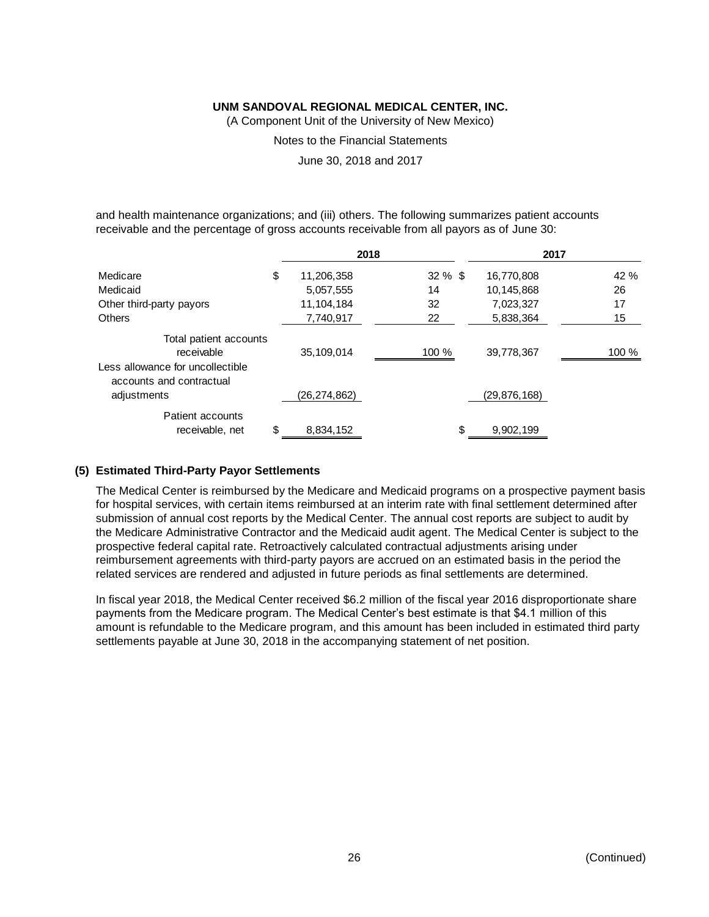and health maintenance organizations; and (iii) others. The following summarizes patient accounts receivable and the percentage of gross accounts receivable from all payors as of June 30:

| | 2018 | | 2017 | |
|---|---|---|---|---|
| Medicare | $ 11,206,358 | 32 % | $ 16,770,808 | 42 % |
| Medicaid | 5,057,555 | 14 | 10,145,868 | 26 |
| Other third-party payors | 11,104,184 | 32 | 7,023,327 | 17 |
| Others | 7,740,917 | 22 | 5,838,364 | 15 |
| Total patient accounts receivable | 35,109,014 | 100 % | 39,778,367 | 100 % |
| Less allowance for uncollectible accounts and contractual adjustments | (26,274,862) | | (29,876,168) | |
| Patient accounts receivable, net | $ 8,834,152 | | $ 9,902,199 | |

### (5) Estimated Third-Party Payor Settlements

The Medical Center is reimbursed by the Medicare and Medicaid programs on a prospective payment basis for hospital services, with certain items reimbursed at an interim rate with final settlement determined after submission of annual cost reports by the Medical Center. The annual cost reports are subject to audit by the Medicare Administrative Contractor and the Medicaid audit agent. The Medical Center is subject to the prospective federal capital rate. Retroactively calculated contractual adjustments arising under reimbursement agreements with third-party payors are accrued on an estimated basis in the period the related services are rendered and adjusted in future periods as final settlements are determined.

In fiscal year 2018, the Medical Center received $6.2 million of the fiscal year 2016 disproportionate share payments from the Medicare program. The Medical Center's best estimate is that $4.1 million of this amount is refundable to the Medicare program, and this amount has been included in estimated third party settlements payable at June 30, 2018 in the accompanying statement of net position.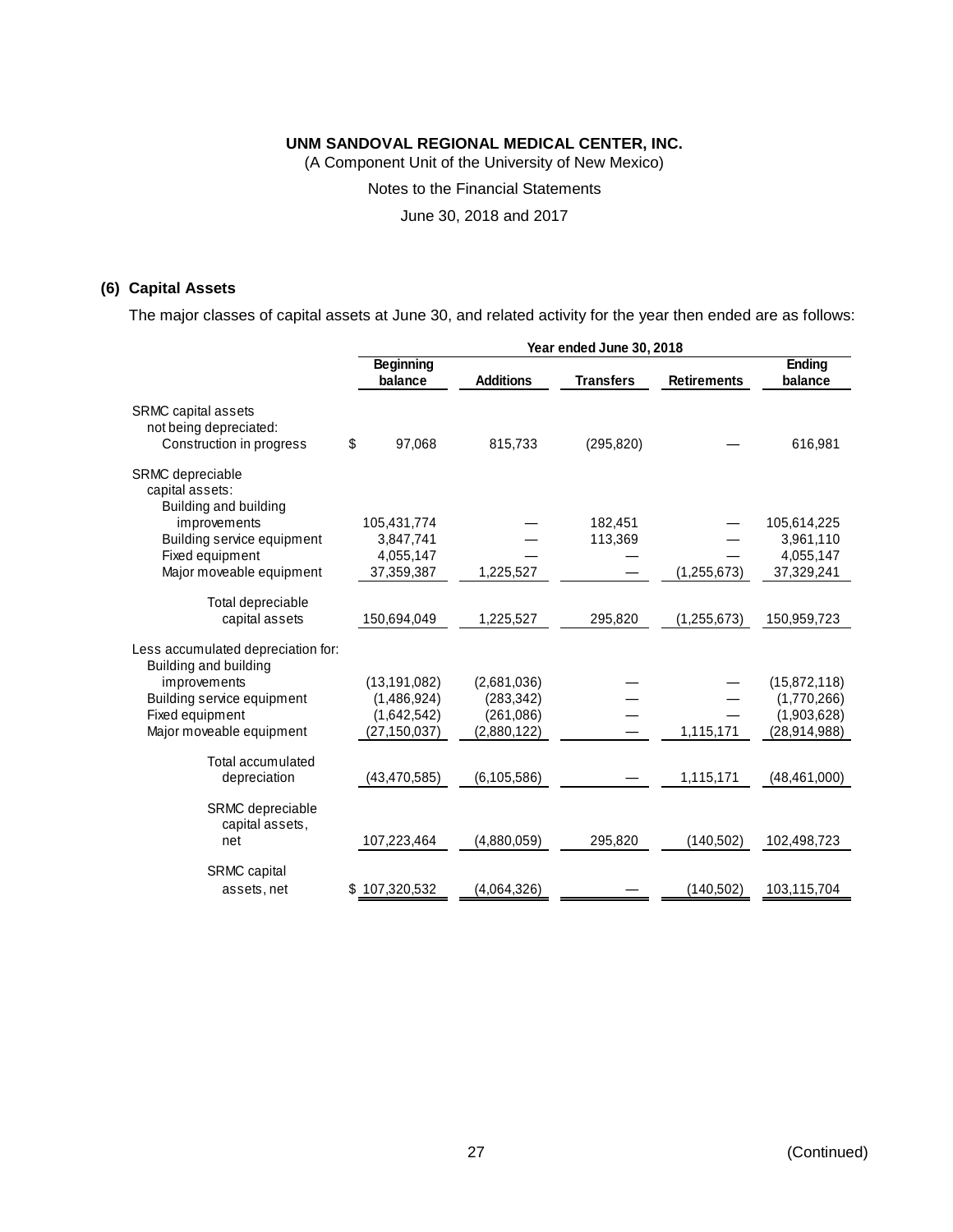**UNM SANDOVAL REGIONAL MEDICAL CENTER, INC.**
(A Component Unit of the University of New Mexico)
Notes to the Financial Statements
June 30, 2018 and 2017

## (6) Capital Assets

The major classes of capital assets at June 30, and related activity for the year then ended are as follows:

| | Year ended June 30, 2018 | | | | |
|---|---|---|---|---|---|
| | Beginning balance | Additions | Transfers | Retirements | Ending balance |
| SRMC capital assets not being depreciated: | | | | | |
| Construction in progress | $ 97,068 | 815,733 | (295,820) | — | 616,981 |
| SRMC depreciable capital assets: | | | | | |
| Building and building improvements | 105,431,774 | — | 182,451 | — | 105,614,225 |
| Building service equipment | 3,847,741 | — | 113,369 | — | 3,961,110 |
| Fixed equipment | 4,055,147 | — | — | — | 4,055,147 |
| Major moveable equipment | 37,359,387 | 1,225,527 | — | (1,255,673) | 37,329,241 |
| Total depreciable capital assets | 150,694,049 | 1,225,527 | 295,820 | (1,255,673) | 150,959,723 |
| Less accumulated depreciation for: | | | | | |
| Building and building improvements | (13,191,082) | (2,681,036) | — | — | (15,872,118) |
| Building service equipment | (1,486,924) | (283,342) | — | — | (1,770,266) |
| Fixed equipment | (1,642,542) | (261,086) | — | — | (1,903,628) |
| Major moveable equipment | (27,150,037) | (2,880,122) | — | 1,115,171 | (28,914,988) |
| Total accumulated depreciation | (43,470,585) | (6,105,586) | — | 1,115,171 | (48,461,000) |
| SRMC depreciable capital assets, net | 107,223,464 | (4,880,059) | 295,820 | (140,502) | 102,498,723 |
| SRMC capital assets, net | $ 107,320,532 | (4,064,326) | — | (140,502) | 103,115,704 |

(Continued)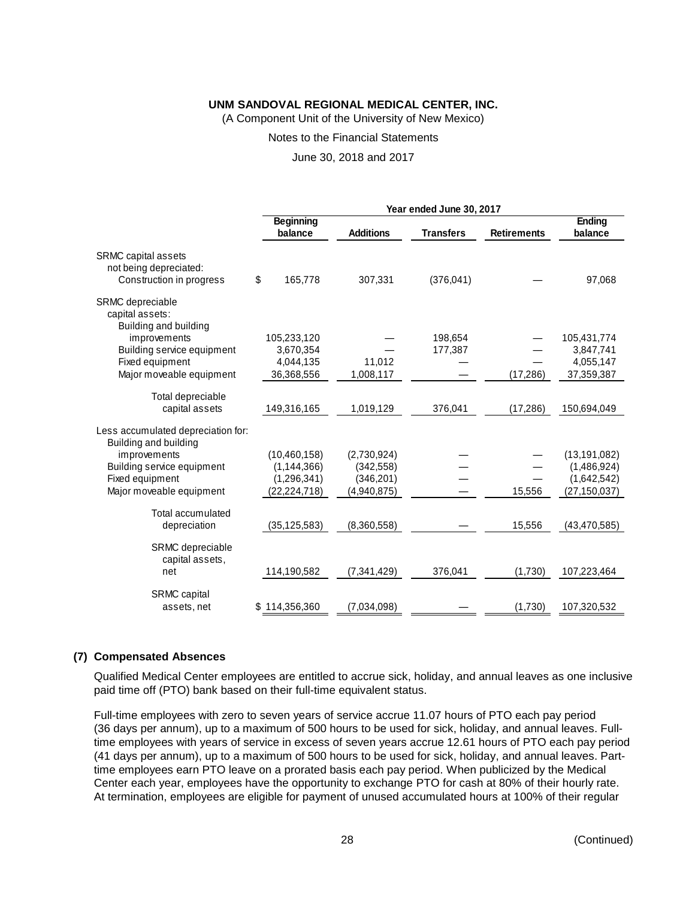**UNM SANDOVAL REGIONAL MEDICAL CENTER, INC.**

(A Component Unit of the University of New Mexico)

Notes to the Financial Statements

June 30, 2018 and 2017

| | Year ended June 30, 2017 | | | | |
|---|---|---|---|---|---|
| | Beginning balance | Additions | Transfers | Retirements | Ending balance |
| SRMC capital assets not being depreciated: | | | | | |
| Construction in progress | $ 165,778 | 307,331 | (376,041) | — | 97,068 |
| SRMC depreciable capital assets: | | | | | |
| Building and building improvements | 105,233,120 | — | 198,654 | — | 105,431,774 |
| Building service equipment | 3,670,354 | — | 177,387 | — | 3,847,741 |
| Fixed equipment | 4,044,135 | 11,012 | — | — | 4,055,147 |
| Major moveable equipment | 36,368,556 | 1,008,117 | — | (17,286) | 37,359,387 |
| Total depreciable capital assets | 149,316,165 | 1,019,129 | 376,041 | (17,286) | 150,694,049 |
| Less accumulated depreciation for: | | | | | |
| Building and building improvements | (10,460,158) | (2,730,924) | — | — | (13,191,082) |
| Building service equipment | (1,144,366) | (342,558) | — | — | (1,486,924) |
| Fixed equipment | (1,296,341) | (346,201) | — | — | (1,642,542) |
| Major moveable equipment | (22,224,718) | (4,940,875) | — | 15,556 | (27,150,037) |
| Total accumulated depreciation | (35,125,583) | (8,360,558) | — | 15,556 | (43,470,585) |
| SRMC depreciable capital assets, net | 114,190,582 | (7,341,429) | 376,041 | (1,730) | 107,223,464 |
| SRMC capital assets, net | $ 114,356,360 | (7,034,098) | — | (1,730) | 107,320,532 |

## (7) Compensated Absences

Qualified Medical Center employees are entitled to accrue sick, holiday, and annual leaves as one inclusive paid time off (PTO) bank based on their full-time equivalent status.

Full-time employees with zero to seven years of service accrue 11.07 hours of PTO each pay period (36 days per annum), up to a maximum of 500 hours to be used for sick, holiday, and annual leaves. Full-time employees with years of service in excess of seven years accrue 12.61 hours of PTO each pay period (41 days per annum), up to a maximum of 500 hours to be used for sick, holiday, and annual leaves. Part-time employees earn PTO leave on a prorated basis each pay period. When publicized by the Medical Center each year, employees have the opportunity to exchange PTO for cash at 80% of their hourly rate. At termination, employees are eligible for payment of unused accumulated hours at 100% of their regular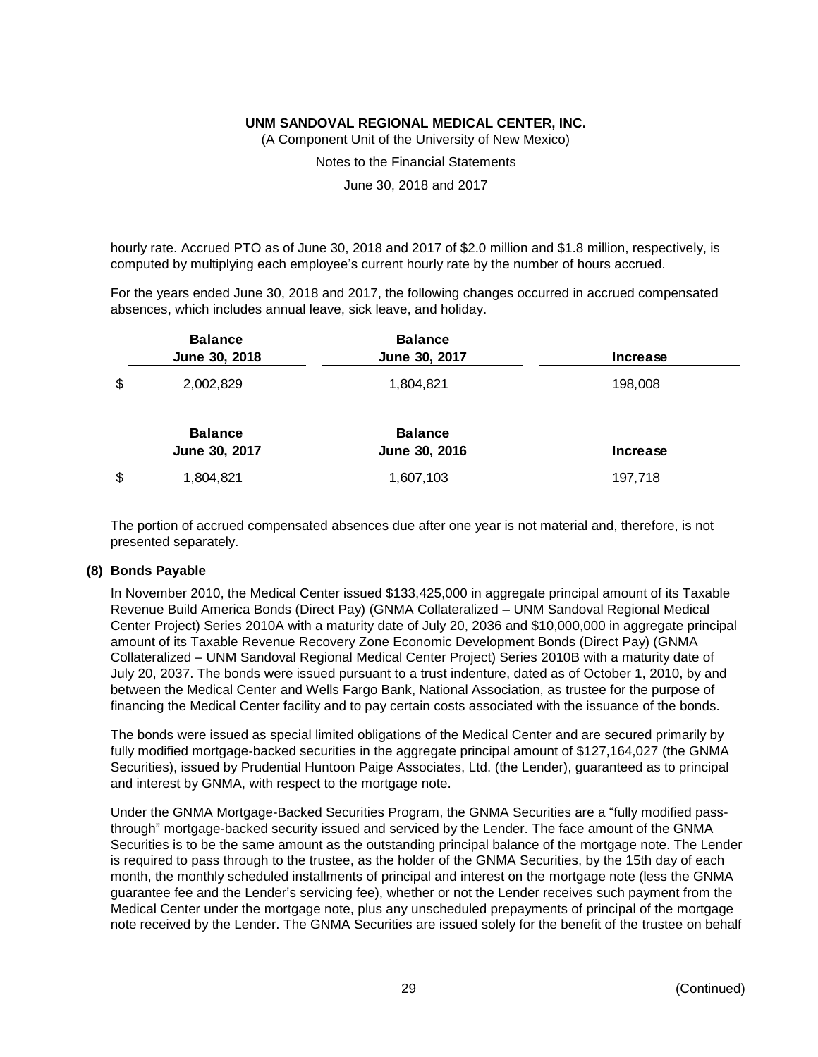hourly rate. Accrued PTO as of June 30, 2018 and 2017 of \$2.0 million and \$1.8 million, respectively, is computed by multiplying each employee's current hourly rate by the number of hours accrued.

For the years ended June 30, 2018 and 2017, the following changes occurred in accrued compensated absences, which includes annual leave, sick leave, and holiday.

| | Balance June 30, 2018 | Balance June 30, 2017 | Increase |
|---|---|---|---|
| $ | 2,002,829 | 1,804,821 | 198,008 |

| | Balance June 30, 2017 | Balance June 30, 2016 | Increase |
|---|---|---|---|
| $ | 1,804,821 | 1,607,103 | 197,718 |

The portion of accrued compensated absences due after one year is not material and, therefore, is not presented separately.

## (8) Bonds Payable

In November 2010, the Medical Center issued \$133,425,000 in aggregate principal amount of its Taxable Revenue Build America Bonds (Direct Pay) (GNMA Collateralized – UNM Sandoval Regional Medical Center Project) Series 2010A with a maturity date of July 20, 2036 and \$10,000,000 in aggregate principal amount of its Taxable Revenue Recovery Zone Economic Development Bonds (Direct Pay) (GNMA Collateralized – UNM Sandoval Regional Medical Center Project) Series 2010B with a maturity date of July 20, 2037. The bonds were issued pursuant to a trust indenture, dated as of October 1, 2010, by and between the Medical Center and Wells Fargo Bank, National Association, as trustee for the purpose of financing the Medical Center facility and to pay certain costs associated with the issuance of the bonds.

The bonds were issued as special limited obligations of the Medical Center and are secured primarily by fully modified mortgage-backed securities in the aggregate principal amount of \$127,164,027 (the GNMA Securities), issued by Prudential Huntoon Paige Associates, Ltd. (the Lender), guaranteed as to principal and interest by GNMA, with respect to the mortgage note.

Under the GNMA Mortgage-Backed Securities Program, the GNMA Securities are a "fully modified pass-through" mortgage-backed security issued and serviced by the Lender. The face amount of the GNMA Securities is to be the same amount as the outstanding principal balance of the mortgage note. The Lender is required to pass through to the trustee, as the holder of the GNMA Securities, by the 15th day of each month, the monthly scheduled installments of principal and interest on the mortgage note (less the GNMA guarantee fee and the Lender's servicing fee), whether or not the Lender receives such payment from the Medical Center under the mortgage note, plus any unscheduled prepayments of principal of the mortgage note received by the Lender. The GNMA Securities are issued solely for the benefit of the trustee on behalf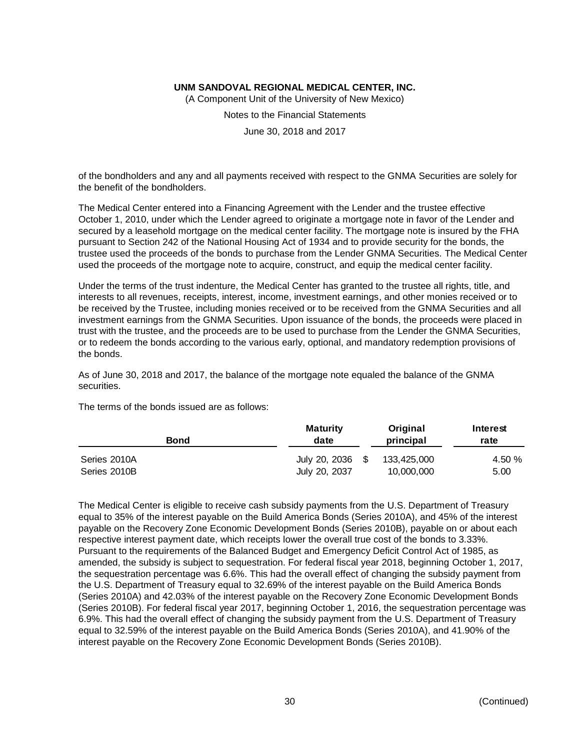of the bondholders and any and all payments received with respect to the GNMA Securities are solely for the benefit of the bondholders.

The Medical Center entered into a Financing Agreement with the Lender and the trustee effective October 1, 2010, under which the Lender agreed to originate a mortgage note in favor of the Lender and secured by a leasehold mortgage on the medical center facility. The mortgage note is insured by the FHA pursuant to Section 242 of the National Housing Act of 1934 and to provide security for the bonds, the trustee used the proceeds of the bonds to purchase from the Lender GNMA Securities. The Medical Center used the proceeds of the mortgage note to acquire, construct, and equip the medical center facility.

Under the terms of the trust indenture, the Medical Center has granted to the trustee all rights, title, and interests to all revenues, receipts, interest, income, investment earnings, and other monies received or to be received by the Trustee, including monies received or to be received from the GNMA Securities and all investment earnings from the GNMA Securities. Upon issuance of the bonds, the proceeds were placed in trust with the trustee, and the proceeds are to be used to purchase from the Lender the GNMA Securities, or to redeem the bonds according to the various early, optional, and mandatory redemption provisions of the bonds.

As of June 30, 2018 and 2017, the balance of the mortgage note equaled the balance of the GNMA securities.

The terms of the bonds issued are as follows:

| Bond | Maturity date | Original principal | Interest rate |
|---|---|---|---|
| Series 2010A | July 20, 2036 | $ 133,425,000 | 4.50 % |
| Series 2010B | July 20, 2037 | 10,000,000 | 5.00 |

The Medical Center is eligible to receive cash subsidy payments from the U.S. Department of Treasury equal to 35% of the interest payable on the Build America Bonds (Series 2010A), and 45% of the interest payable on the Recovery Zone Economic Development Bonds (Series 2010B), payable on or about each respective interest payment date, which receipts lower the overall true cost of the bonds to 3.33%. Pursuant to the requirements of the Balanced Budget and Emergency Deficit Control Act of 1985, as amended, the subsidy is subject to sequestration. For federal fiscal year 2018, beginning October 1, 2017, the sequestration percentage was 6.6%. This had the overall effect of changing the subsidy payment from the U.S. Department of Treasury equal to 32.69% of the interest payable on the Build America Bonds (Series 2010A) and 42.03% of the interest payable on the Recovery Zone Economic Development Bonds (Series 2010B). For federal fiscal year 2017, beginning October 1, 2016, the sequestration percentage was 6.9%. This had the overall effect of changing the subsidy payment from the U.S. Department of Treasury equal to 32.59% of the interest payable on the Build America Bonds (Series 2010A), and 41.90% of the interest payable on the Recovery Zone Economic Development Bonds (Series 2010B).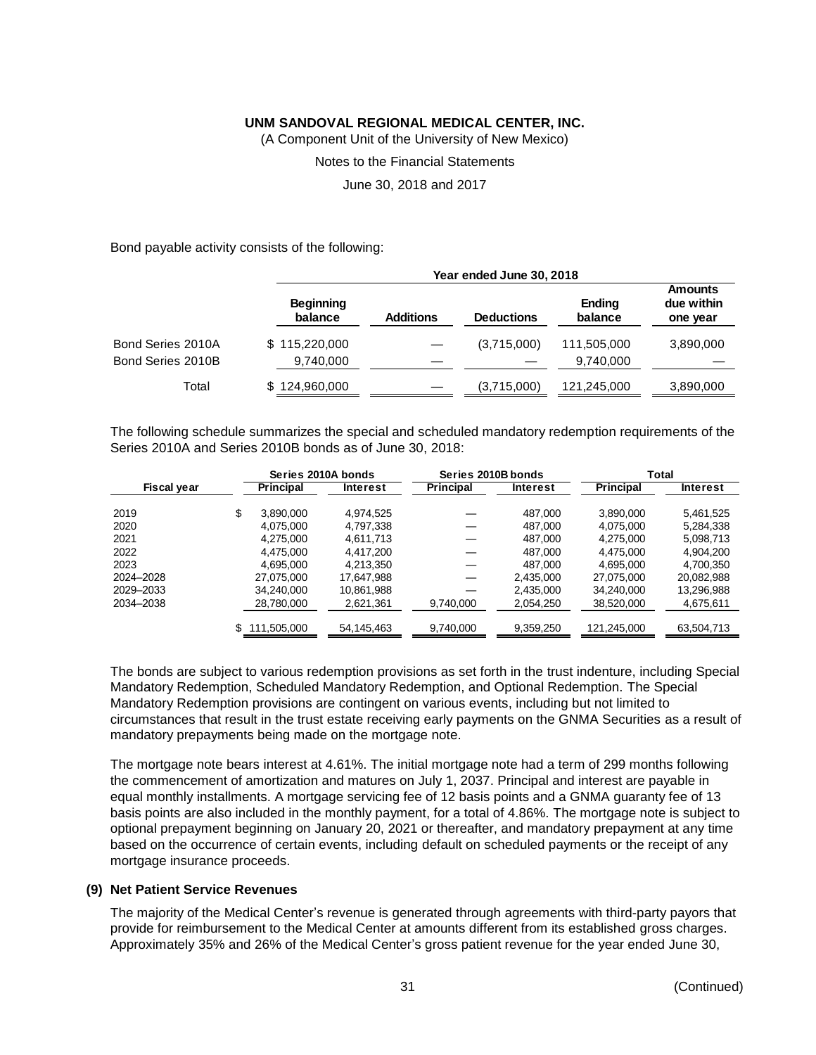Bond payable activity consists of the following:

| | Year ended June 30, 2018 | | | | |
|---|---|---|---|---|---|
| | Beginning balance | Additions | Deductions | Ending balance | Amounts due within one year |
| Bond Series 2010A | $ 115,220,000 | — | (3,715,000) | 111,505,000 | 3,890,000 |
| Bond Series 2010B | 9,740,000 | — | — | 9,740,000 | — |
| Total | $ 124,960,000 | — | (3,715,000) | 121,245,000 | 3,890,000 |

The following schedule summarizes the special and scheduled mandatory redemption requirements of the Series 2010A and Series 2010B bonds as of June 30, 2018:

| | Series 2010A bonds | | Series 2010B bonds | | Total | |
|---|---|---|---|---|---|---|
| Fiscal year | Principal | Interest | Principal | Interest | Principal | Interest |
| 2019 | $ 3,890,000 | 4,974,525 | — | 487,000 | 3,890,000 | 5,461,525 |
| 2020 | 4,075,000 | 4,797,338 | — | 487,000 | 4,075,000 | 5,284,338 |
| 2021 | 4,275,000 | 4,611,713 | — | 487,000 | 4,275,000 | 5,098,713 |
| 2022 | 4,475,000 | 4,417,200 | — | 487,000 | 4,475,000 | 4,904,200 |
| 2023 | 4,695,000 | 4,213,350 | — | 487,000 | 4,695,000 | 4,700,350 |
| 2024–2028 | 27,075,000 | 17,647,988 | — | 2,435,000 | 27,075,000 | 20,082,988 |
| 2029–2033 | 34,240,000 | 10,861,988 | — | 2,435,000 | 34,240,000 | 13,296,988 |
| 2034–2038 | 28,780,000 | 2,621,361 | 9,740,000 | 2,054,250 | 38,520,000 | 4,675,611 |
| | $ 111,505,000 | 54,145,463 | 9,740,000 | 9,359,250 | 121,245,000 | 63,504,713 |

The bonds are subject to various redemption provisions as set forth in the trust indenture, including Special Mandatory Redemption, Scheduled Mandatory Redemption, and Optional Redemption. The Special Mandatory Redemption provisions are contingent on various events, including but not limited to circumstances that result in the trust estate receiving early payments on the GNMA Securities as a result of mandatory prepayments being made on the mortgage note.

The mortgage note bears interest at 4.61%. The initial mortgage note had a term of 299 months following the commencement of amortization and matures on July 1, 2037. Principal and interest are payable in equal monthly installments. A mortgage servicing fee of 12 basis points and a GNMA guaranty fee of 13 basis points are also included in the monthly payment, for a total of 4.86%. The mortgage note is subject to optional prepayment beginning on January 20, 2021 or thereafter, and mandatory prepayment at any time based on the occurrence of certain events, including default on scheduled payments or the receipt of any mortgage insurance proceeds.

## (9) Net Patient Service Revenues

The majority of the Medical Center's revenue is generated through agreements with third-party payors that provide for reimbursement to the Medical Center at amounts different from its established gross charges. Approximately 35% and 26% of the Medical Center's gross patient revenue for the year ended June 30,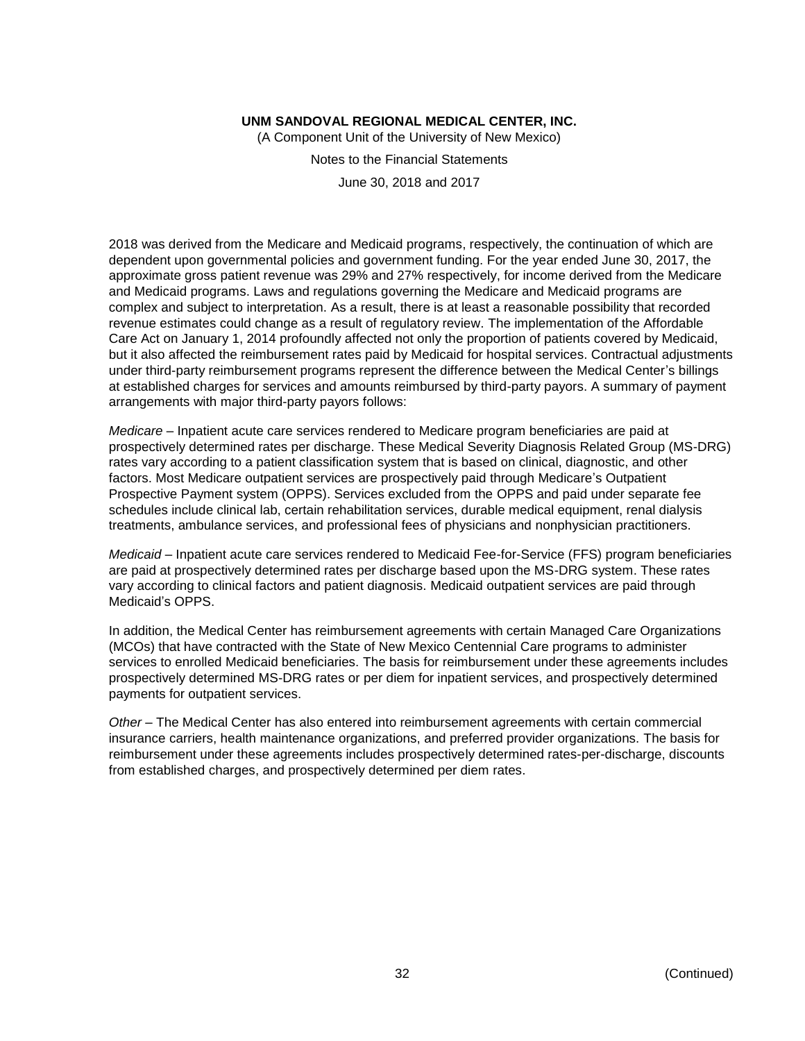2018 was derived from the Medicare and Medicaid programs, respectively, the continuation of which are dependent upon governmental policies and government funding. For the year ended June 30, 2017, the approximate gross patient revenue was 29% and 27% respectively, for income derived from the Medicare and Medicaid programs. Laws and regulations governing the Medicare and Medicaid programs are complex and subject to interpretation. As a result, there is at least a reasonable possibility that recorded revenue estimates could change as a result of regulatory review. The implementation of the Affordable Care Act on January 1, 2014 profoundly affected not only the proportion of patients covered by Medicaid, but it also affected the reimbursement rates paid by Medicaid for hospital services. Contractual adjustments under third-party reimbursement programs represent the difference between the Medical Center's billings at established charges for services and amounts reimbursed by third-party payors. A summary of payment arrangements with major third-party payors follows:

*Medicare* – Inpatient acute care services rendered to Medicare program beneficiaries are paid at prospectively determined rates per discharge. These Medical Severity Diagnosis Related Group (MS-DRG) rates vary according to a patient classification system that is based on clinical, diagnostic, and other factors. Most Medicare outpatient services are prospectively paid through Medicare's Outpatient Prospective Payment system (OPPS). Services excluded from the OPPS and paid under separate fee schedules include clinical lab, certain rehabilitation services, durable medical equipment, renal dialysis treatments, ambulance services, and professional fees of physicians and nonphysician practitioners.

*Medicaid* – Inpatient acute care services rendered to Medicaid Fee-for-Service (FFS) program beneficiaries are paid at prospectively determined rates per discharge based upon the MS-DRG system. These rates vary according to clinical factors and patient diagnosis. Medicaid outpatient services are paid through Medicaid's OPPS.

In addition, the Medical Center has reimbursement agreements with certain Managed Care Organizations (MCOs) that have contracted with the State of New Mexico Centennial Care programs to administer services to enrolled Medicaid beneficiaries. The basis for reimbursement under these agreements includes prospectively determined MS-DRG rates or per diem for inpatient services, and prospectively determined payments for outpatient services.

*Other* – The Medical Center has also entered into reimbursement agreements with certain commercial insurance carriers, health maintenance organizations, and preferred provider organizations. The basis for reimbursement under these agreements includes prospectively determined rates-per-discharge, discounts from established charges, and prospectively determined per diem rates.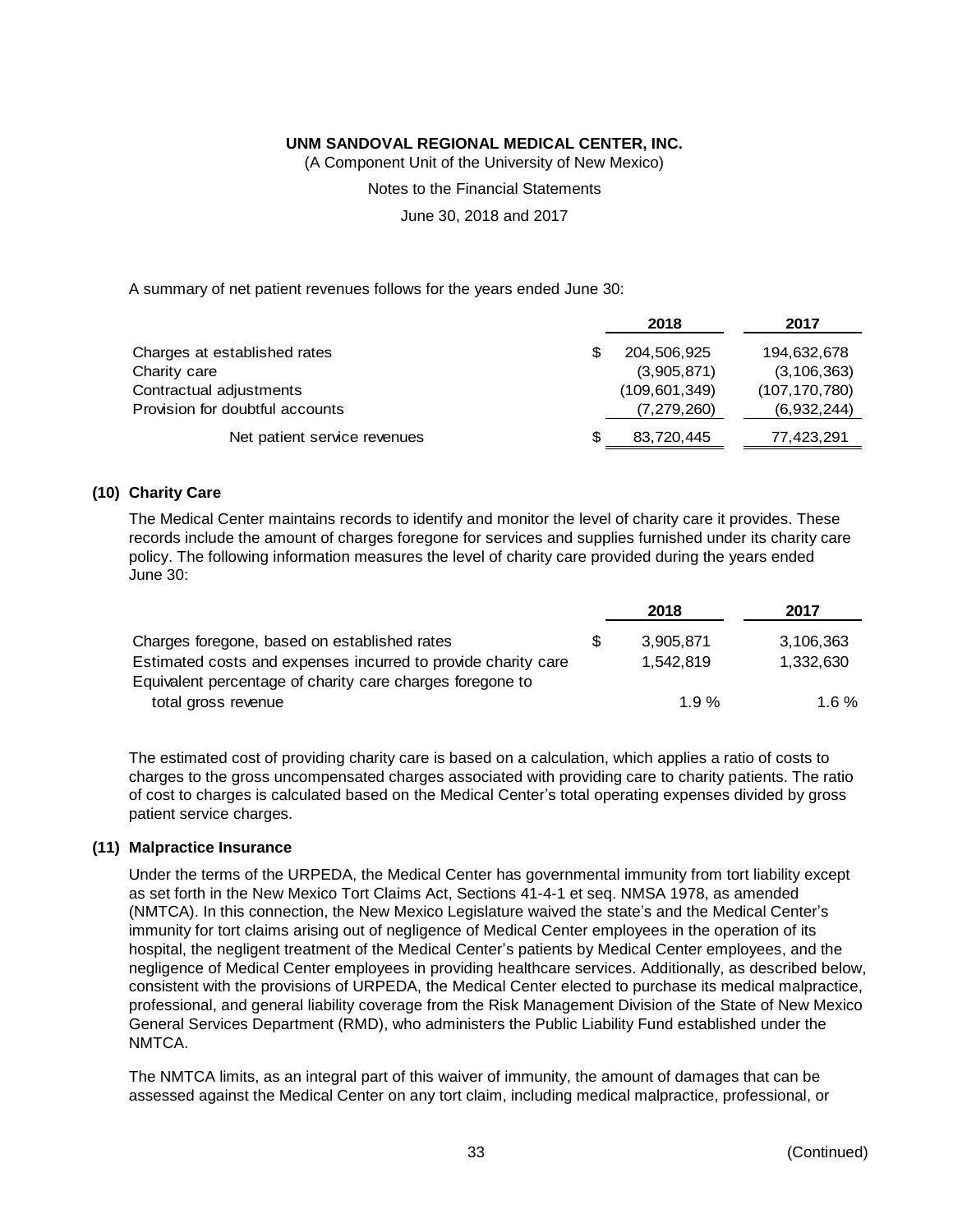A summary of net patient revenues follows for the years ended June 30:

| | | 2018 | 2017 |
|---|---|---|---|
| Charges at established rates | $ | 204,506,925 | 194,632,678 |
| Charity care | | (3,905,871) | (3,106,363) |
| Contractual adjustments | | (109,601,349) | (107,170,780) |
| Provision for doubtful accounts | | (7,279,260) | (6,932,244) |
| Net patient service revenues | $ | 83,720,445 | 77,423,291 |

## (10) Charity Care

The Medical Center maintains records to identify and monitor the level of charity care it provides. These records include the amount of charges foregone for services and supplies furnished under its charity care policy. The following information measures the level of charity care provided during the years ended June 30:

| | | 2018 | 2017 |
|---|---|---|---|
| Charges foregone, based on established rates | $ | 3,905,871 | 3,106,363 |
| Estimated costs and expenses incurred to provide charity care | | 1,542,819 | 1,332,630 |
| Equivalent percentage of charity care charges foregone to total gross revenue | | 1.9 % | 1.6 % |

The estimated cost of providing charity care is based on a calculation, which applies a ratio of costs to charges to the gross uncompensated charges associated with providing care to charity patients. The ratio of cost to charges is calculated based on the Medical Center's total operating expenses divided by gross patient service charges.

## (11) Malpractice Insurance

Under the terms of the URPEDA, the Medical Center has governmental immunity from tort liability except as set forth in the New Mexico Tort Claims Act, Sections 41-4-1 et seq. NMSA 1978, as amended (NMTCA). In this connection, the New Mexico Legislature waived the state's and the Medical Center's immunity for tort claims arising out of negligence of Medical Center employees in the operation of its hospital, the negligent treatment of the Medical Center's patients by Medical Center employees, and the negligence of Medical Center employees in providing healthcare services. Additionally, as described below, consistent with the provisions of URPEDA, the Medical Center elected to purchase its medical malpractice, professional, and general liability coverage from the Risk Management Division of the State of New Mexico General Services Department (RMD), who administers the Public Liability Fund established under the NMTCA.

The NMTCA limits, as an integral part of this waiver of immunity, the amount of damages that can be assessed against the Medical Center on any tort claim, including medical malpractice, professional, or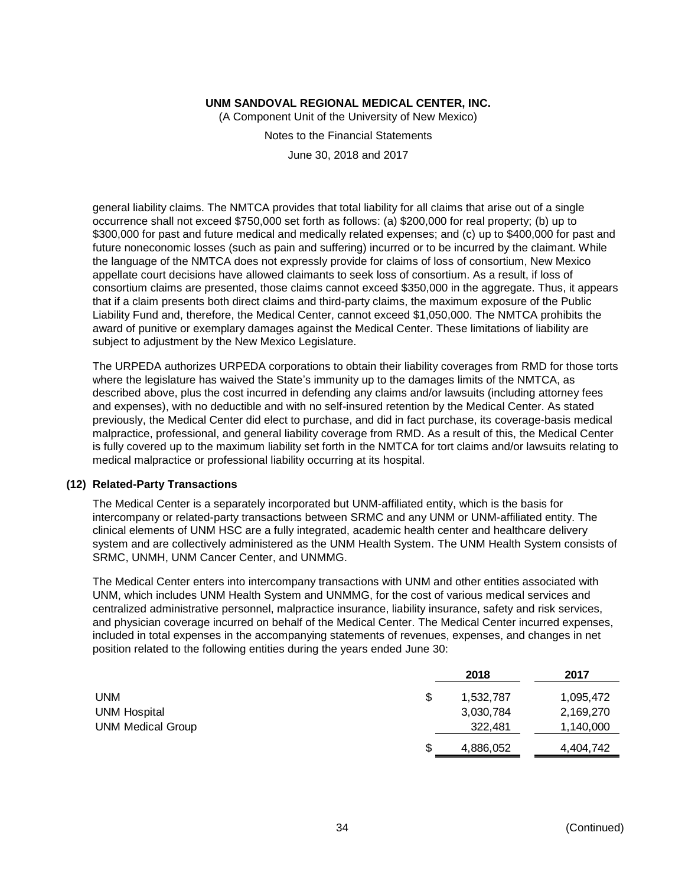general liability claims. The NMTCA provides that total liability for all claims that arise out of a single occurrence shall not exceed $750,000 set forth as follows: (a) $200,000 for real property; (b) up to $300,000 for past and future medical and medically related expenses; and (c) up to $400,000 for past and future noneconomic losses (such as pain and suffering) incurred or to be incurred by the claimant. While the language of the NMTCA does not expressly provide for claims of loss of consortium, New Mexico appellate court decisions have allowed claimants to seek loss of consortium. As a result, if loss of consortium claims are presented, those claims cannot exceed $350,000 in the aggregate. Thus, it appears that if a claim presents both direct claims and third-party claims, the maximum exposure of the Public Liability Fund and, therefore, the Medical Center, cannot exceed $1,050,000. The NMTCA prohibits the award of punitive or exemplary damages against the Medical Center. These limitations of liability are subject to adjustment by the New Mexico Legislature.

The URPEDA authorizes URPEDA corporations to obtain their liability coverages from RMD for those torts where the legislature has waived the State's immunity up to the damages limits of the NMTCA, as described above, plus the cost incurred in defending any claims and/or lawsuits (including attorney fees and expenses), with no deductible and with no self-insured retention by the Medical Center. As stated previously, the Medical Center did elect to purchase, and did in fact purchase, its coverage-basis medical malpractice, professional, and general liability coverage from RMD. As a result of this, the Medical Center is fully covered up to the maximum liability set forth in the NMTCA for tort claims and/or lawsuits relating to medical malpractice or professional liability occurring at its hospital.

### (12) Related-Party Transactions

The Medical Center is a separately incorporated but UNM-affiliated entity, which is the basis for intercompany or related-party transactions between SRMC and any UNM or UNM-affiliated entity. The clinical elements of UNM HSC are a fully integrated, academic health center and healthcare delivery system and are collectively administered as the UNM Health System. The UNM Health System consists of SRMC, UNMH, UNM Cancer Center, and UNMMG.

The Medical Center enters into intercompany transactions with UNM and other entities associated with UNM, which includes UNM Health System and UNMMG, for the cost of various medical services and centralized administrative personnel, malpractice insurance, liability insurance, safety and risk services, and physician coverage incurred on behalf of the Medical Center. The Medical Center incurred expenses, included in total expenses in the accompanying statements of revenues, expenses, and changes in net position related to the following entities during the years ended June 30:

| | 2018 | 2017 |
|---|---|---|
| UNM | $ 1,532,787 | 1,095,472 |
| UNM Hospital | 3,030,784 | 2,169,270 |
| UNM Medical Group | 322,481 | 1,140,000 |
| | $ 4,886,052 | 4,404,742 |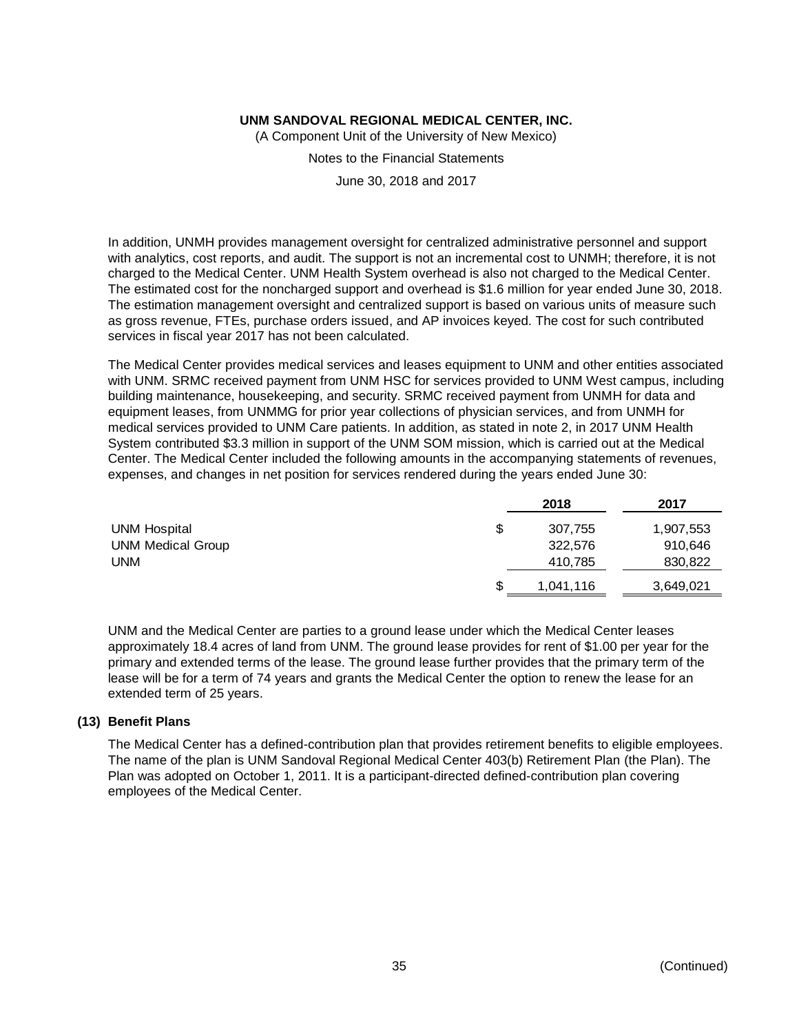In addition, UNMH provides management oversight for centralized administrative personnel and support with analytics, cost reports, and audit. The support is not an incremental cost to UNMH; therefore, it is not charged to the Medical Center. UNM Health System overhead is also not charged to the Medical Center. The estimated cost for the noncharged support and overhead is $1.6 million for year ended June 30, 2018. The estimation management oversight and centralized support is based on various units of measure such as gross revenue, FTEs, purchase orders issued, and AP invoices keyed. The cost for such contributed services in fiscal year 2017 has not been calculated.

The Medical Center provides medical services and leases equipment to UNM and other entities associated with UNM. SRMC received payment from UNM HSC for services provided to UNM West campus, including building maintenance, housekeeping, and security. SRMC received payment from UNMH for data and equipment leases, from UNMMG for prior year collections of physician services, and from UNMH for medical services provided to UNM Care patients. In addition, as stated in note 2, in 2017 UNM Health System contributed $3.3 million in support of the UNM SOM mission, which is carried out at the Medical Center. The Medical Center included the following amounts in the accompanying statements of revenues, expenses, and changes in net position for services rendered during the years ended June 30:

| | 2018 | 2017 |
|---|---|---|
| UNM Hospital | $ 307,755 | 1,907,553 |
| UNM Medical Group | 322,576 | 910,646 |
| UNM | 410,785 | 830,822 |
| | $ 1,041,116 | 3,649,021 |

UNM and the Medical Center are parties to a ground lease under which the Medical Center leases approximately 18.4 acres of land from UNM. The ground lease provides for rent of $1.00 per year for the primary and extended terms of the lease. The ground lease further provides that the primary term of the lease will be for a term of 74 years and grants the Medical Center the option to renew the lease for an extended term of 25 years.

## (13) Benefit Plans

The Medical Center has a defined-contribution plan that provides retirement benefits to eligible employees. The name of the plan is UNM Sandoval Regional Medical Center 403(b) Retirement Plan (the Plan). The Plan was adopted on October 1, 2011. It is a participant-directed defined-contribution plan covering employees of the Medical Center.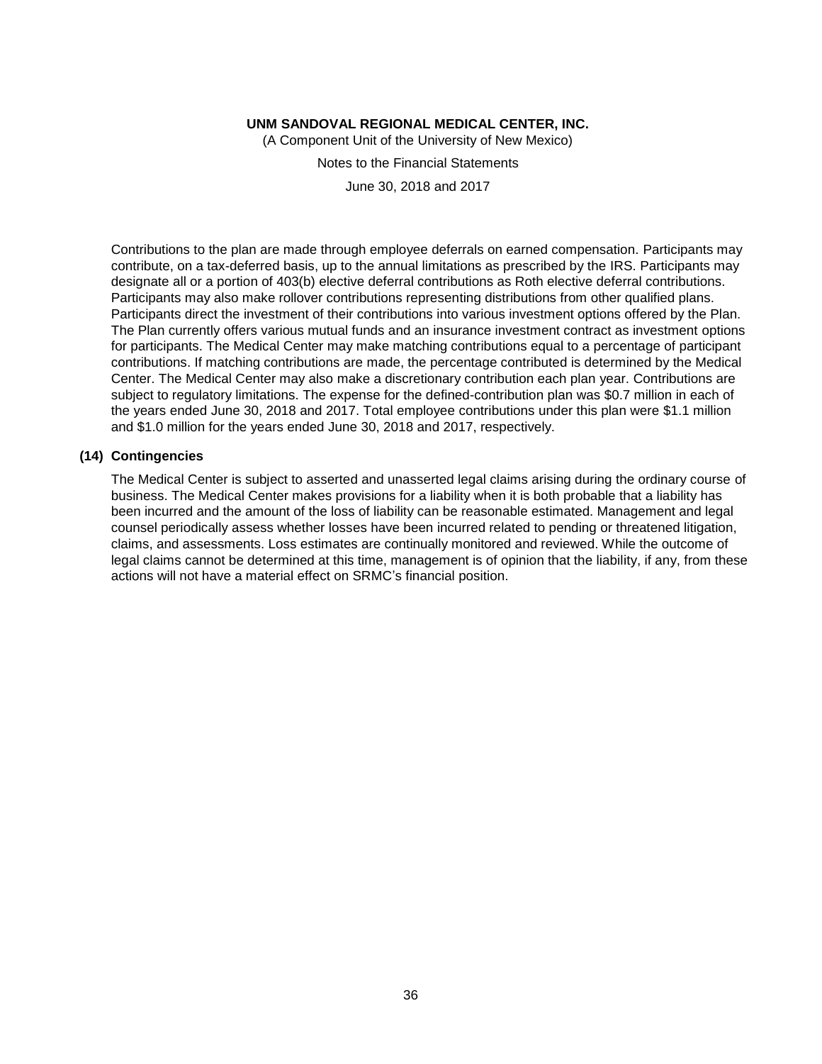Contributions to the plan are made through employee deferrals on earned compensation. Participants may contribute, on a tax-deferred basis, up to the annual limitations as prescribed by the IRS. Participants may designate all or a portion of 403(b) elective deferral contributions as Roth elective deferral contributions. Participants may also make rollover contributions representing distributions from other qualified plans. Participants direct the investment of their contributions into various investment options offered by the Plan. The Plan currently offers various mutual funds and an insurance investment contract as investment options for participants. The Medical Center may make matching contributions equal to a percentage of participant contributions. If matching contributions are made, the percentage contributed is determined by the Medical Center. The Medical Center may also make a discretionary contribution each plan year. Contributions are subject to regulatory limitations. The expense for the defined-contribution plan was $0.7 million in each of the years ended June 30, 2018 and 2017. Total employee contributions under this plan were $1.1 million and $1.0 million for the years ended June 30, 2018 and 2017, respectively.

## (14) Contingencies

The Medical Center is subject to asserted and unasserted legal claims arising during the ordinary course of business. The Medical Center makes provisions for a liability when it is both probable that a liability has been incurred and the amount of the loss of liability can be reasonable estimated. Management and legal counsel periodically assess whether losses have been incurred related to pending or threatened litigation, claims, and assessments. Loss estimates are continually monitored and reviewed. While the outcome of legal claims cannot be determined at this time, management is of opinion that the liability, if any, from these actions will not have a material effect on SRMC's financial position.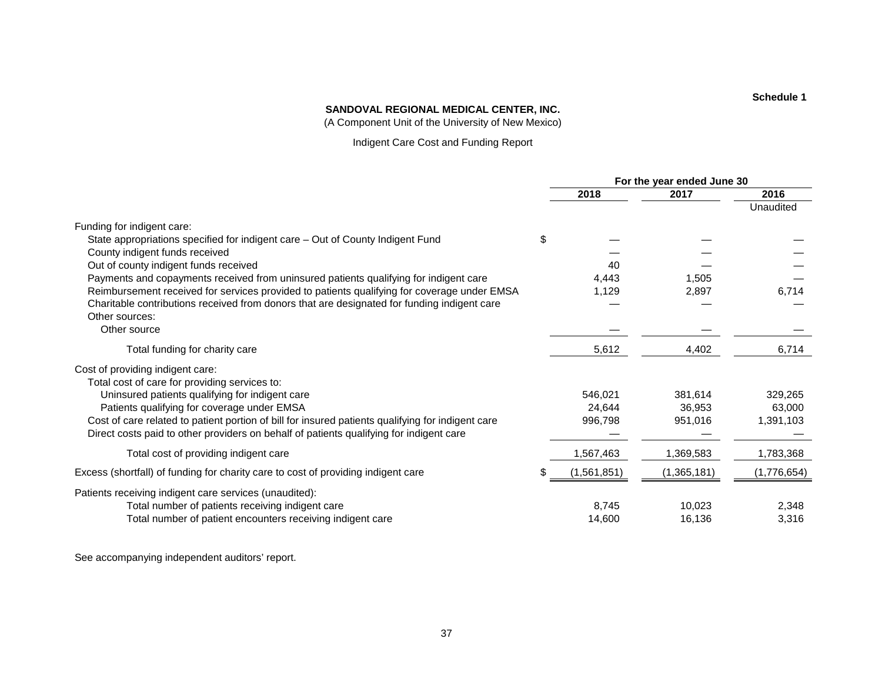**Schedule 1**

**SANDOVAL REGIONAL MEDICAL CENTER, INC.**

(A Component Unit of the University of New Mexico)

Indigent Care Cost and Funding Report

| | For the year ended June 30 | | |
|---|---|---|---|
| | **2018** | **2017** | **2016** |
| | | | Unaudited |
| Funding for indigent care: | | | |
| State appropriations specified for indigent care – Out of County Indigent Fund | $ — | — | — |
| County indigent funds received | — | — | — |
| Out of county indigent funds received | 40 | — | — |
| Payments and copayments received from uninsured patients qualifying for indigent care | 4,443 | 1,505 | — |
| Reimbursement received for services provided to patients qualifying for coverage under EMSA | 1,129 | 2,897 | 6,714 |
| Charitable contributions received from donors that are designated for funding indigent care | — | — | — |
| Other sources: | | | |
| Other source | — | — | — |
| Total funding for charity care | 5,612 | 4,402 | 6,714 |
| Cost of providing indigent care: | | | |
| Total cost of care for providing services to: | | | |
| Uninsured patients qualifying for indigent care | 546,021 | 381,614 | 329,265 |
| Patients qualifying for coverage under EMSA | 24,644 | 36,953 | 63,000 |
| Cost of care related to patient portion of bill for insured patients qualifying for indigent care | 996,798 | 951,016 | 1,391,103 |
| Direct costs paid to other providers on behalf of patients qualifying for indigent care | — | — | — |
| Total cost of providing indigent care | 1,567,463 | 1,369,583 | 1,783,368 |
| Excess (shortfall) of funding for charity care to cost of providing indigent care | $ (1,561,851) | (1,365,181) | (1,776,654) |
| Patients receiving indigent care services (unaudited): | | | |
| Total number of patients receiving indigent care | 8,745 | 10,023 | 2,348 |
| Total number of patient encounters receiving indigent care | 14,600 | 16,136 | 3,316 |

See accompanying independent auditors' report.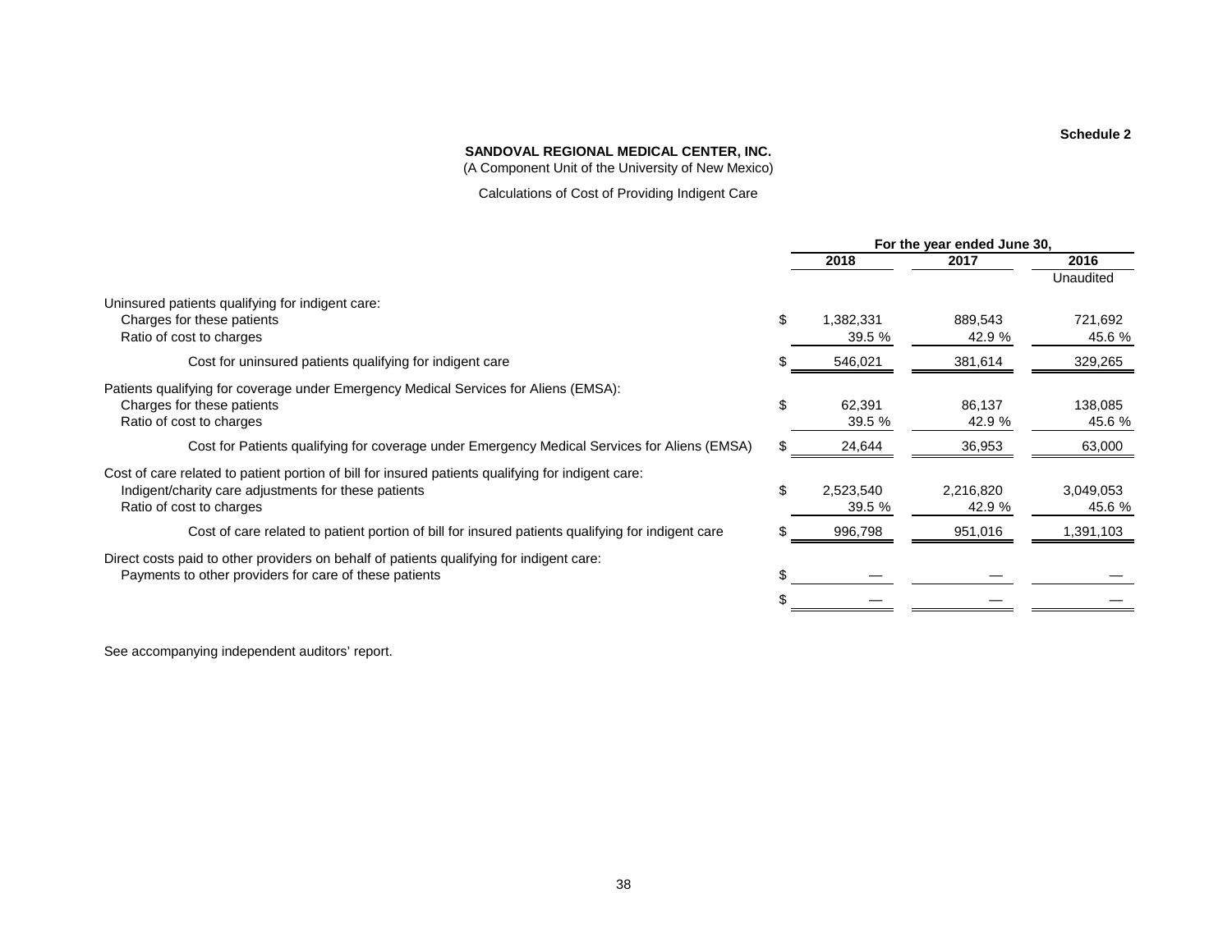**Schedule 2**

**SANDOVAL REGIONAL MEDICAL CENTER, INC.**

(A Component Unit of the University of New Mexico)

Calculations of Cost of Providing Indigent Care

| | For the year ended June 30, | | |
|---|---|---|---|
| | 2018 | 2017 | 2016 |
| | | | Unaudited |
| Uninsured patients qualifying for indigent care: | | | |
| Charges for these patients | $ 1,382,331 | 889,543 | 721,692 |
| Ratio of cost to charges | 39.5 % | 42.9 % | 45.6 % |
| Cost for uninsured patients qualifying for indigent care | $ 546,021 | 381,614 | 329,265 |
| Patients qualifying for coverage under Emergency Medical Services for Aliens (EMSA): | | | |
| Charges for these patients | $ 62,391 | 86,137 | 138,085 |
| Ratio of cost to charges | 39.5 % | 42.9 % | 45.6 % |
| Cost for Patients qualifying for coverage under Emergency Medical Services for Aliens (EMSA) | $ 24,644 | 36,953 | 63,000 |
| Cost of care related to patient portion of bill for insured patients qualifying for indigent care: | | | |
| Indigent/charity care adjustments for these patients | $ 2,523,540 | 2,216,820 | 3,049,053 |
| Ratio of cost to charges | 39.5 % | 42.9 % | 45.6 % |
| Cost of care related to patient portion of bill for insured patients qualifying for indigent care | $ 996,798 | 951,016 | 1,391,103 |
| Direct costs paid to other providers on behalf of patients qualifying for indigent care: | | | |
| Payments to other providers for care of these patients | $ — | — | — |
| | $ — | — | — |

See accompanying independent auditors' report.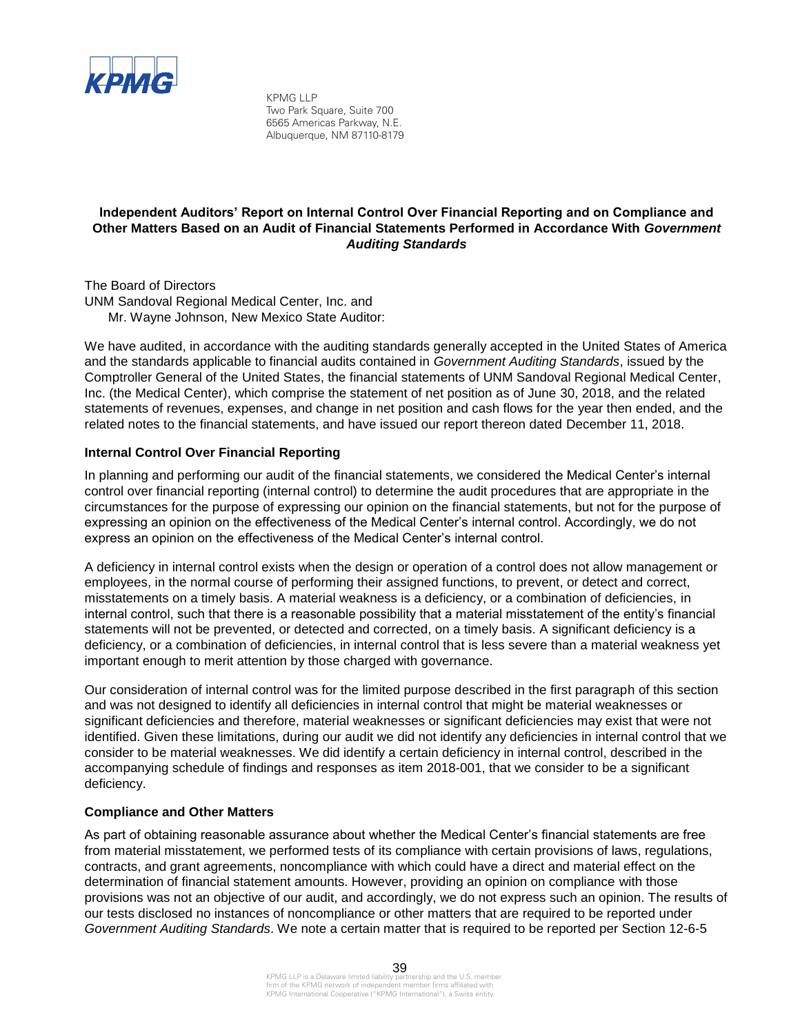KPMG LLP
Two Park Square, Suite 700
6565 Americas Parkway, N.E.
Albuquerque, NM 87110-8179

## Independent Auditors' Report on Internal Control Over Financial Reporting and on Compliance and Other Matters Based on an Audit of Financial Statements Performed in Accordance With *Government Auditing Standards*

The Board of Directors
UNM Sandoval Regional Medical Center, Inc. and
Mr. Wayne Johnson, New Mexico State Auditor:

We have audited, in accordance with the auditing standards generally accepted in the United States of America and the standards applicable to financial audits contained in *Government Auditing Standards*, issued by the Comptroller General of the United States, the financial statements of UNM Sandoval Regional Medical Center, Inc. (the Medical Center), which comprise the statement of net position as of June 30, 2018, and the related statements of revenues, expenses, and change in net position and cash flows for the year then ended, and the related notes to the financial statements, and have issued our report thereon dated December 11, 2018.

### Internal Control Over Financial Reporting

In planning and performing our audit of the financial statements, we considered the Medical Center's internal control over financial reporting (internal control) to determine the audit procedures that are appropriate in the circumstances for the purpose of expressing our opinion on the financial statements, but not for the purpose of expressing an opinion on the effectiveness of the Medical Center's internal control. Accordingly, we do not express an opinion on the effectiveness of the Medical Center's internal control.

A deficiency in internal control exists when the design or operation of a control does not allow management or employees, in the normal course of performing their assigned functions, to prevent, or detect and correct, misstatements on a timely basis. A material weakness is a deficiency, or a combination of deficiencies, in internal control, such that there is a reasonable possibility that a material misstatement of the entity's financial statements will not be prevented, or detected and corrected, on a timely basis. A significant deficiency is a deficiency, or a combination of deficiencies, in internal control that is less severe than a material weakness yet important enough to merit attention by those charged with governance.

Our consideration of internal control was for the limited purpose described in the first paragraph of this section and was not designed to identify all deficiencies in internal control that might be material weaknesses or significant deficiencies and therefore, material weaknesses or significant deficiencies may exist that were not identified. Given these limitations, during our audit we did not identify any deficiencies in internal control that we consider to be material weaknesses. We did identify a certain deficiency in internal control, described in the accompanying schedule of findings and responses as item 2018-001, that we consider to be a significant deficiency.

### Compliance and Other Matters

As part of obtaining reasonable assurance about whether the Medical Center's financial statements are free from material misstatement, we performed tests of its compliance with certain provisions of laws, regulations, contracts, and grant agreements, noncompliance with which could have a direct and material effect on the determination of financial statement amounts. However, providing an opinion on compliance with those provisions was not an objective of our audit, and accordingly, we do not express such an opinion. The results of our tests disclosed no instances of noncompliance or other matters that are required to be reported under *Government Auditing Standards*. We note a certain matter that is required to be reported per Section 12-6-5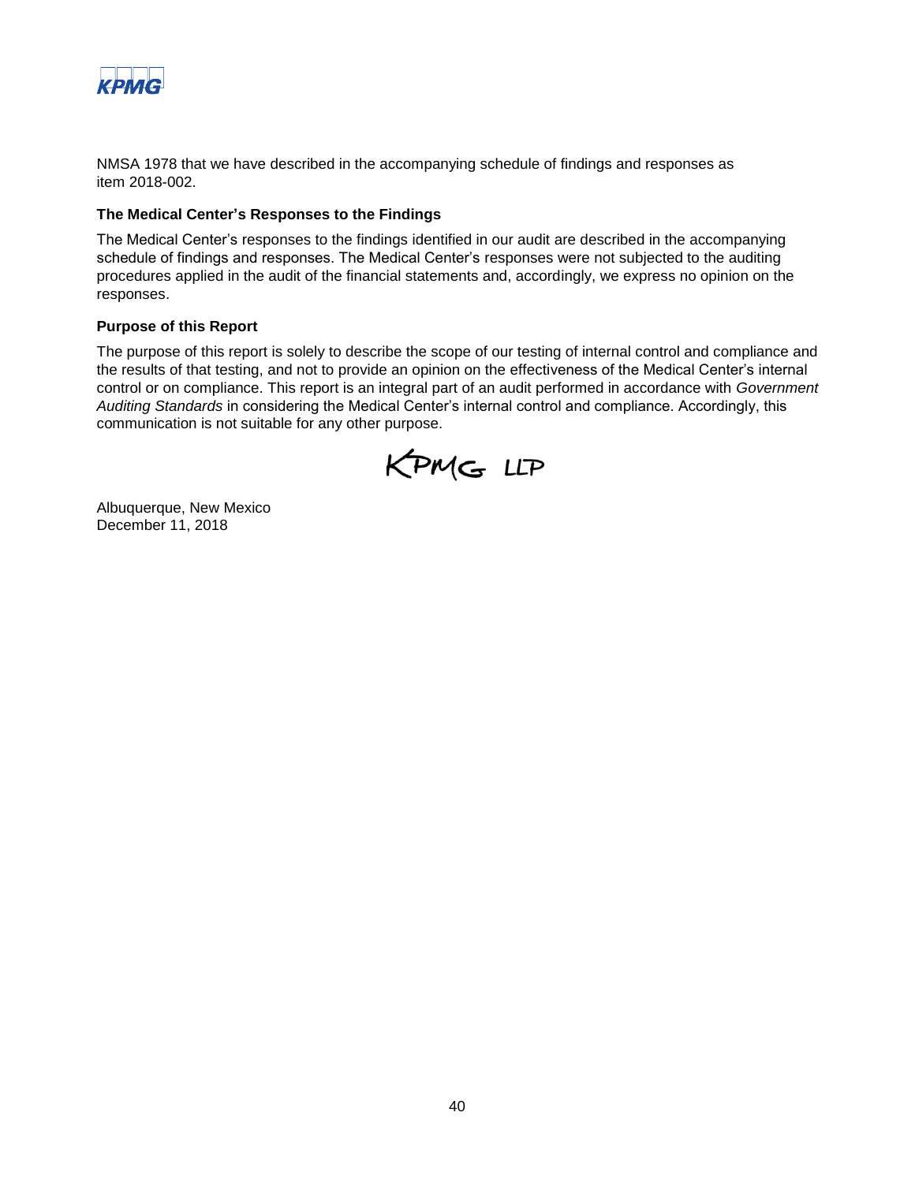NMSA 1978 that we have described in the accompanying schedule of findings and responses as item 2018-002.

**The Medical Center's Responses to the Findings**

The Medical Center's responses to the findings identified in our audit are described in the accompanying schedule of findings and responses. The Medical Center's responses were not subjected to the auditing procedures applied in the audit of the financial statements and, accordingly, we express no opinion on the responses.

**Purpose of this Report**

The purpose of this report is solely to describe the scope of our testing of internal control and compliance and the results of that testing, and not to provide an opinion on the effectiveness of the Medical Center's internal control or on compliance. This report is an integral part of an audit performed in accordance with *Government Auditing Standards* in considering the Medical Center's internal control and compliance. Accordingly, this communication is not suitable for any other purpose.

KPMG LLP

Albuquerque, New Mexico
December 11, 2018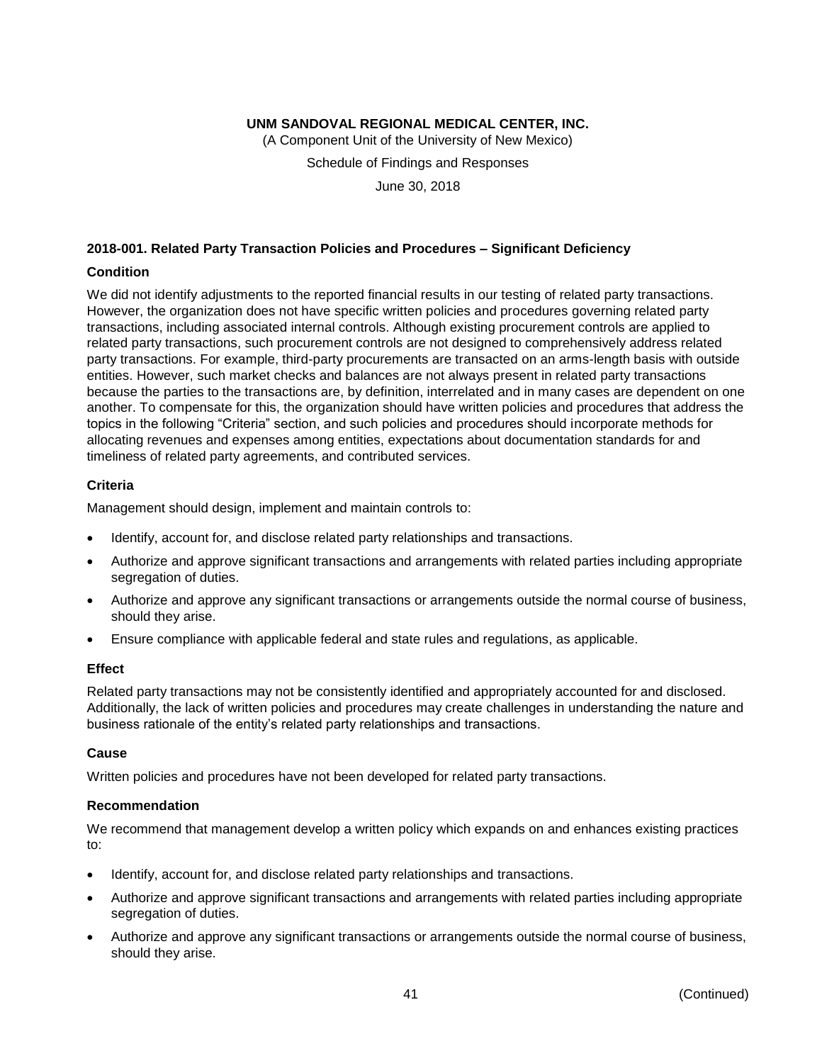**UNM SANDOVAL REGIONAL MEDICAL CENTER, INC.**

(A Component Unit of the University of New Mexico)

Schedule of Findings and Responses

June 30, 2018

### 2018-001. Related Party Transaction Policies and Procedures – Significant Deficiency

#### Condition

We did not identify adjustments to the reported financial results in our testing of related party transactions. However, the organization does not have specific written policies and procedures governing related party transactions, including associated internal controls. Although existing procurement controls are applied to related party transactions, such procurement controls are not designed to comprehensively address related party transactions. For example, third-party procurements are transacted on an arms-length basis with outside entities. However, such market checks and balances are not always present in related party transactions because the parties to the transactions are, by definition, interrelated and in many cases are dependent on one another. To compensate for this, the organization should have written policies and procedures that address the topics in the following "Criteria" section, and such policies and procedures should incorporate methods for allocating revenues and expenses among entities, expectations about documentation standards for and timeliness of related party agreements, and contributed services.

#### Criteria

Management should design, implement and maintain controls to:

- Identify, account for, and disclose related party relationships and transactions.
- Authorize and approve significant transactions and arrangements with related parties including appropriate segregation of duties.
- Authorize and approve any significant transactions or arrangements outside the normal course of business, should they arise.
- Ensure compliance with applicable federal and state rules and regulations, as applicable.

#### Effect

Related party transactions may not be consistently identified and appropriately accounted for and disclosed. Additionally, the lack of written policies and procedures may create challenges in understanding the nature and business rationale of the entity's related party relationships and transactions.

#### Cause

Written policies and procedures have not been developed for related party transactions.

#### Recommendation

We recommend that management develop a written policy which expands on and enhances existing practices to:

- Identify, account for, and disclose related party relationships and transactions.
- Authorize and approve significant transactions and arrangements with related parties including appropriate segregation of duties.
- Authorize and approve any significant transactions or arrangements outside the normal course of business, should they arise.

(Continued)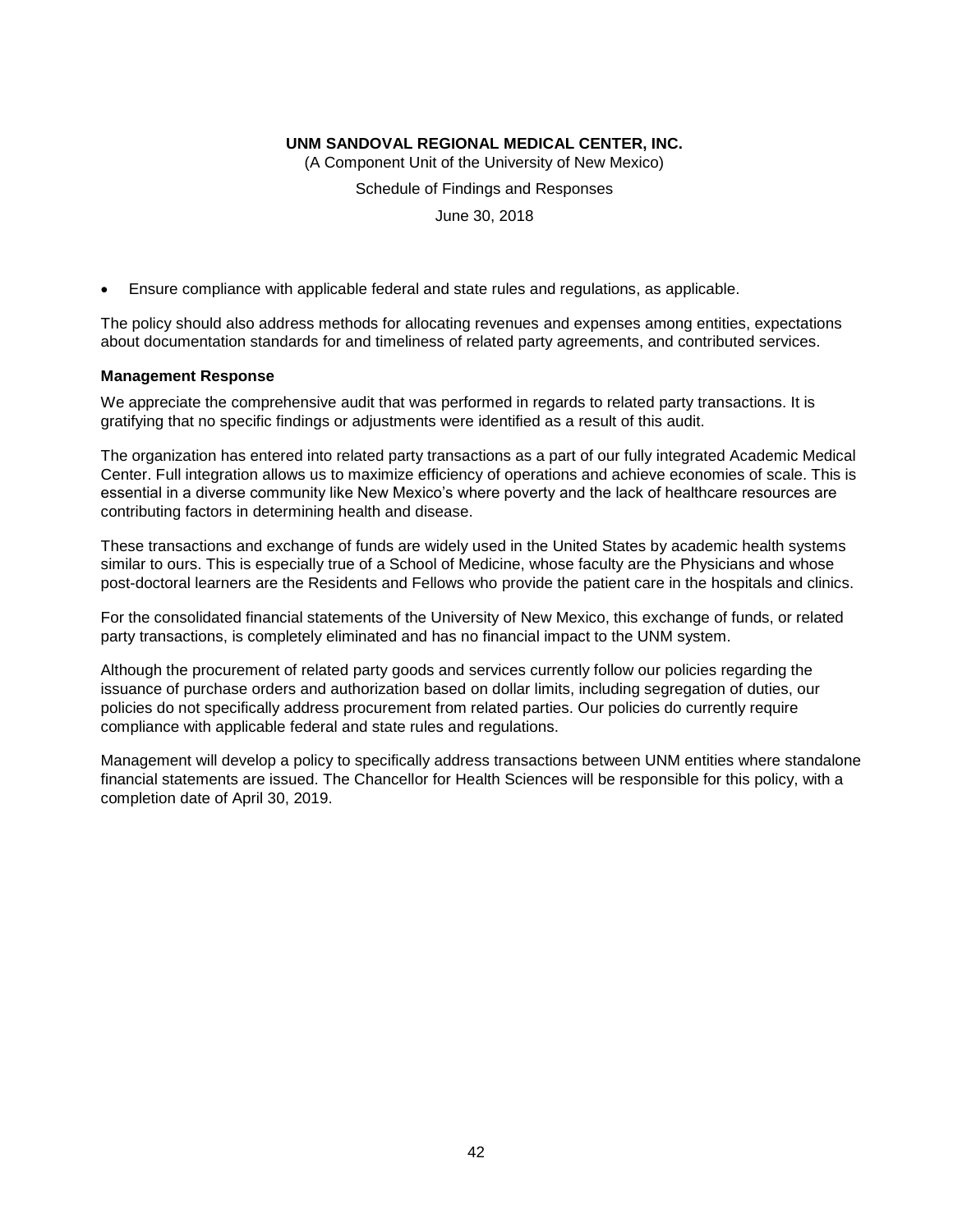- Ensure compliance with applicable federal and state rules and regulations, as applicable.

The policy should also address methods for allocating revenues and expenses among entities, expectations about documentation standards for and timeliness of related party agreements, and contributed services.

**Management Response**

We appreciate the comprehensive audit that was performed in regards to related party transactions. It is gratifying that no specific findings or adjustments were identified as a result of this audit.

The organization has entered into related party transactions as a part of our fully integrated Academic Medical Center. Full integration allows us to maximize efficiency of operations and achieve economies of scale. This is essential in a diverse community like New Mexico's where poverty and the lack of healthcare resources are contributing factors in determining health and disease.

These transactions and exchange of funds are widely used in the United States by academic health systems similar to ours. This is especially true of a School of Medicine, whose faculty are the Physicians and whose post-doctoral learners are the Residents and Fellows who provide the patient care in the hospitals and clinics.

For the consolidated financial statements of the University of New Mexico, this exchange of funds, or related party transactions, is completely eliminated and has no financial impact to the UNM system.

Although the procurement of related party goods and services currently follow our policies regarding the issuance of purchase orders and authorization based on dollar limits, including segregation of duties, our policies do not specifically address procurement from related parties. Our policies do currently require compliance with applicable federal and state rules and regulations.

Management will develop a policy to specifically address transactions between UNM entities where standalone financial statements are issued. The Chancellor for Health Sciences will be responsible for this policy, with a completion date of April 30, 2019.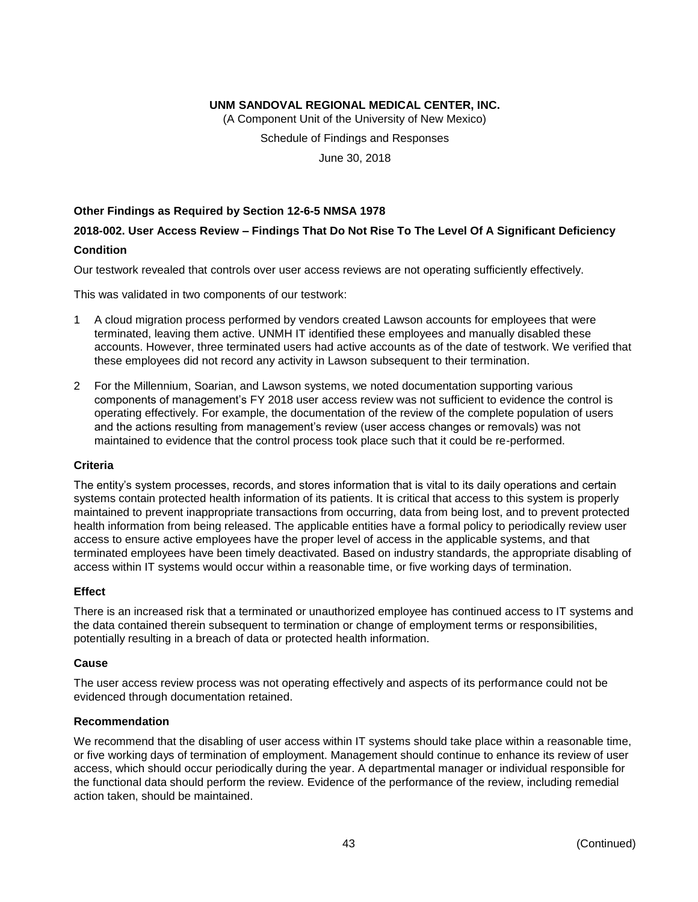**UNM SANDOVAL REGIONAL MEDICAL CENTER, INC.**

(A Component Unit of the University of New Mexico)

Schedule of Findings and Responses

June 30, 2018

**Other Findings as Required by Section 12-6-5 NMSA 1978**

**2018-002. User Access Review – Findings That Do Not Rise To The Level Of A Significant Deficiency**

**Condition**

Our testwork revealed that controls over user access reviews are not operating sufficiently effectively.

This was validated in two components of our testwork:

1 A cloud migration process performed by vendors created Lawson accounts for employees that were terminated, leaving them active. UNMH IT identified these employees and manually disabled these accounts. However, three terminated users had active accounts as of the date of testwork. We verified that these employees did not record any activity in Lawson subsequent to their termination.

2 For the Millennium, Soarian, and Lawson systems, we noted documentation supporting various components of management's FY 2018 user access review was not sufficient to evidence the control is operating effectively. For example, the documentation of the review of the complete population of users and the actions resulting from management's review (user access changes or removals) was not maintained to evidence that the control process took place such that it could be re-performed.

**Criteria**

The entity's system processes, records, and stores information that is vital to its daily operations and certain systems contain protected health information of its patients. It is critical that access to this system is properly maintained to prevent inappropriate transactions from occurring, data from being lost, and to prevent protected health information from being released. The applicable entities have a formal policy to periodically review user access to ensure active employees have the proper level of access in the applicable systems, and that terminated employees have been timely deactivated. Based on industry standards, the appropriate disabling of access within IT systems would occur within a reasonable time, or five working days of termination.

**Effect**

There is an increased risk that a terminated or unauthorized employee has continued access to IT systems and the data contained therein subsequent to termination or change of employment terms or responsibilities, potentially resulting in a breach of data or protected health information.

**Cause**

The user access review process was not operating effectively and aspects of its performance could not be evidenced through documentation retained.

**Recommendation**

We recommend that the disabling of user access within IT systems should take place within a reasonable time, or five working days of termination of employment. Management should continue to enhance its review of user access, which should occur periodically during the year. A departmental manager or individual responsible for the functional data should perform the review. Evidence of the performance of the review, including remedial action taken, should be maintained.

(Continued)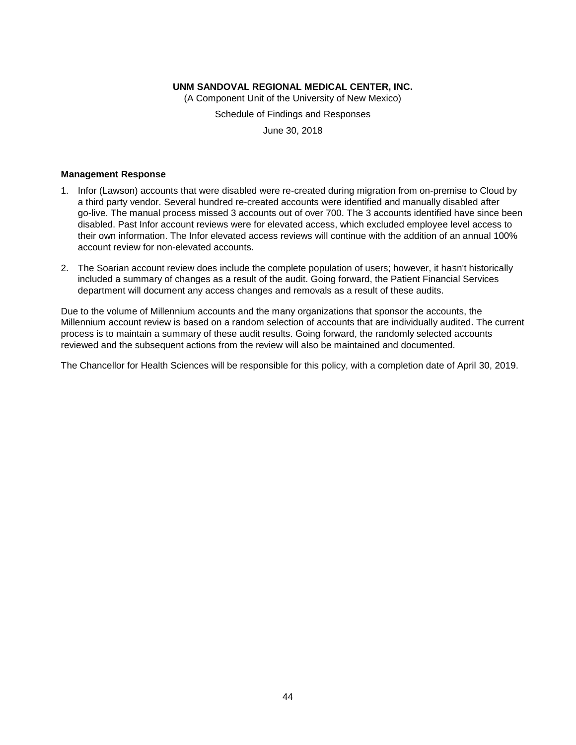**UNM SANDOVAL REGIONAL MEDICAL CENTER, INC.**

(A Component Unit of the University of New Mexico)

Schedule of Findings and Responses

June 30, 2018

**Management Response**

1. Infor (Lawson) accounts that were disabled were re-created during migration from on-premise to Cloud by a third party vendor. Several hundred re-created accounts were identified and manually disabled after go-live. The manual process missed 3 accounts out of over 700. The 3 accounts identified have since been disabled. Past Infor account reviews were for elevated access, which excluded employee level access to their own information. The Infor elevated access reviews will continue with the addition of an annual 100% account review for non-elevated accounts.

2. The Soarian account review does include the complete population of users; however, it hasn't historically included a summary of changes as a result of the audit. Going forward, the Patient Financial Services department will document any access changes and removals as a result of these audits.

Due to the volume of Millennium accounts and the many organizations that sponsor the accounts, the Millennium account review is based on a random selection of accounts that are individually audited. The current process is to maintain a summary of these audit results. Going forward, the randomly selected accounts reviewed and the subsequent actions from the review will also be maintained and documented.

The Chancellor for Health Sciences will be responsible for this policy, with a completion date of April 30, 2019.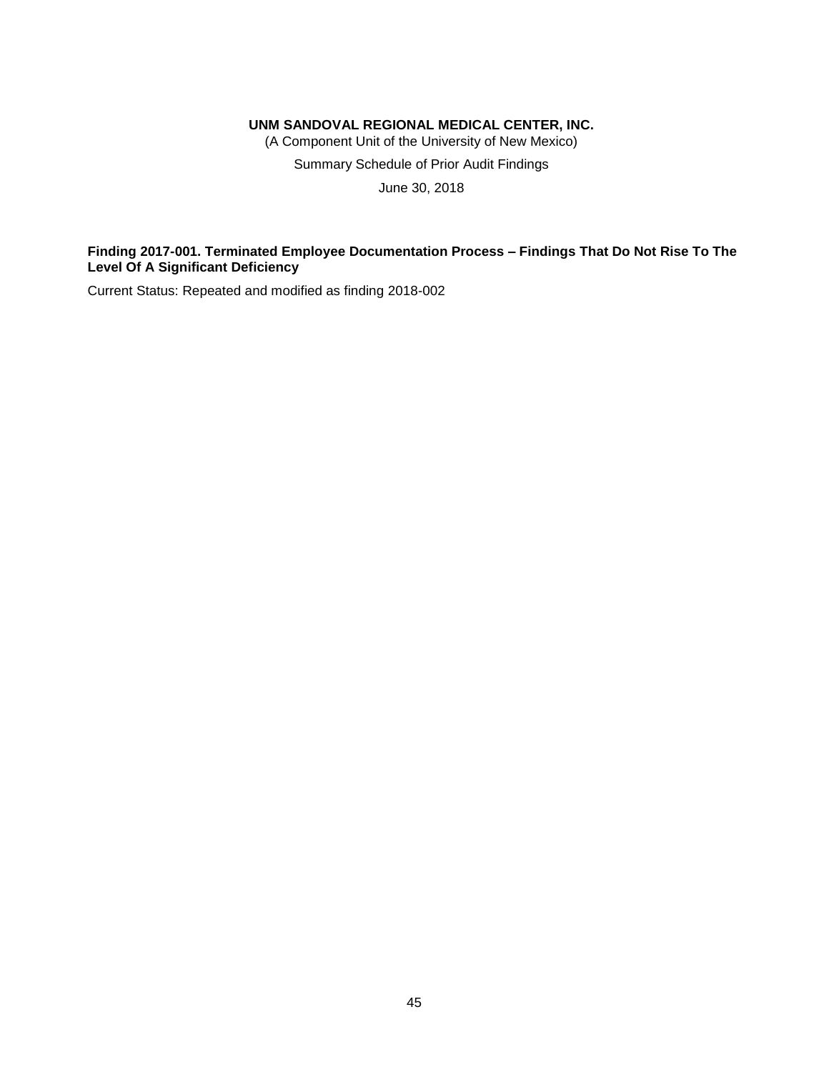**UNM SANDOVAL REGIONAL MEDICAL CENTER, INC.**

(A Component Unit of the University of New Mexico)

Summary Schedule of Prior Audit Findings

June 30, 2018

**Finding 2017-001. Terminated Employee Documentation Process – Findings That Do Not Rise To The Level Of A Significant Deficiency**

Current Status: Repeated and modified as finding 2018-002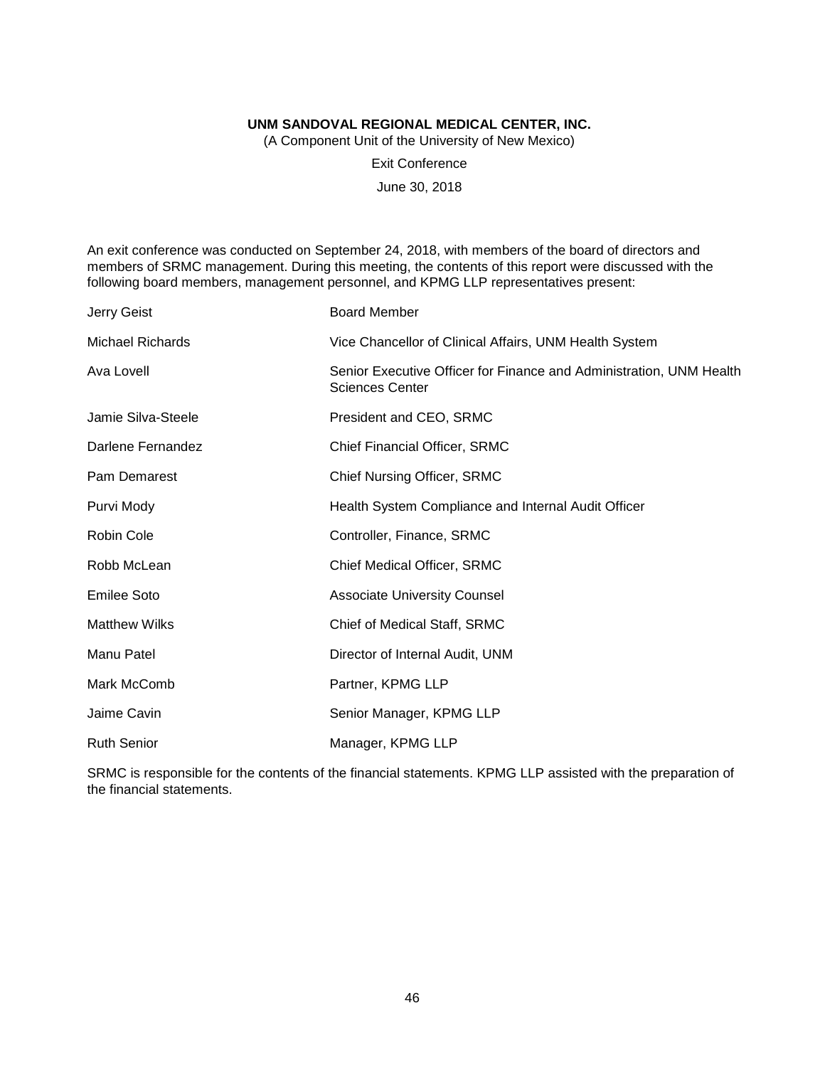**UNM SANDOVAL REGIONAL MEDICAL CENTER, INC.**

(A Component Unit of the University of New Mexico)

Exit Conference

June 30, 2018

An exit conference was conducted on September 24, 2018, with members of the board of directors and members of SRMC management. During this meeting, the contents of this report were discussed with the following board members, management personnel, and KPMG LLP representatives present:

| | |
|---|---|
| Jerry Geist | Board Member |
| Michael Richards | Vice Chancellor of Clinical Affairs, UNM Health System |
| Ava Lovell | Senior Executive Officer for Finance and Administration, UNM Health Sciences Center |
| Jamie Silva-Steele | President and CEO, SRMC |
| Darlene Fernandez | Chief Financial Officer, SRMC |
| Pam Demarest | Chief Nursing Officer, SRMC |
| Purvi Mody | Health System Compliance and Internal Audit Officer |
| Robin Cole | Controller, Finance, SRMC |
| Robb McLean | Chief Medical Officer, SRMC |
| Emilee Soto | Associate University Counsel |
| Matthew Wilks | Chief of Medical Staff, SRMC |
| Manu Patel | Director of Internal Audit, UNM |
| Mark McComb | Partner, KPMG LLP |
| Jaime Cavin | Senior Manager, KPMG LLP |
| Ruth Senior | Manager, KPMG LLP |

SRMC is responsible for the contents of the financial statements. KPMG LLP assisted with the preparation of the financial statements.